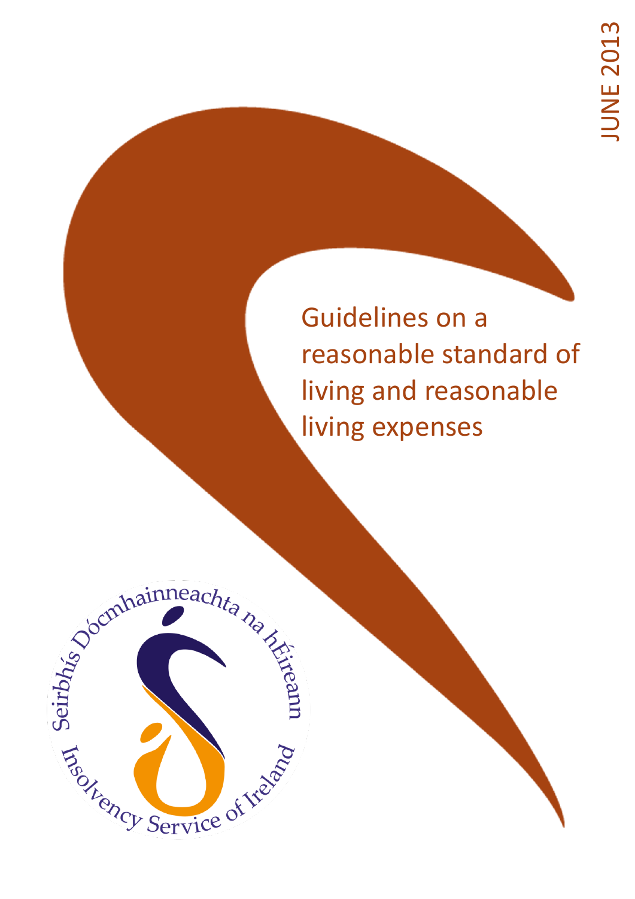JUNE 2013

# Guidelines on a reasonable standard of living and reasonable living expenses

Seirbhís Dócmhainneachta na hÉireann

Insolvency Service of Ireland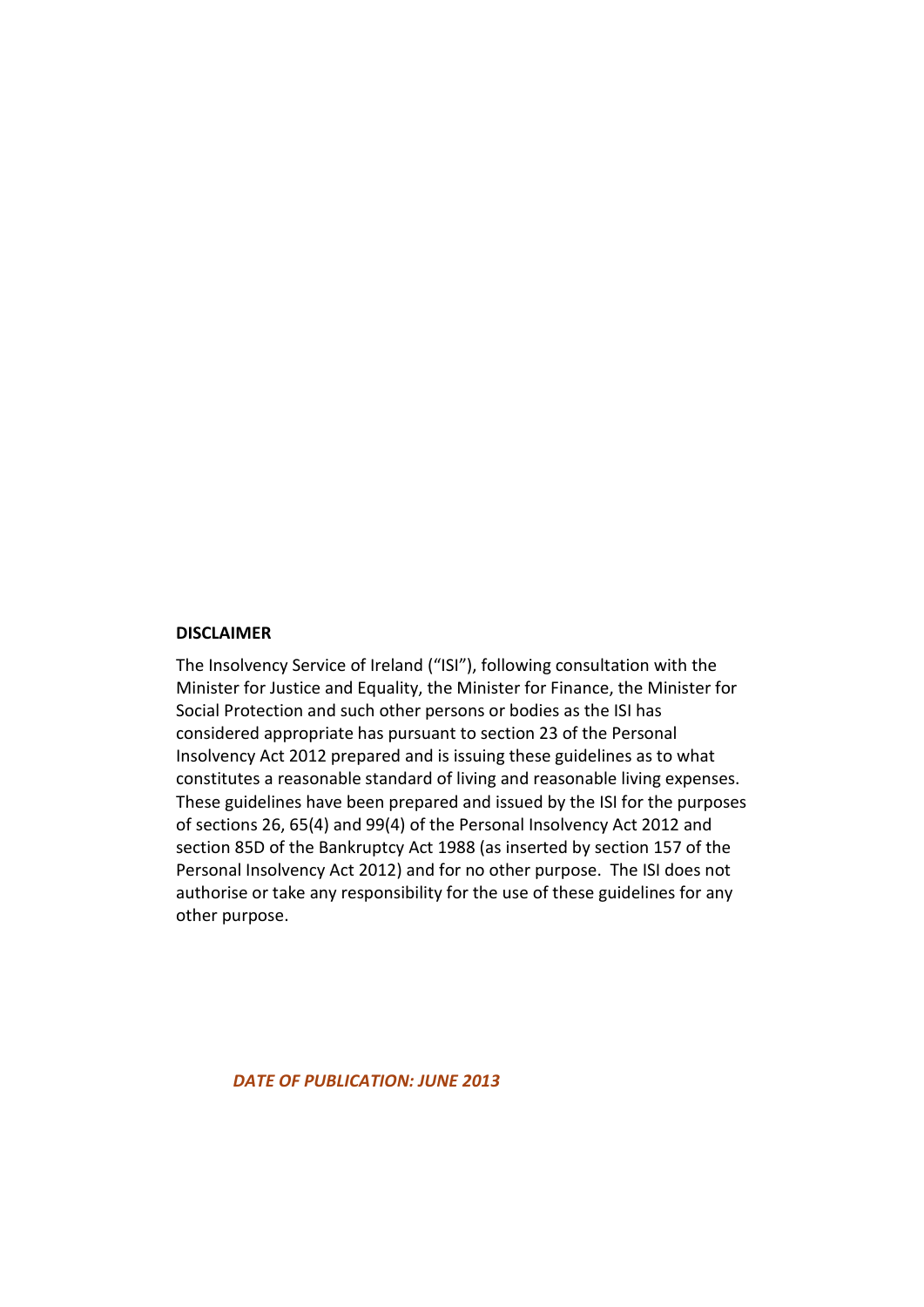**DISCLAIMER**

The Insolvency Service of Ireland ("ISI"), following consultation with the Minister for Justice and Equality, the Minister for Finance, the Minister for Social Protection and such other persons or bodies as the ISI has considered appropriate has pursuant to section 23 of the Personal Insolvency Act 2012 prepared and is issuing these guidelines as to what constitutes a reasonable standard of living and reasonable living expenses. These guidelines have been prepared and issued by the ISI for the purposes of sections 26, 65(4) and 99(4) of the Personal Insolvency Act 2012 and section 85D of the Bankruptcy Act 1988 (as inserted by section 157 of the Personal Insolvency Act 2012) and for no other purpose. The ISI does not authorise or take any responsibility for the use of these guidelines for any other purpose.

***DATE OF PUBLICATION: JUNE 2013***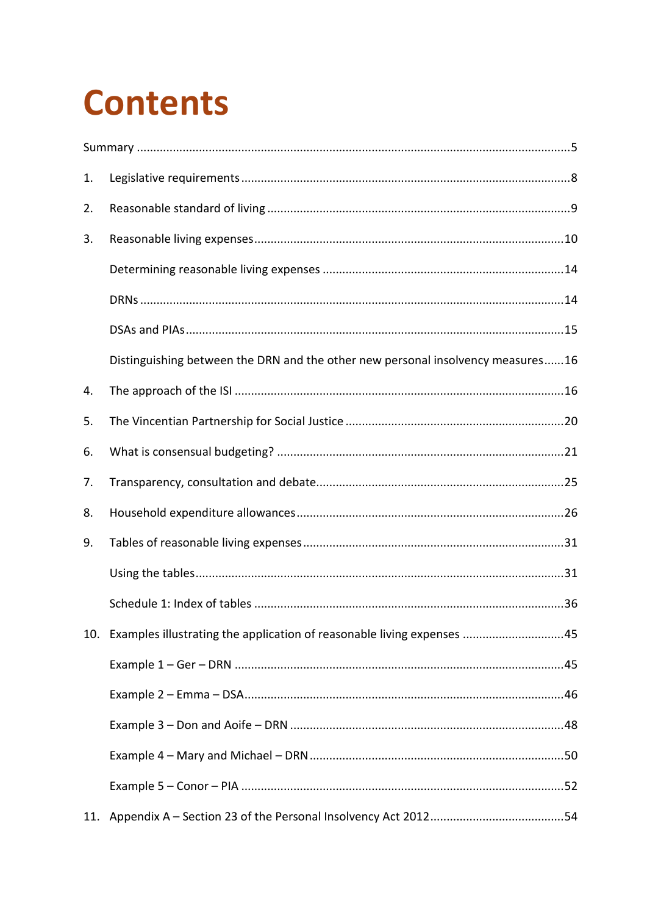# Contents

Summary ..........5

1. Legislative requirements ..........8
2. Reasonable standard of living ..........9
3. Reasonable living expenses ..........10
   - Determining reasonable living expenses ..........14
   - DRNs ..........14
   - DSAs and PIAs ..........15
   - Distinguishing between the DRN and the other new personal insolvency measures ..........16
4. The approach of the ISI ..........16
5. The Vincentian Partnership for Social Justice ..........20
6. What is consensual budgeting? ..........21
7. Transparency, consultation and debate ..........25
8. Household expenditure allowances ..........26
9. Tables of reasonable living expenses ..........31
   - Using the tables ..........31
   - Schedule 1: Index of tables ..........36
10. Examples illustrating the application of reasonable living expenses ..........45
    - Example 1 – Ger – DRN ..........45
    - Example 2 – Emma – DSA ..........46
    - Example 3 – Don and Aoife – DRN ..........48
    - Example 4 – Mary and Michael – DRN ..........50
    - Example 5 – Conor – PIA ..........52
11. Appendix A – Section 23 of the Personal Insolvency Act 2012 ..........54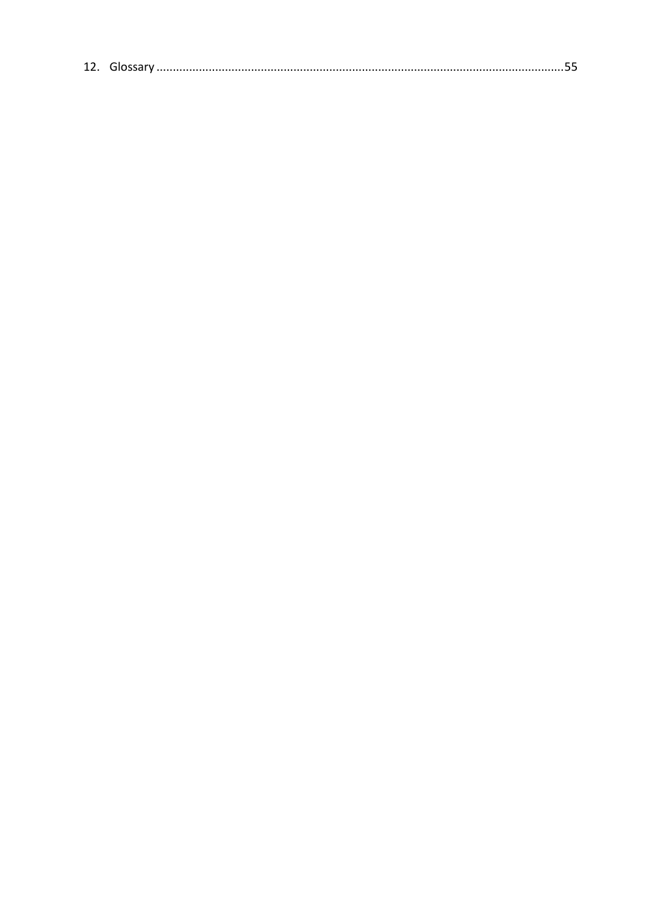12. Glossary ........................................................................................................................55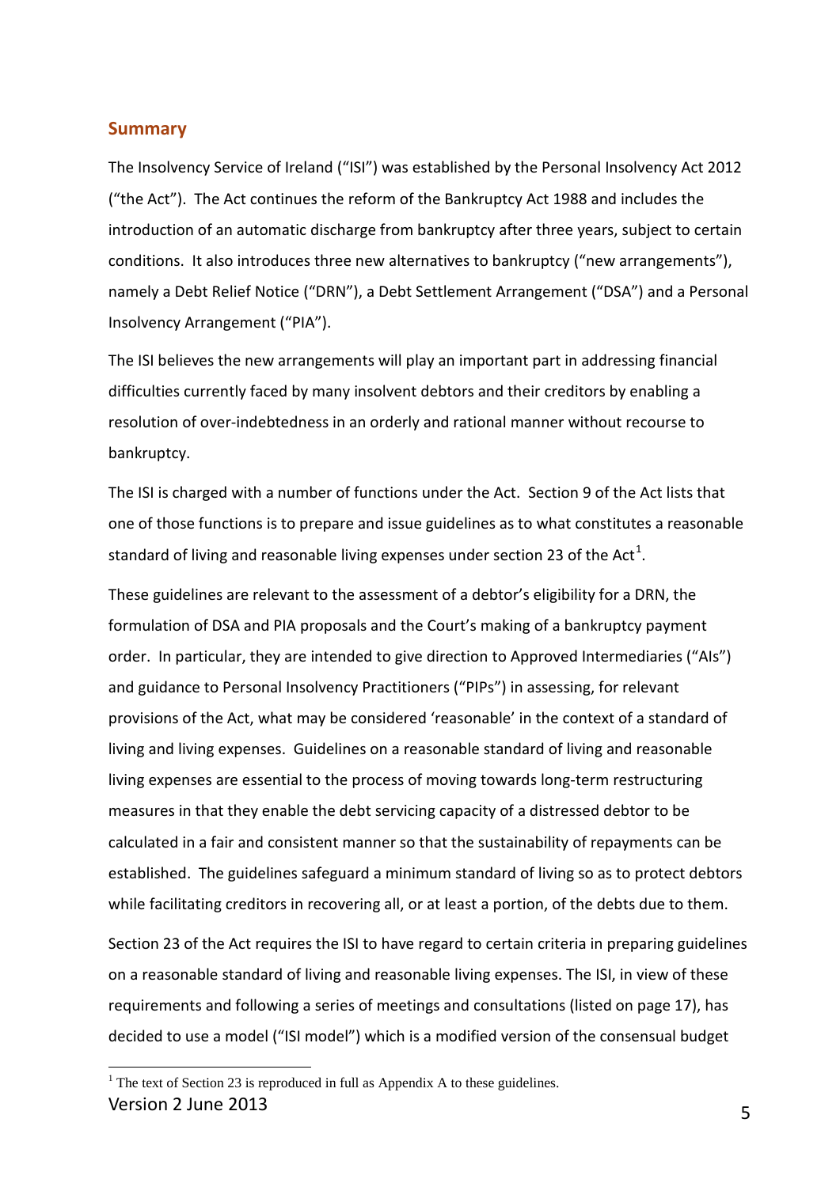## Summary

The Insolvency Service of Ireland ("ISI") was established by the Personal Insolvency Act 2012 ("the Act"). The Act continues the reform of the Bankruptcy Act 1988 and includes the introduction of an automatic discharge from bankruptcy after three years, subject to certain conditions. It also introduces three new alternatives to bankruptcy ("new arrangements"), namely a Debt Relief Notice ("DRN"), a Debt Settlement Arrangement ("DSA") and a Personal Insolvency Arrangement ("PIA").

The ISI believes the new arrangements will play an important part in addressing financial difficulties currently faced by many insolvent debtors and their creditors by enabling a resolution of over-indebtedness in an orderly and rational manner without recourse to bankruptcy.

The ISI is charged with a number of functions under the Act. Section 9 of the Act lists that one of those functions is to prepare and issue guidelines as to what constitutes a reasonable standard of living and reasonable living expenses under section 23 of the Act[1].

These guidelines are relevant to the assessment of a debtor's eligibility for a DRN, the formulation of DSA and PIA proposals and the Court's making of a bankruptcy payment order. In particular, they are intended to give direction to Approved Intermediaries ("AIs") and guidance to Personal Insolvency Practitioners ("PIPs") in assessing, for relevant provisions of the Act, what may be considered 'reasonable' in the context of a standard of living and living expenses. Guidelines on a reasonable standard of living and reasonable living expenses are essential to the process of moving towards long-term restructuring measures in that they enable the debt servicing capacity of a distressed debtor to be calculated in a fair and consistent manner so that the sustainability of repayments can be established. The guidelines safeguard a minimum standard of living so as to protect debtors while facilitating creditors in recovering all, or at least a portion, of the debts due to them.

Section 23 of the Act requires the ISI to have regard to certain criteria in preparing guidelines on a reasonable standard of living and reasonable living expenses. The ISI, in view of these requirements and following a series of meetings and consultations (listed on page 17), has decided to use a model ("ISI model") which is a modified version of the consensual budget

[1] The text of Section 23 is reproduced in full as Appendix A to these guidelines.

Version 2 June 2013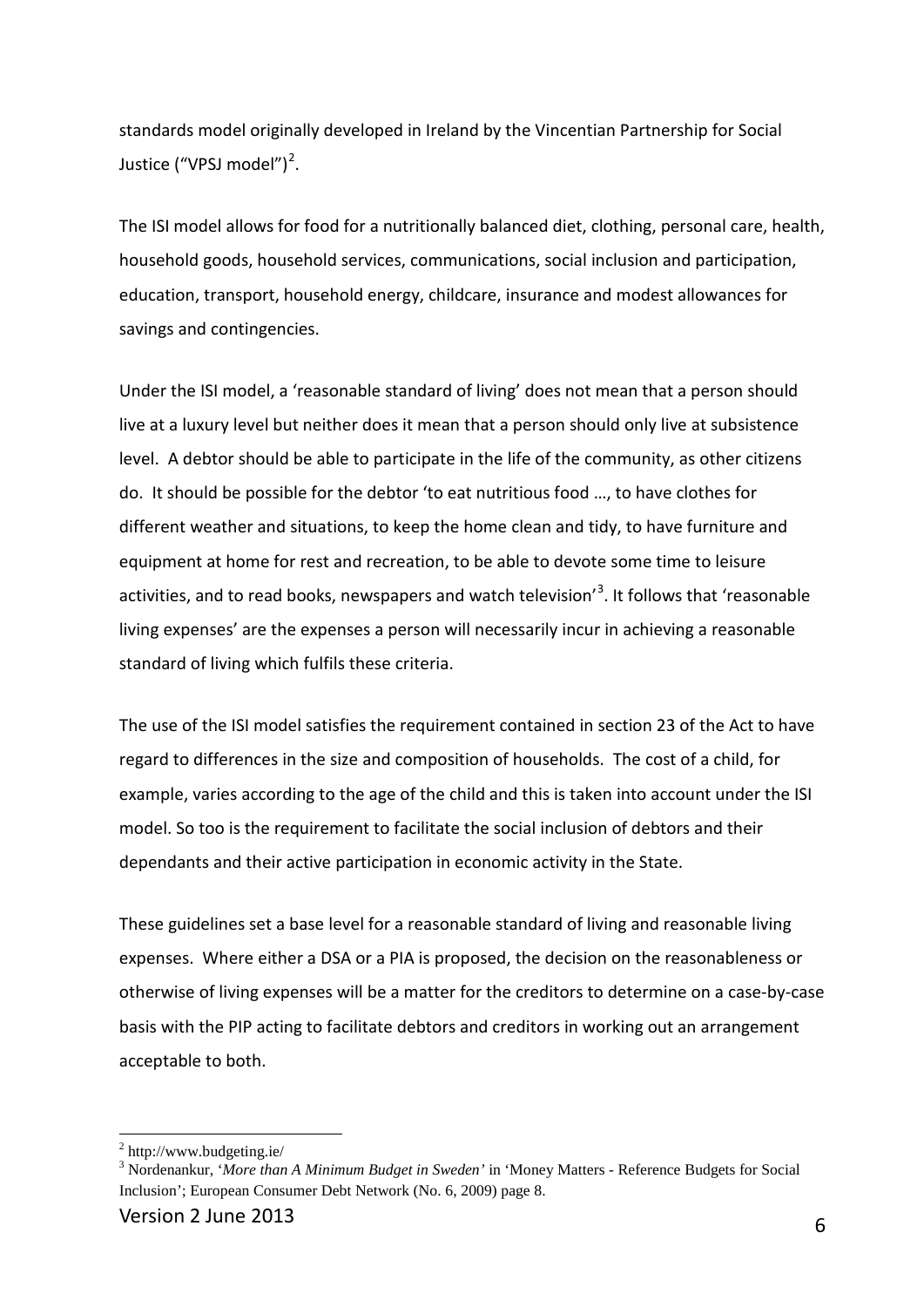standards model originally developed in Ireland by the Vincentian Partnership for Social Justice ("VPSJ model")[2].

The ISI model allows for food for a nutritionally balanced diet, clothing, personal care, health, household goods, household services, communications, social inclusion and participation, education, transport, household energy, childcare, insurance and modest allowances for savings and contingencies.

Under the ISI model, a 'reasonable standard of living' does not mean that a person should live at a luxury level but neither does it mean that a person should only live at subsistence level. A debtor should be able to participate in the life of the community, as other citizens do. It should be possible for the debtor 'to eat nutritious food …, to have clothes for different weather and situations, to keep the home clean and tidy, to have furniture and equipment at home for rest and recreation, to be able to devote some time to leisure activities, and to read books, newspapers and watch television'[3]. It follows that 'reasonable living expenses' are the expenses a person will necessarily incur in achieving a reasonable standard of living which fulfils these criteria.

The use of the ISI model satisfies the requirement contained in section 23 of the Act to have regard to differences in the size and composition of households. The cost of a child, for example, varies according to the age of the child and this is taken into account under the ISI model. So too is the requirement to facilitate the social inclusion of debtors and their dependants and their active participation in economic activity in the State.

These guidelines set a base level for a reasonable standard of living and reasonable living expenses. Where either a DSA or a PIA is proposed, the decision on the reasonableness or otherwise of living expenses will be a matter for the creditors to determine on a case-by-case basis with the PIP acting to facilitate debtors and creditors in working out an arrangement acceptable to both.

---

[2] http://www.budgeting.ie/

[3] Nordenankur, '*More than A Minimum Budget in Sweden*' in 'Money Matters - Reference Budgets for Social Inclusion'; European Consumer Debt Network (No. 6, 2009) page 8.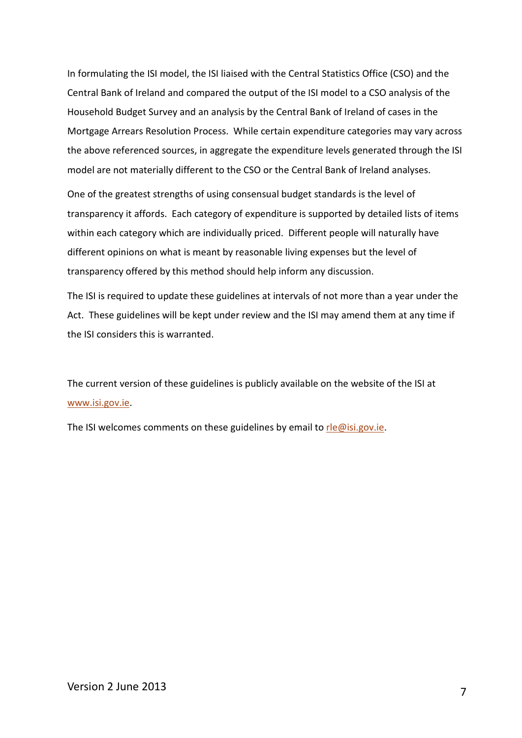In formulating the ISI model, the ISI liaised with the Central Statistics Office (CSO) and the Central Bank of Ireland and compared the output of the ISI model to a CSO analysis of the Household Budget Survey and an analysis by the Central Bank of Ireland of cases in the Mortgage Arrears Resolution Process. While certain expenditure categories may vary across the above referenced sources, in aggregate the expenditure levels generated through the ISI model are not materially different to the CSO or the Central Bank of Ireland analyses.

One of the greatest strengths of using consensual budget standards is the level of transparency it affords. Each category of expenditure is supported by detailed lists of items within each category which are individually priced. Different people will naturally have different opinions on what is meant by reasonable living expenses but the level of transparency offered by this method should help inform any discussion.

The ISI is required to update these guidelines at intervals of not more than a year under the Act. These guidelines will be kept under review and the ISI may amend them at any time if the ISI considers this is warranted.

The current version of these guidelines is publicly available on the website of the ISI at www.isi.gov.ie.

The ISI welcomes comments on these guidelines by email to rle@isi.gov.ie.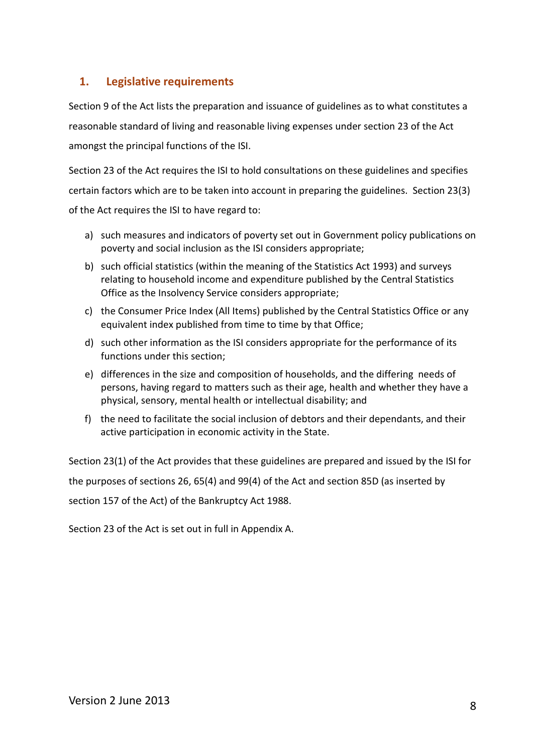## 1. Legislative requirements

Section 9 of the Act lists the preparation and issuance of guidelines as to what constitutes a reasonable standard of living and reasonable living expenses under section 23 of the Act amongst the principal functions of the ISI.

Section 23 of the Act requires the ISI to hold consultations on these guidelines and specifies certain factors which are to be taken into account in preparing the guidelines. Section 23(3) of the Act requires the ISI to have regard to:

a) such measures and indicators of poverty set out in Government policy publications on poverty and social inclusion as the ISI considers appropriate;

b) such official statistics (within the meaning of the Statistics Act 1993) and surveys relating to household income and expenditure published by the Central Statistics Office as the Insolvency Service considers appropriate;

c) the Consumer Price Index (All Items) published by the Central Statistics Office or any equivalent index published from time to time by that Office;

d) such other information as the ISI considers appropriate for the performance of its functions under this section;

e) differences in the size and composition of households, and the differing needs of persons, having regard to matters such as their age, health and whether they have a physical, sensory, mental health or intellectual disability; and

f) the need to facilitate the social inclusion of debtors and their dependants, and their active participation in economic activity in the State.

Section 23(1) of the Act provides that these guidelines are prepared and issued by the ISI for the purposes of sections 26, 65(4) and 99(4) of the Act and section 85D (as inserted by section 157 of the Act) of the Bankruptcy Act 1988.

Section 23 of the Act is set out in full in Appendix A.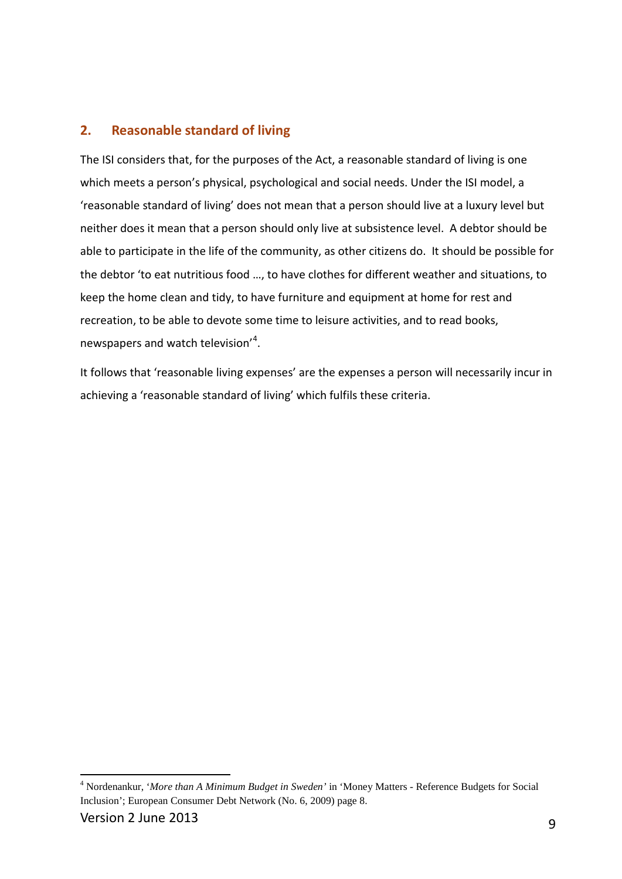## 2. Reasonable standard of living

The ISI considers that, for the purposes of the Act, a reasonable standard of living is one which meets a person's physical, psychological and social needs. Under the ISI model, a 'reasonable standard of living' does not mean that a person should live at a luxury level but neither does it mean that a person should only live at subsistence level. A debtor should be able to participate in the life of the community, as other citizens do. It should be possible for the debtor 'to eat nutritious food …, to have clothes for different weather and situations, to keep the home clean and tidy, to have furniture and equipment at home for rest and recreation, to be able to devote some time to leisure activities, and to read books, newspapers and watch television'[4].

It follows that 'reasonable living expenses' are the expenses a person will necessarily incur in achieving a 'reasonable standard of living' which fulfils these criteria.

---

[4] Nordenankur, '*More than A Minimum Budget in Sweden*' in 'Money Matters - Reference Budgets for Social Inclusion'; European Consumer Debt Network (No. 6, 2009) page 8.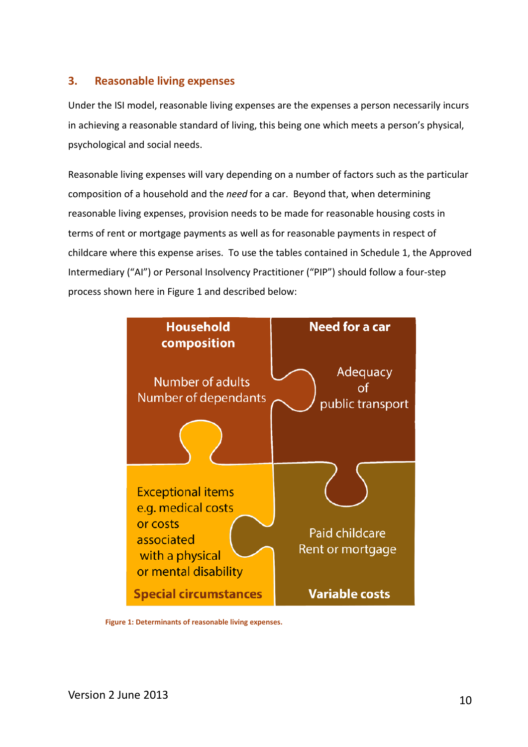## 3. Reasonable living expenses

Under the ISI model, reasonable living expenses are the expenses a person necessarily incurs in achieving a reasonable standard of living, this being one which meets a person's physical, psychological and social needs.

Reasonable living expenses will vary depending on a number of factors such as the particular composition of a household and the *need* for a car. Beyond that, when determining reasonable living expenses, provision needs to be made for reasonable housing costs in terms of rent or mortgage payments as well as for reasonable payments in respect of childcare where this expense arises. To use the tables contained in Schedule 1, the Approved Intermediary ("AI") or Personal Insolvency Practitioner ("PIP") should follow a four-step process shown here in Figure 1 and described below:

**Household composition**
Number of adults
Number of dependants

**Need for a car**
Adequacy of public transport

**Special circumstances**
Exceptional items e.g. medical costs or costs associated with a physical or mental disability

**Variable costs**
Paid childcare
Rent or mortgage

Figure 1: Determinants of reasonable living expenses.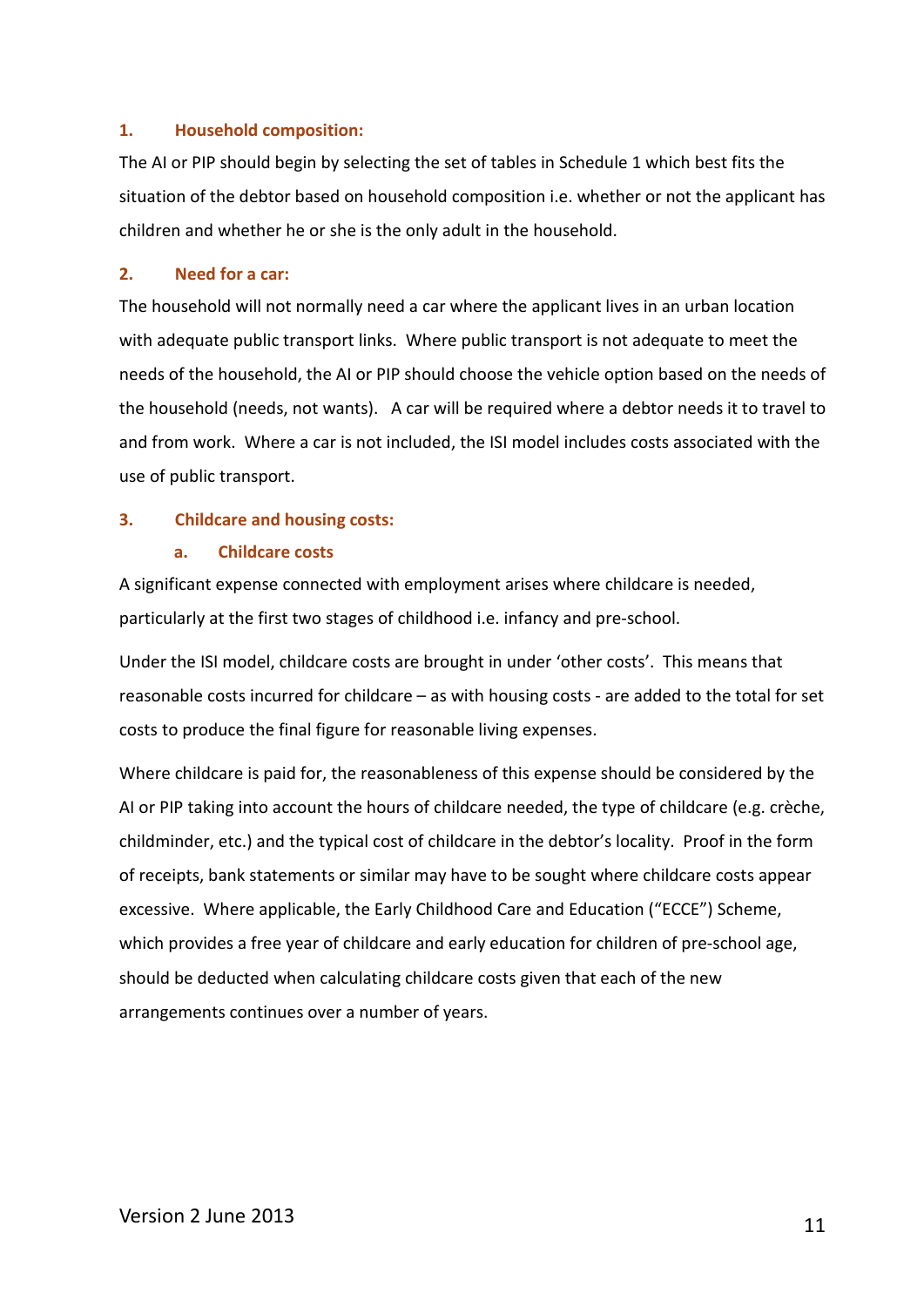### 1. Household composition:

The AI or PIP should begin by selecting the set of tables in Schedule 1 which best fits the situation of the debtor based on household composition i.e. whether or not the applicant has children and whether he or she is the only adult in the household.

### 2. Need for a car:

The household will not normally need a car where the applicant lives in an urban location with adequate public transport links. Where public transport is not adequate to meet the needs of the household, the AI or PIP should choose the vehicle option based on the needs of the household (needs, not wants). A car will be required where a debtor needs it to travel to and from work. Where a car is not included, the ISI model includes costs associated with the use of public transport.

### 3. Childcare and housing costs:

#### a. Childcare costs

A significant expense connected with employment arises where childcare is needed, particularly at the first two stages of childhood i.e. infancy and pre-school.

Under the ISI model, childcare costs are brought in under 'other costs'. This means that reasonable costs incurred for childcare – as with housing costs - are added to the total for set costs to produce the final figure for reasonable living expenses.

Where childcare is paid for, the reasonableness of this expense should be considered by the AI or PIP taking into account the hours of childcare needed, the type of childcare (e.g. crèche, childminder, etc.) and the typical cost of childcare in the debtor's locality. Proof in the form of receipts, bank statements or similar may have to be sought where childcare costs appear excessive. Where applicable, the Early Childhood Care and Education ("ECCE") Scheme, which provides a free year of childcare and early education for children of pre-school age, should be deducted when calculating childcare costs given that each of the new arrangements continues over a number of years.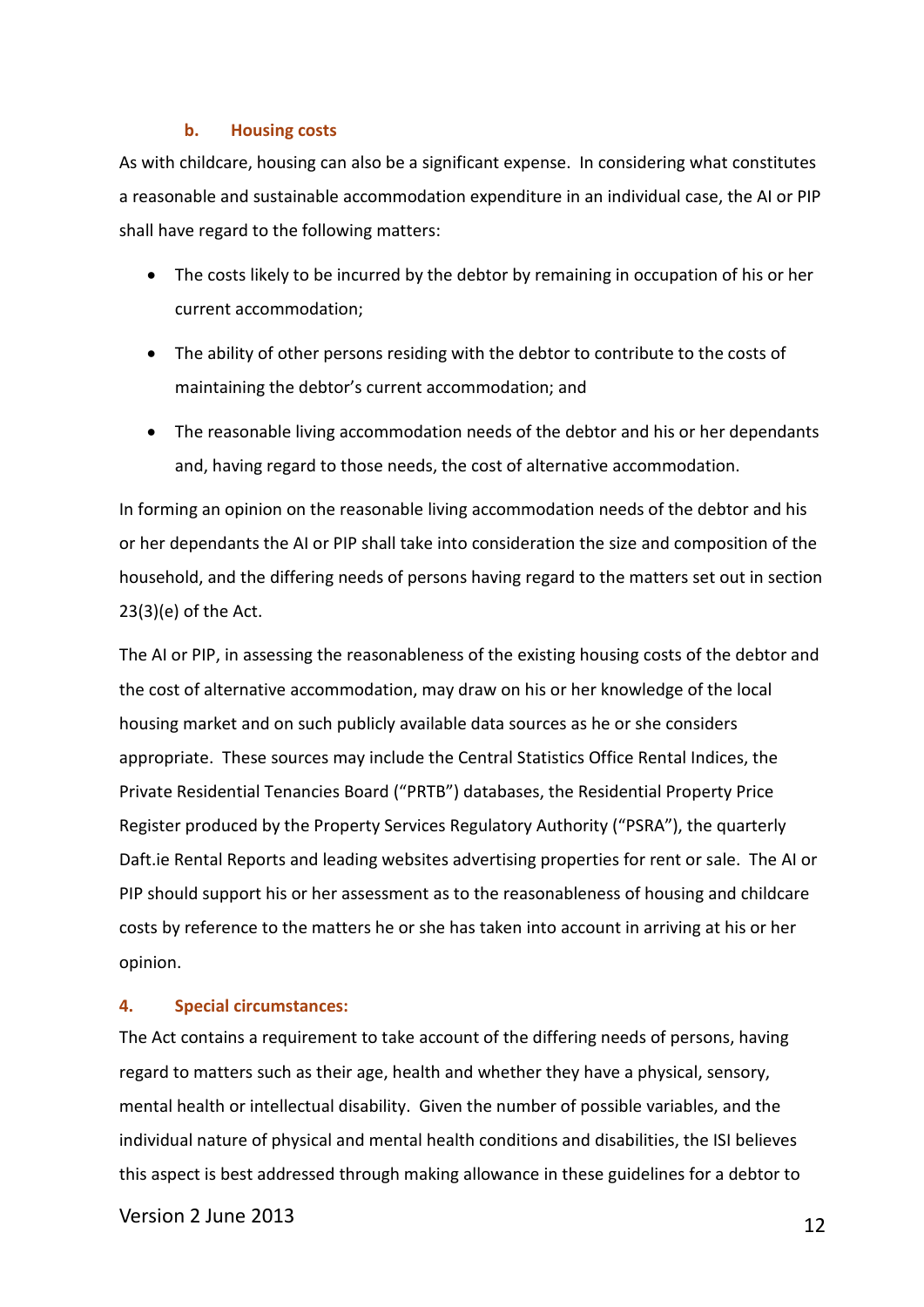### b. Housing costs

As with childcare, housing can also be a significant expense. In considering what constitutes a reasonable and sustainable accommodation expenditure in an individual case, the AI or PIP shall have regard to the following matters:

- The costs likely to be incurred by the debtor by remaining in occupation of his or her current accommodation;
- The ability of other persons residing with the debtor to contribute to the costs of maintaining the debtor's current accommodation; and
- The reasonable living accommodation needs of the debtor and his or her dependants and, having regard to those needs, the cost of alternative accommodation.

In forming an opinion on the reasonable living accommodation needs of the debtor and his or her dependants the AI or PIP shall take into consideration the size and composition of the household, and the differing needs of persons having regard to the matters set out in section 23(3)(e) of the Act.

The AI or PIP, in assessing the reasonableness of the existing housing costs of the debtor and the cost of alternative accommodation, may draw on his or her knowledge of the local housing market and on such publicly available data sources as he or she considers appropriate. These sources may include the Central Statistics Office Rental Indices, the Private Residential Tenancies Board ("PRTB") databases, the Residential Property Price Register produced by the Property Services Regulatory Authority ("PSRA"), the quarterly Daft.ie Rental Reports and leading websites advertising properties for rent or sale. The AI or PIP should support his or her assessment as to the reasonableness of housing and childcare costs by reference to the matters he or she has taken into account in arriving at his or her opinion.

## 4. Special circumstances:

The Act contains a requirement to take account of the differing needs of persons, having regard to matters such as their age, health and whether they have a physical, sensory, mental health or intellectual disability. Given the number of possible variables, and the individual nature of physical and mental health conditions and disabilities, the ISI believes this aspect is best addressed through making allowance in these guidelines for a debtor to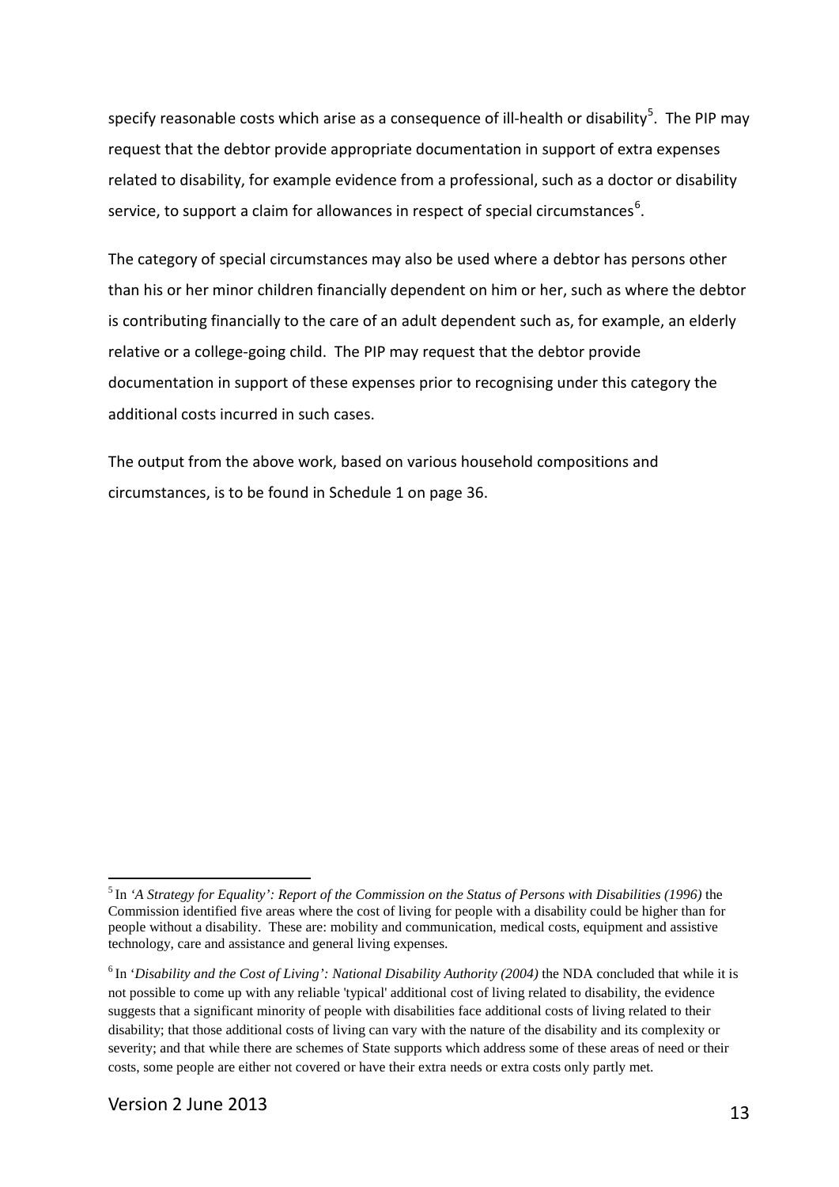specify reasonable costs which arise as a consequence of ill-health or disability[5]. The PIP may request that the debtor provide appropriate documentation in support of extra expenses related to disability, for example evidence from a professional, such as a doctor or disability service, to support a claim for allowances in respect of special circumstances[6].

The category of special circumstances may also be used where a debtor has persons other than his or her minor children financially dependent on him or her, such as where the debtor is contributing financially to the care of an adult dependent such as, for example, an elderly relative or a college-going child. The PIP may request that the debtor provide documentation in support of these expenses prior to recognising under this category the additional costs incurred in such cases.

The output from the above work, based on various household compositions and circumstances, is to be found in Schedule 1 on page 36.

---

[5] In *'A Strategy for Equality': Report of the Commission on the Status of Persons with Disabilities (1996)* the Commission identified five areas where the cost of living for people with a disability could be higher than for people without a disability. These are: mobility and communication, medical costs, equipment and assistive technology, care and assistance and general living expenses.

[6] In '*Disability and the Cost of Living': National Disability Authority (2004)* the NDA concluded that while it is not possible to come up with any reliable 'typical' additional cost of living related to disability, the evidence suggests that a significant minority of people with disabilities face additional costs of living related to their disability; that those additional costs of living can vary with the nature of the disability and its complexity or severity; and that while there are schemes of State supports which address some of these areas of need or their costs, some people are either not covered or have their extra needs or extra costs only partly met.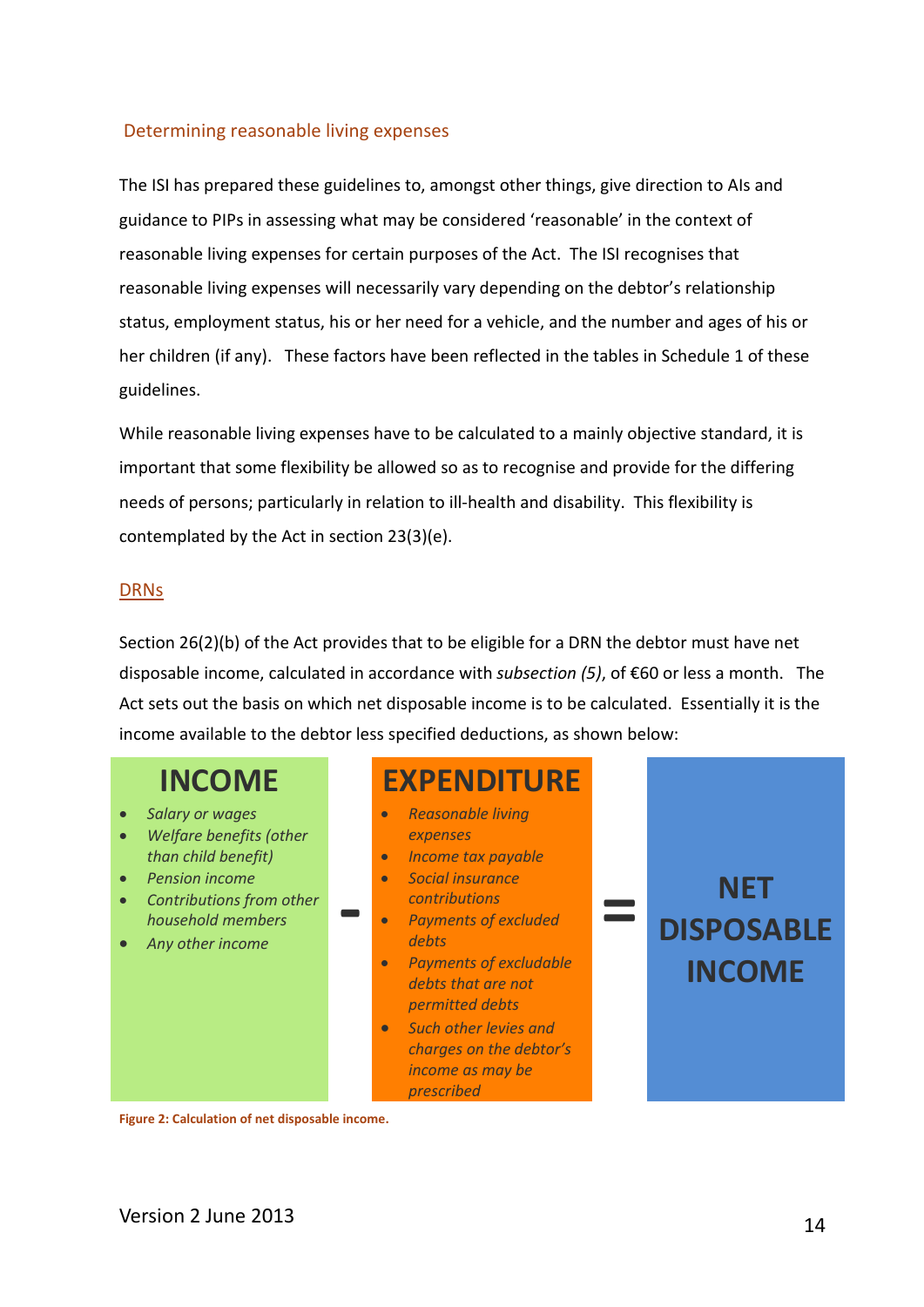## Determining reasonable living expenses

The ISI has prepared these guidelines to, amongst other things, give direction to AIs and guidance to PIPs in assessing what may be considered 'reasonable' in the context of reasonable living expenses for certain purposes of the Act. The ISI recognises that reasonable living expenses will necessarily vary depending on the debtor's relationship status, employment status, his or her need for a vehicle, and the number and ages of his or her children (if any). These factors have been reflected in the tables in Schedule 1 of these guidelines.

While reasonable living expenses have to be calculated to a mainly objective standard, it is important that some flexibility be allowed so as to recognise and provide for the differing needs of persons; particularly in relation to ill-health and disability. This flexibility is contemplated by the Act in section 23(3)(e).

### DRNs

Section 26(2)(b) of the Act provides that to be eligible for a DRN the debtor must have net disposable income, calculated in accordance with *subsection (5)*, of €60 or less a month. The Act sets out the basis on which net disposable income is to be calculated. Essentially it is the income available to the debtor less specified deductions, as shown below:

**INCOME**

- *Salary or wages*
- *Welfare benefits (other than child benefit)*
- *Pension income*
- *Contributions from other household members*
- *Any other income*

**-**

**EXPENDITURE**

- *Reasonable living expenses*
- *Income tax payable*
- *Social insurance contributions*
- *Payments of excluded debts*
- *Payments of excludable debts that are not permitted debts*
- *Such other levies and charges on the debtor's income as may be prescribed*

**=**

**NET DISPOSABLE INCOME**

Figure 2: Calculation of net disposable income.

Version 2 June 2013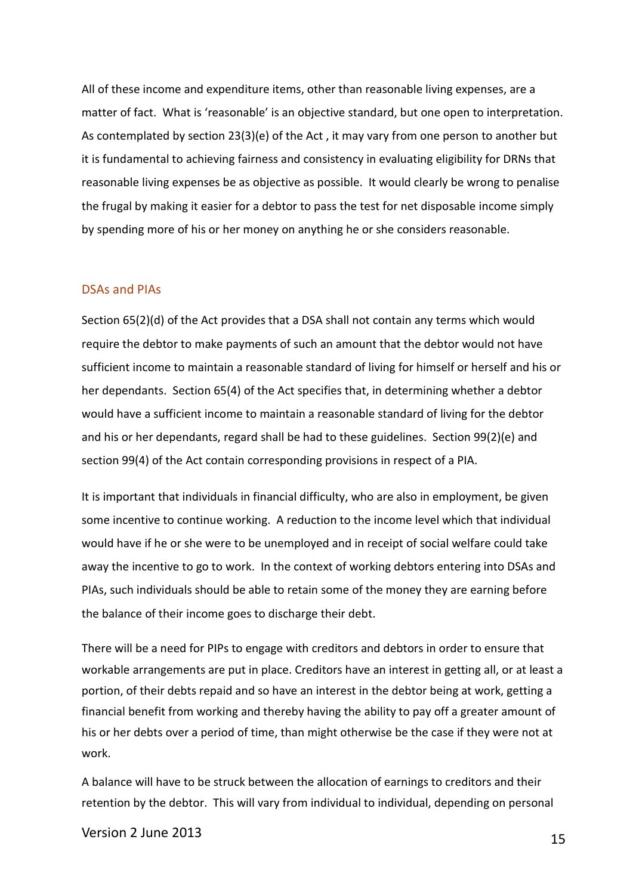All of these income and expenditure items, other than reasonable living expenses, are a matter of fact. What is 'reasonable' is an objective standard, but one open to interpretation. As contemplated by section 23(3)(e) of the Act , it may vary from one person to another but it is fundamental to achieving fairness and consistency in evaluating eligibility for DRNs that reasonable living expenses be as objective as possible. It would clearly be wrong to penalise the frugal by making it easier for a debtor to pass the test for net disposable income simply by spending more of his or her money on anything he or she considers reasonable.

## DSAs and PIAs

Section 65(2)(d) of the Act provides that a DSA shall not contain any terms which would require the debtor to make payments of such an amount that the debtor would not have sufficient income to maintain a reasonable standard of living for himself or herself and his or her dependants. Section 65(4) of the Act specifies that, in determining whether a debtor would have a sufficient income to maintain a reasonable standard of living for the debtor and his or her dependants, regard shall be had to these guidelines. Section 99(2)(e) and section 99(4) of the Act contain corresponding provisions in respect of a PIA.

It is important that individuals in financial difficulty, who are also in employment, be given some incentive to continue working. A reduction to the income level which that individual would have if he or she were to be unemployed and in receipt of social welfare could take away the incentive to go to work. In the context of working debtors entering into DSAs and PIAs, such individuals should be able to retain some of the money they are earning before the balance of their income goes to discharge their debt.

There will be a need for PIPs to engage with creditors and debtors in order to ensure that workable arrangements are put in place. Creditors have an interest in getting all, or at least a portion, of their debts repaid and so have an interest in the debtor being at work, getting a financial benefit from working and thereby having the ability to pay off a greater amount of his or her debts over a period of time, than might otherwise be the case if they were not at work.

A balance will have to be struck between the allocation of earnings to creditors and their retention by the debtor. This will vary from individual to individual, depending on personal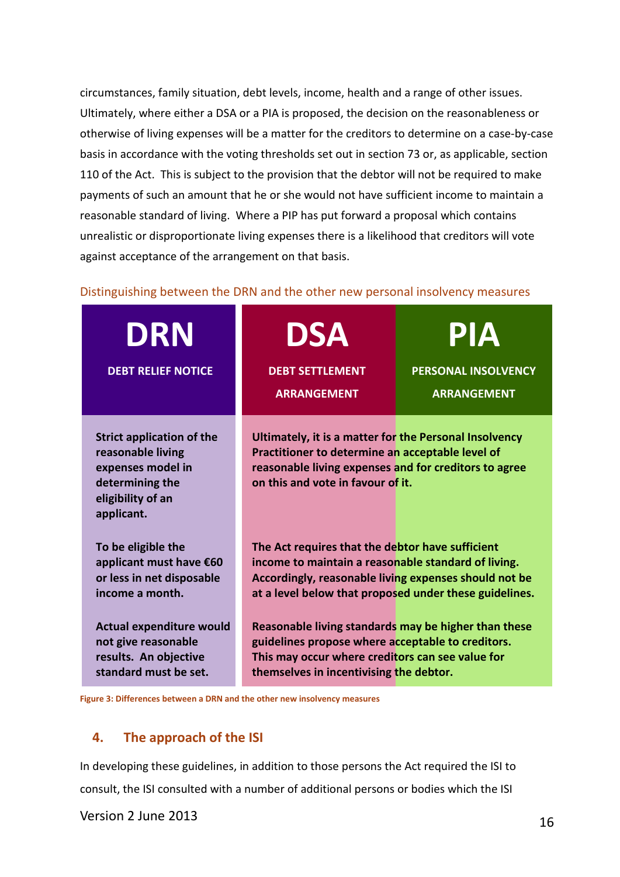circumstances, family situation, debt levels, income, health and a range of other issues. Ultimately, where either a DSA or a PIA is proposed, the decision on the reasonableness or otherwise of living expenses will be a matter for the creditors to determine on a case-by-case basis in accordance with the voting thresholds set out in section 73 or, as applicable, section 110 of the Act. This is subject to the provision that the debtor will not be required to make payments of such an amount that he or she would not have sufficient income to maintain a reasonable standard of living. Where a PIP has put forward a proposal which contains unrealistic or disproportionate living expenses there is a likelihood that creditors will vote against acceptance of the arrangement on that basis.

Distinguishing between the DRN and the other new personal insolvency measures

| DRN<br>DEBT RELIEF NOTICE | DSA<br>DEBT SETTLEMENT ARRANGEMENT | PIA<br>PERSONAL INSOLVENCY ARRANGEMENT |
|---|---|---|
| **Strict application of the reasonable living expenses model in determining the eligibility of an applicant.** | **Ultimately, it is a matter for the Personal Insolvency Practitioner to determine an acceptable level of reasonable living expenses and for creditors to agree on this and vote in favour of it.** | |
| **To be eligible the applicant must have €60 or less in net disposable income a month.** | **The Act requires that the debtor have sufficient income to maintain a reasonable standard of living. Accordingly, reasonable living expenses should not be at a level below that proposed under these guidelines.** | |
| **Actual expenditure would not give reasonable results. An objective standard must be set.** | **Reasonable living standards may be higher than these guidelines propose where acceptable to creditors. This may occur where creditors can see value for themselves in incentivising the debtor.** | |

Figure 3: Differences between a DRN and the other new insolvency measures

## 4. The approach of the ISI

In developing these guidelines, in addition to those persons the Act required the ISI to consult, the ISI consulted with a number of additional persons or bodies which the ISI

Version 2 June 2013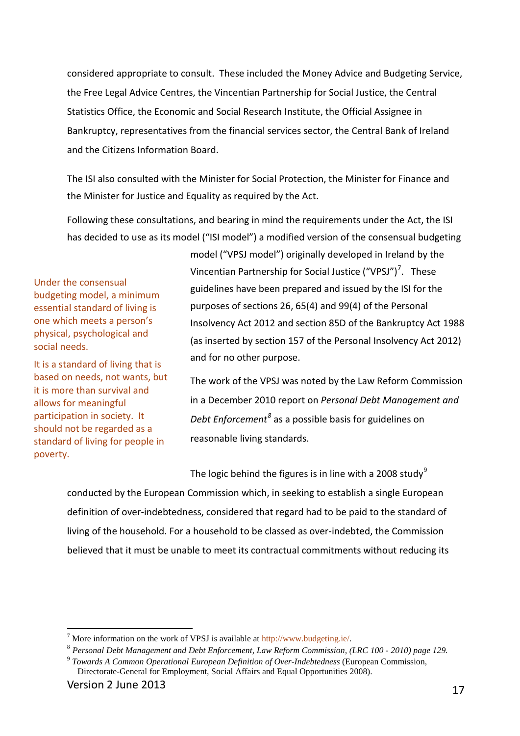considered appropriate to consult. These included the Money Advice and Budgeting Service, the Free Legal Advice Centres, the Vincentian Partnership for Social Justice, the Central Statistics Office, the Economic and Social Research Institute, the Official Assignee in Bankruptcy, representatives from the financial services sector, the Central Bank of Ireland and the Citizens Information Board.

The ISI also consulted with the Minister for Social Protection, the Minister for Finance and the Minister for Justice and Equality as required by the Act.

Following these consultations, and bearing in mind the requirements under the Act, the ISI has decided to use as its model ("ISI model") a modified version of the consensual budgeting model ("VPSJ model") originally developed in Ireland by the Vincentian Partnership for Social Justice ("VPSJ")[7]. These guidelines have been prepared and issued by the ISI for the purposes of sections 26, 65(4) and 99(4) of the Personal Insolvency Act 2012 and section 85D of the Bankruptcy Act 1988 (as inserted by section 157 of the Personal Insolvency Act 2012) and for no other purpose.

> Under the consensual budgeting model, a minimum essential standard of living is one which meets a person's physical, psychological and social needs.
>
> It is a standard of living that is based on needs, not wants, but it is more than survival and allows for meaningful participation in society. It should not be regarded as a standard of living for people in poverty.

The work of the VPSJ was noted by the Law Reform Commission in a December 2010 report on *Personal Debt Management and Debt Enforcement*[8] as a possible basis for guidelines on reasonable living standards.

The logic behind the figures is in line with a 2008 study[9] conducted by the European Commission which, in seeking to establish a single European definition of over-indebtedness, considered that regard had to be paid to the standard of living of the household. For a household to be classed as over-indebted, the Commission believed that it must be unable to meet its contractual commitments without reducing its

---

[7] More information on the work of VPSJ is available at http://www.budgeting.ie/.

[8] *Personal Debt Management and Debt Enforcement, Law Reform Commission, (LRC 100 - 2010) page 129.*

[9] *Towards A Common Operational European Definition of Over-Indebtedness* (European Commission, Directorate-General for Employment, Social Affairs and Equal Opportunities 2008).

Version 2 June 2013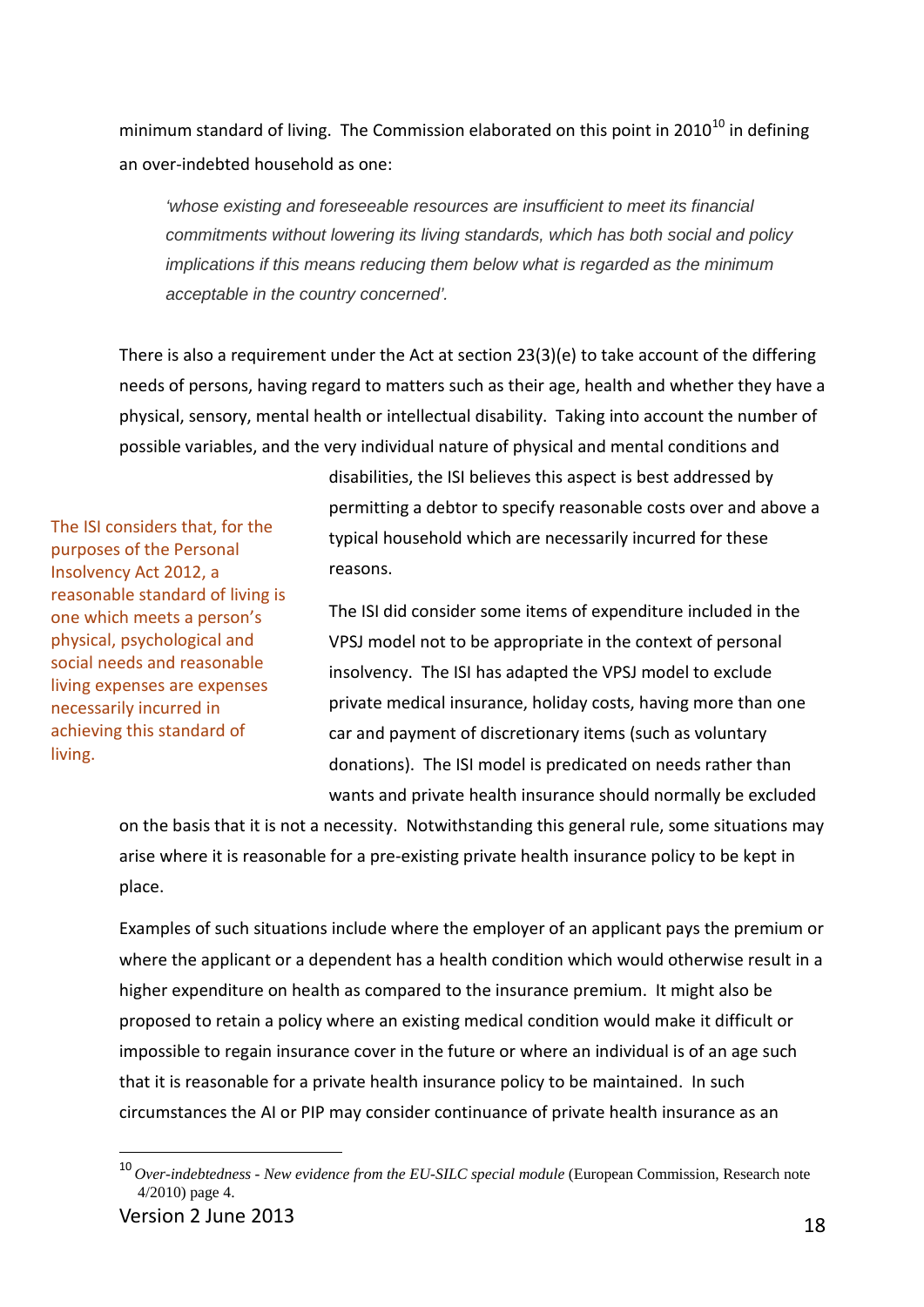minimum standard of living. The Commission elaborated on this point in 2010[10] in defining an over-indebted household as one:

> *'whose existing and foreseeable resources are insufficient to meet its financial commitments without lowering its living standards, which has both social and policy implications if this means reducing them below what is regarded as the minimum acceptable in the country concerned'.*

There is also a requirement under the Act at section 23(3)(e) to take account of the differing needs of persons, having regard to matters such as their age, health and whether they have a physical, sensory, mental health or intellectual disability. Taking into account the number of possible variables, and the very individual nature of physical and mental conditions and disabilities, the ISI believes this aspect is best addressed by permitting a debtor to specify reasonable costs over and above a typical household which are necessarily incurred for these reasons.

> The ISI considers that, for the purposes of the Personal Insolvency Act 2012, a reasonable standard of living is one which meets a person's physical, psychological and social needs and reasonable living expenses are expenses necessarily incurred in achieving this standard of living.

The ISI did consider some items of expenditure included in the VPSJ model not to be appropriate in the context of personal insolvency. The ISI has adapted the VPSJ model to exclude private medical insurance, holiday costs, having more than one car and payment of discretionary items (such as voluntary donations). The ISI model is predicated on needs rather than wants and private health insurance should normally be excluded on the basis that it is not a necessity. Notwithstanding this general rule, some situations may arise where it is reasonable for a pre-existing private health insurance policy to be kept in place.

Examples of such situations include where the employer of an applicant pays the premium or where the applicant or a dependent has a health condition which would otherwise result in a higher expenditure on health as compared to the insurance premium. It might also be proposed to retain a policy where an existing medical condition would make it difficult or impossible to regain insurance cover in the future or where an individual is of an age such that it is reasonable for a private health insurance policy to be maintained. In such circumstances the AI or PIP may consider continuance of private health insurance as an

---

[10] *Over-indebtedness - New evidence from the EU-SILC special module* (European Commission, Research note 4/2010) page 4.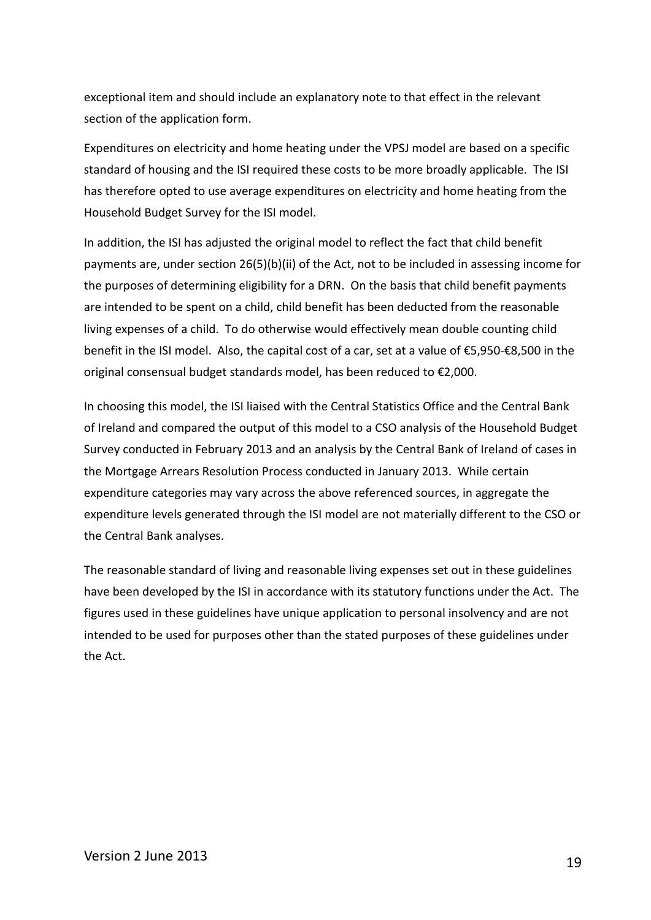exceptional item and should include an explanatory note to that effect in the relevant section of the application form.

Expenditures on electricity and home heating under the VPSJ model are based on a specific standard of housing and the ISI required these costs to be more broadly applicable. The ISI has therefore opted to use average expenditures on electricity and home heating from the Household Budget Survey for the ISI model.

In addition, the ISI has adjusted the original model to reflect the fact that child benefit payments are, under section 26(5)(b)(ii) of the Act, not to be included in assessing income for the purposes of determining eligibility for a DRN. On the basis that child benefit payments are intended to be spent on a child, child benefit has been deducted from the reasonable living expenses of a child. To do otherwise would effectively mean double counting child benefit in the ISI model. Also, the capital cost of a car, set at a value of €5,950-€8,500 in the original consensual budget standards model, has been reduced to €2,000.

In choosing this model, the ISI liaised with the Central Statistics Office and the Central Bank of Ireland and compared the output of this model to a CSO analysis of the Household Budget Survey conducted in February 2013 and an analysis by the Central Bank of Ireland of cases in the Mortgage Arrears Resolution Process conducted in January 2013. While certain expenditure categories may vary across the above referenced sources, in aggregate the expenditure levels generated through the ISI model are not materially different to the CSO or the Central Bank analyses.

The reasonable standard of living and reasonable living expenses set out in these guidelines have been developed by the ISI in accordance with its statutory functions under the Act. The figures used in these guidelines have unique application to personal insolvency and are not intended to be used for purposes other than the stated purposes of these guidelines under the Act.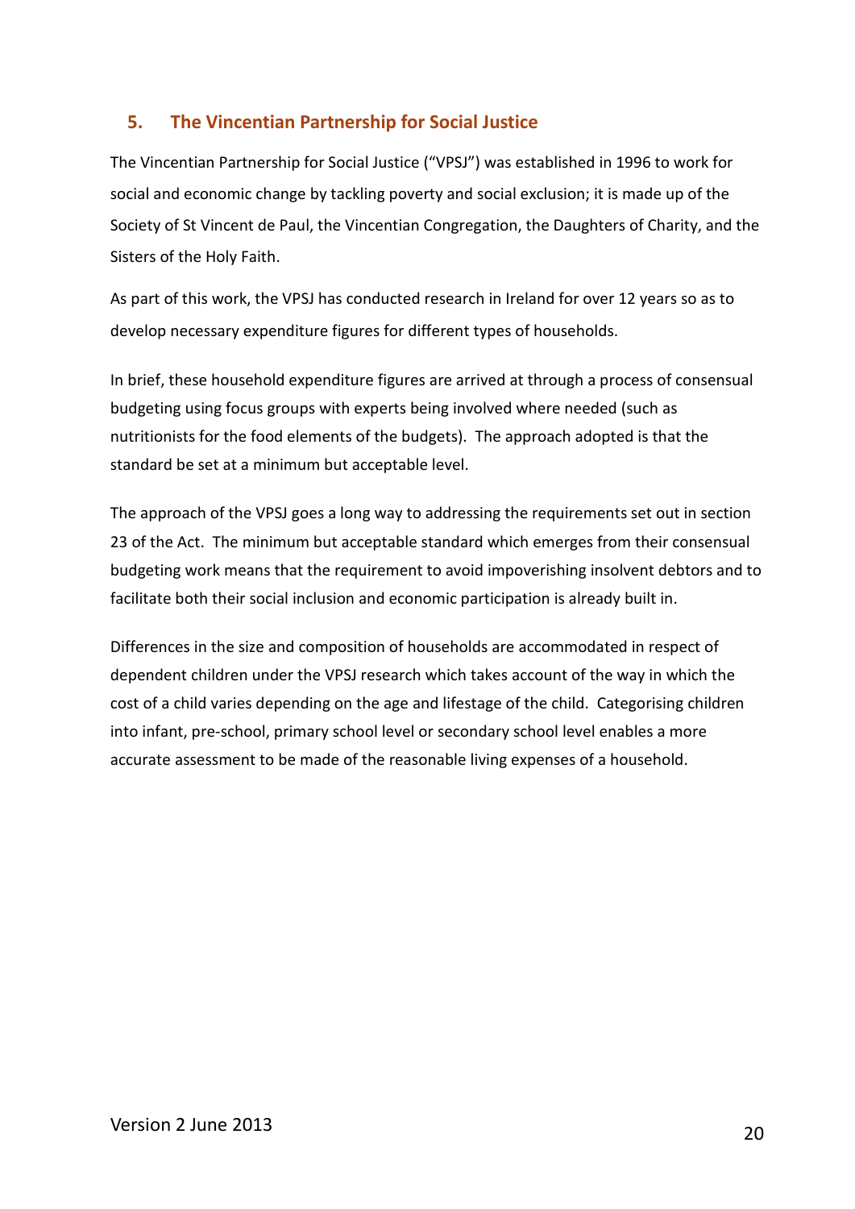## 5. The Vincentian Partnership for Social Justice

The Vincentian Partnership for Social Justice ("VPSJ") was established in 1996 to work for social and economic change by tackling poverty and social exclusion; it is made up of the Society of St Vincent de Paul, the Vincentian Congregation, the Daughters of Charity, and the Sisters of the Holy Faith.

As part of this work, the VPSJ has conducted research in Ireland for over 12 years so as to develop necessary expenditure figures for different types of households.

In brief, these household expenditure figures are arrived at through a process of consensual budgeting using focus groups with experts being involved where needed (such as nutritionists for the food elements of the budgets). The approach adopted is that the standard be set at a minimum but acceptable level.

The approach of the VPSJ goes a long way to addressing the requirements set out in section 23 of the Act. The minimum but acceptable standard which emerges from their consensual budgeting work means that the requirement to avoid impoverishing insolvent debtors and to facilitate both their social inclusion and economic participation is already built in.

Differences in the size and composition of households are accommodated in respect of dependent children under the VPSJ research which takes account of the way in which the cost of a child varies depending on the age and lifestage of the child. Categorising children into infant, pre-school, primary school level or secondary school level enables a more accurate assessment to be made of the reasonable living expenses of a household.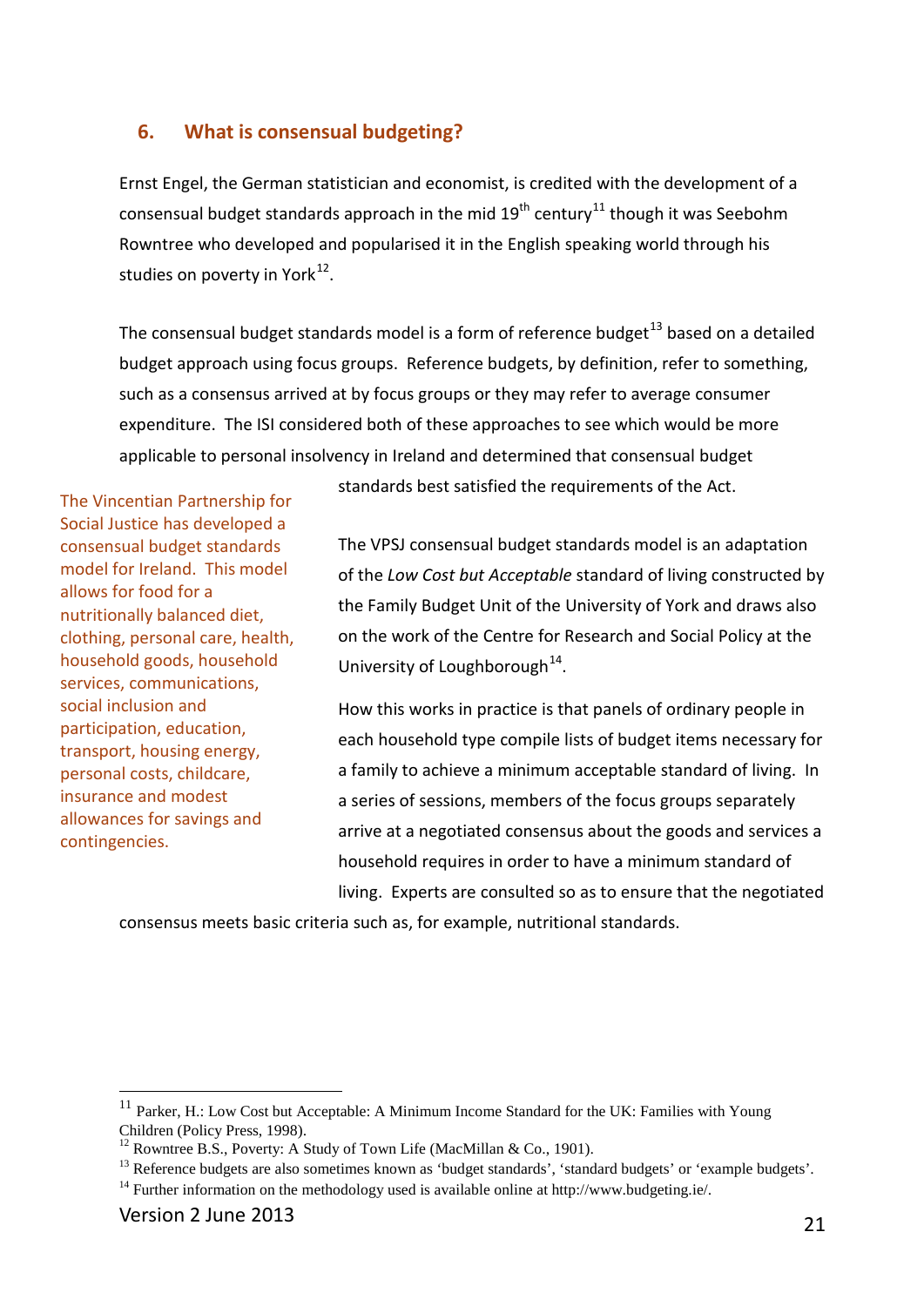## 6. What is consensual budgeting?

Ernst Engel, the German statistician and economist, is credited with the development of a consensual budget standards approach in the mid 19th century[11] though it was Seebohm Rowntree who developed and popularised it in the English speaking world through his studies on poverty in York[12].

The consensual budget standards model is a form of reference budget[13] based on a detailed budget approach using focus groups. Reference budgets, by definition, refer to something, such as a consensus arrived at by focus groups or they may refer to average consumer expenditure. The ISI considered both of these approaches to see which would be more applicable to personal insolvency in Ireland and determined that consensual budget standards best satisfied the requirements of the Act.

The Vincentian Partnership for Social Justice has developed a consensual budget standards model for Ireland. This model allows for food for a nutritionally balanced diet, clothing, personal care, health, household goods, household services, communications, social inclusion and participation, education, transport, housing energy, personal costs, childcare, insurance and modest allowances for savings and contingencies.

The VPSJ consensual budget standards model is an adaptation of the *Low Cost but Acceptable* standard of living constructed by the Family Budget Unit of the University of York and draws also on the work of the Centre for Research and Social Policy at the University of Loughborough[14].

How this works in practice is that panels of ordinary people in each household type compile lists of budget items necessary for a family to achieve a minimum acceptable standard of living. In a series of sessions, members of the focus groups separately arrive at a negotiated consensus about the goods and services a household requires in order to have a minimum standard of living. Experts are consulted so as to ensure that the negotiated consensus meets basic criteria such as, for example, nutritional standards.

---

[11] Parker, H.: Low Cost but Acceptable: A Minimum Income Standard for the UK: Families with Young Children (Policy Press, 1998).

[12] Rowntree B.S., Poverty: A Study of Town Life (MacMillan & Co., 1901).

[13] Reference budgets are also sometimes known as 'budget standards', 'standard budgets' or 'example budgets'.

[14] Further information on the methodology used is available online at http://www.budgeting.ie/.

Version 2 June 2013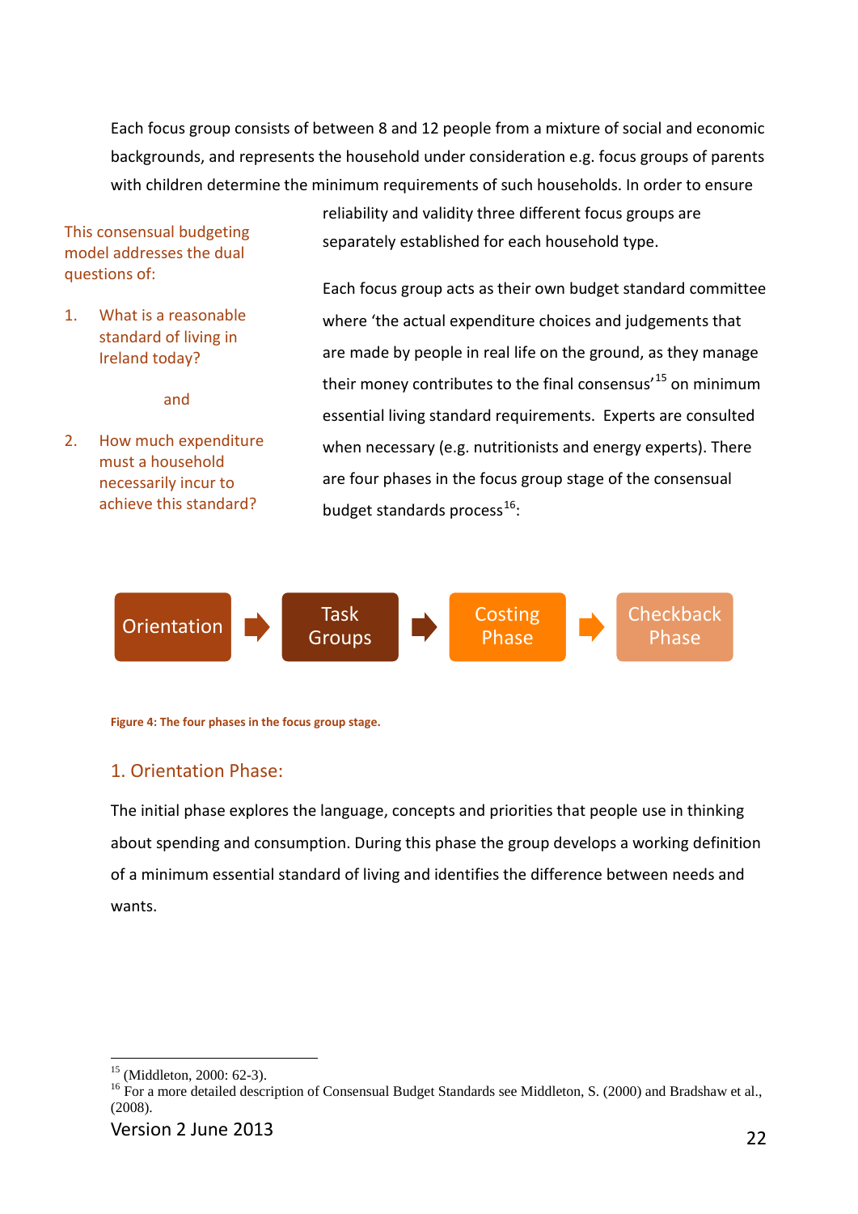Each focus group consists of between 8 and 12 people from a mixture of social and economic backgrounds, and represents the household under consideration e.g. focus groups of parents with children determine the minimum requirements of such households. In order to ensure reliability and validity three different focus groups are separately established for each household type.

> This consensual budgeting model addresses the dual questions of:
>
> 1. What is a reasonable standard of living in Ireland today?
>
> and
>
> 2. How much expenditure must a household necessarily incur to achieve this standard?

Each focus group acts as their own budget standard committee where 'the actual expenditure choices and judgements that are made by people in real life on the ground, as they manage their money contributes to the final consensus'[15] on minimum essential living standard requirements. Experts are consulted when necessary (e.g. nutritionists and energy experts). There are four phases in the focus group stage of the consensual budget standards process[16]:

Orientation → Task Groups → Costing Phase → Checkback Phase

**Figure 4: The four phases in the focus group stage.**

## 1. Orientation Phase:

The initial phase explores the language, concepts and priorities that people use in thinking about spending and consumption. During this phase the group develops a working definition of a minimum essential standard of living and identifies the difference between needs and wants.

---

[15] (Middleton, 2000: 62-3).

[16] For a more detailed description of Consensual Budget Standards see Middleton, S. (2000) and Bradshaw et al., (2008).

Version 2 June 2013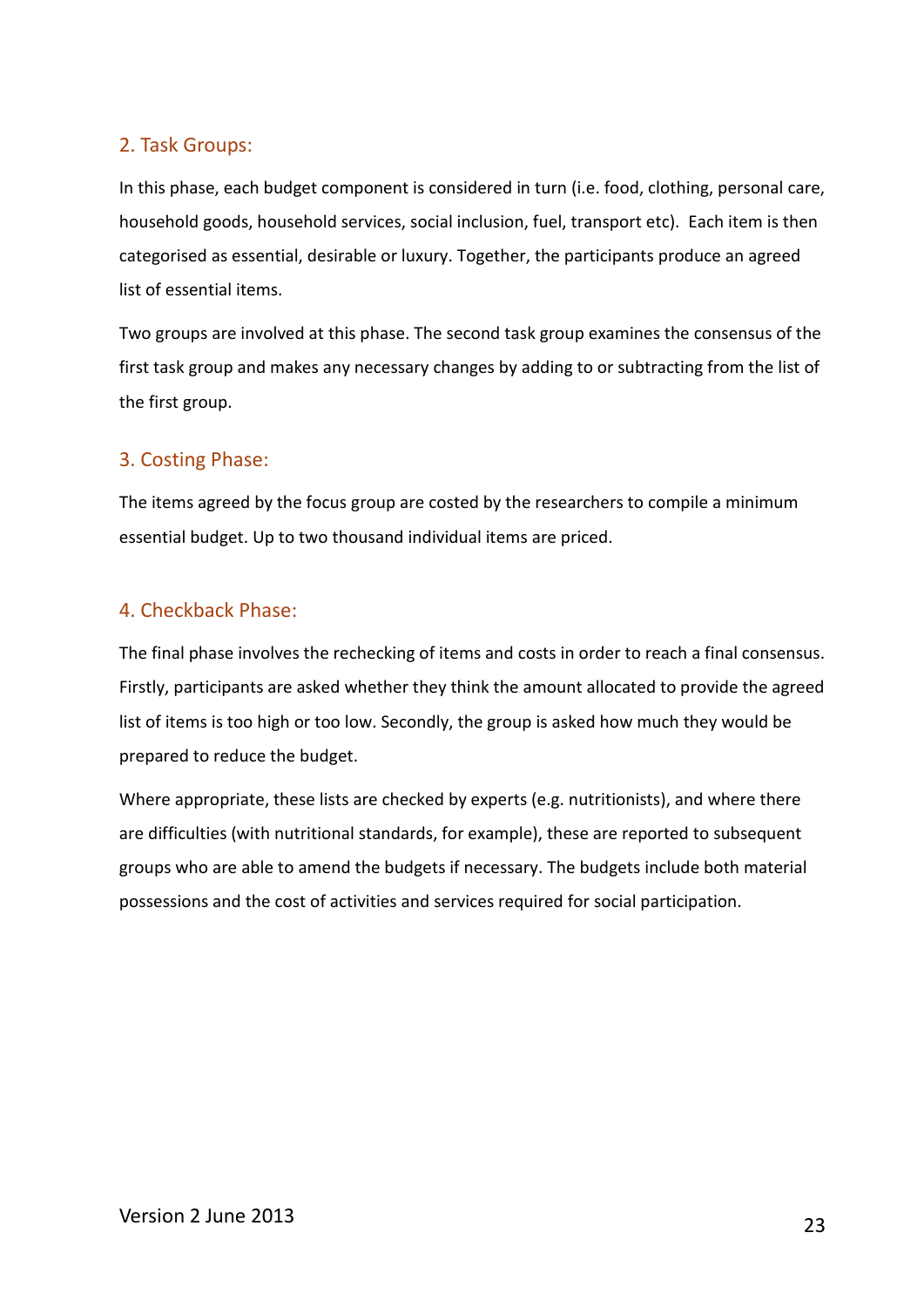## 2. Task Groups:

In this phase, each budget component is considered in turn (i.e. food, clothing, personal care, household goods, household services, social inclusion, fuel, transport etc). Each item is then categorised as essential, desirable or luxury. Together, the participants produce an agreed list of essential items.

Two groups are involved at this phase. The second task group examines the consensus of the first task group and makes any necessary changes by adding to or subtracting from the list of the first group.

## 3. Costing Phase:

The items agreed by the focus group are costed by the researchers to compile a minimum essential budget. Up to two thousand individual items are priced.

## 4. Checkback Phase:

The final phase involves the rechecking of items and costs in order to reach a final consensus. Firstly, participants are asked whether they think the amount allocated to provide the agreed list of items is too high or too low. Secondly, the group is asked how much they would be prepared to reduce the budget.

Where appropriate, these lists are checked by experts (e.g. nutritionists), and where there are difficulties (with nutritional standards, for example), these are reported to subsequent groups who are able to amend the budgets if necessary. The budgets include both material possessions and the cost of activities and services required for social participation.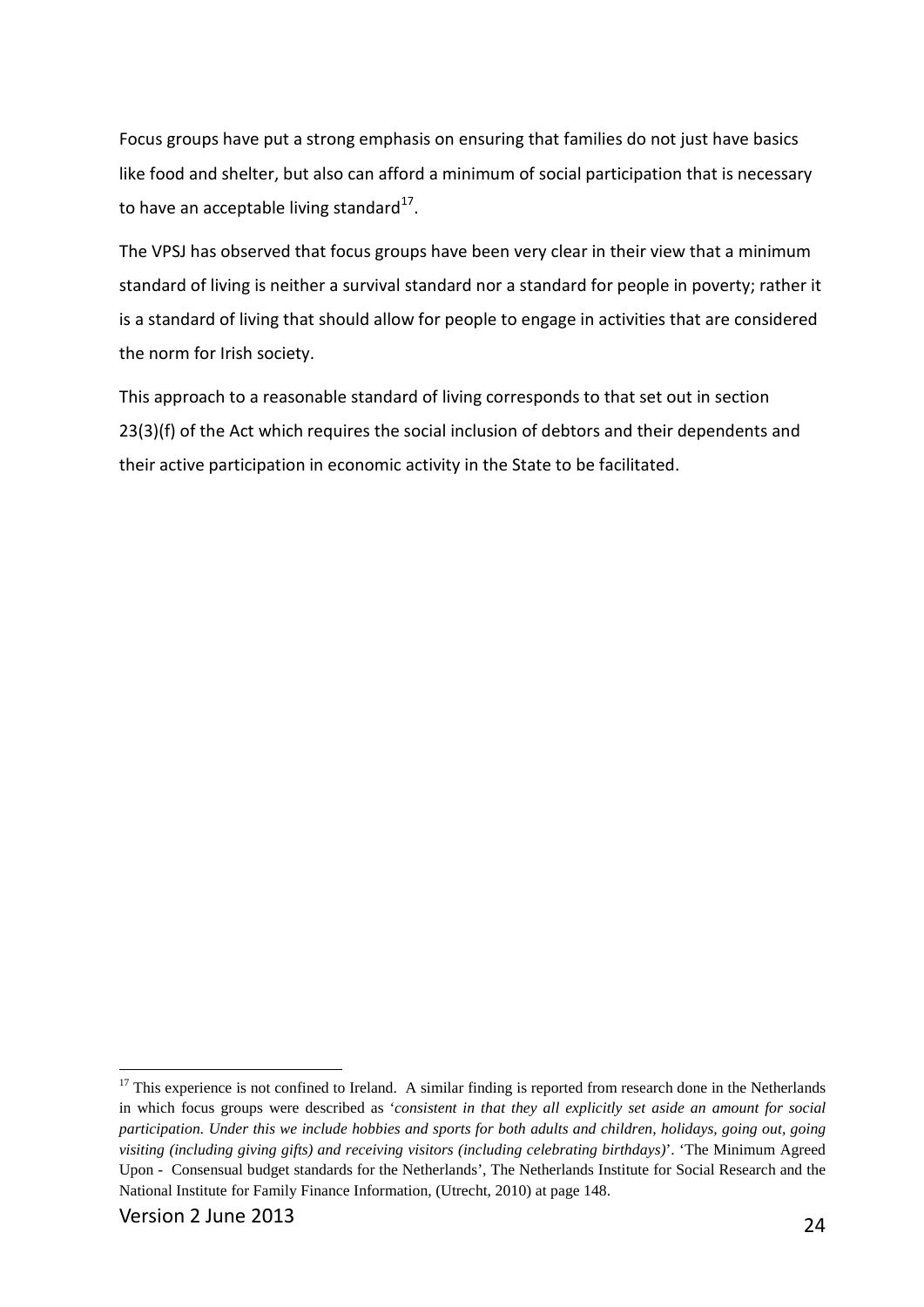Focus groups have put a strong emphasis on ensuring that families do not just have basics like food and shelter, but also can afford a minimum of social participation that is necessary to have an acceptable living standard[17].

The VPSJ has observed that focus groups have been very clear in their view that a minimum standard of living is neither a survival standard nor a standard for people in poverty; rather it is a standard of living that should allow for people to engage in activities that are considered the norm for Irish society.

This approach to a reasonable standard of living corresponds to that set out in section 23(3)(f) of the Act which requires the social inclusion of debtors and their dependents and their active participation in economic activity in the State to be facilitated.

---

[17] This experience is not confined to Ireland. A similar finding is reported from research done in the Netherlands in which focus groups were described as '*consistent in that they all explicitly set aside an amount for social participation. Under this we include hobbies and sports for both adults and children, holidays, going out, going visiting (including giving gifts) and receiving visitors (including celebrating birthdays)*'. 'The Minimum Agreed Upon - Consensual budget standards for the Netherlands', The Netherlands Institute for Social Research and the National Institute for Family Finance Information, (Utrecht, 2010) at page 148.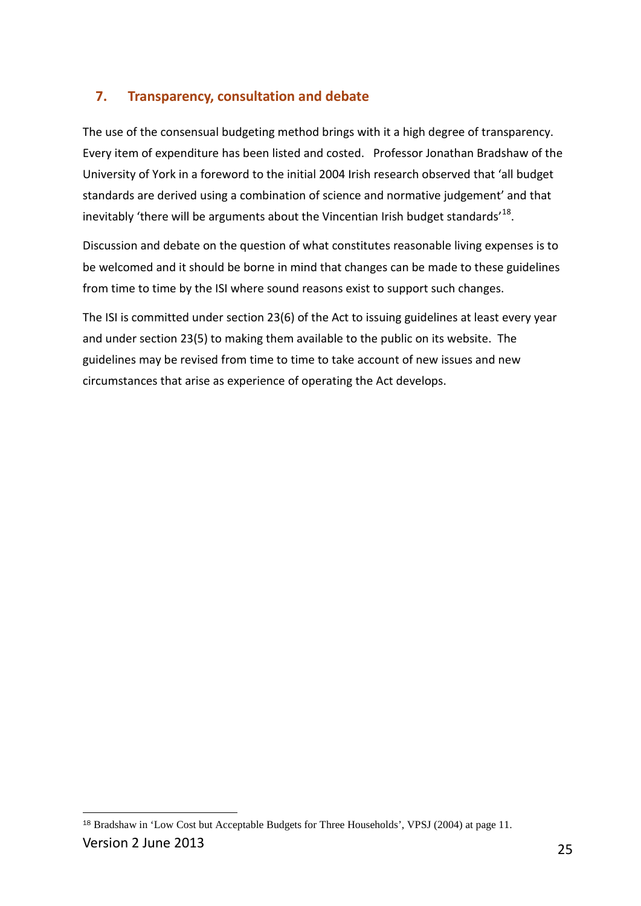## 7. Transparency, consultation and debate

The use of the consensual budgeting method brings with it a high degree of transparency. Every item of expenditure has been listed and costed. Professor Jonathan Bradshaw of the University of York in a foreword to the initial 2004 Irish research observed that 'all budget standards are derived using a combination of science and normative judgement' and that inevitably 'there will be arguments about the Vincentian Irish budget standards'[18].

Discussion and debate on the question of what constitutes reasonable living expenses is to be welcomed and it should be borne in mind that changes can be made to these guidelines from time to time by the ISI where sound reasons exist to support such changes.

The ISI is committed under section 23(6) of the Act to issuing guidelines at least every year and under section 23(5) to making them available to the public on its website. The guidelines may be revised from time to time to take account of new issues and new circumstances that arise as experience of operating the Act develops.

---

[18] Bradshaw in 'Low Cost but Acceptable Budgets for Three Households', VPSJ (2004) at page 11.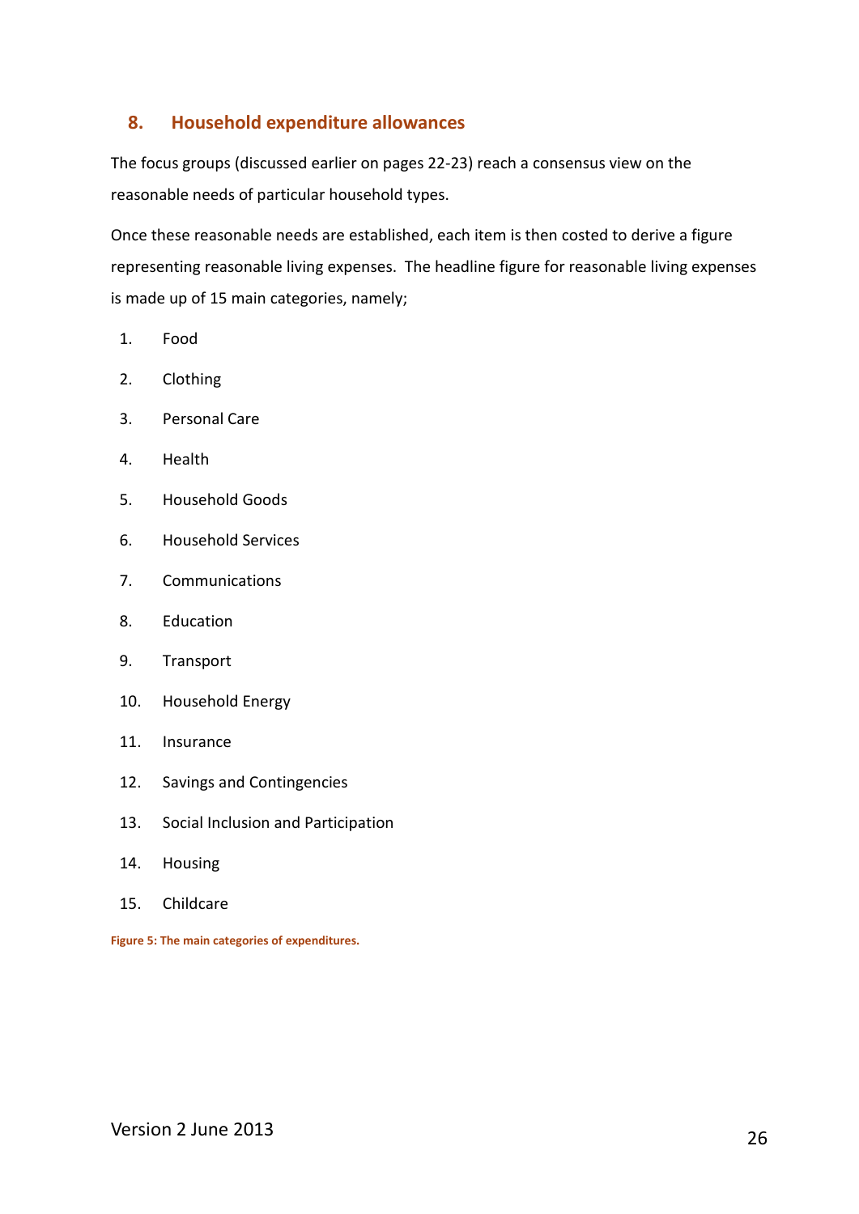## 8. Household expenditure allowances

The focus groups (discussed earlier on pages 22-23) reach a consensus view on the reasonable needs of particular household types.

Once these reasonable needs are established, each item is then costed to derive a figure representing reasonable living expenses. The headline figure for reasonable living expenses is made up of 15 main categories, namely;

1. Food
2. Clothing
3. Personal Care
4. Health
5. Household Goods
6. Household Services
7. Communications
8. Education
9. Transport
10. Household Energy
11. Insurance
12. Savings and Contingencies
13. Social Inclusion and Participation
14. Housing
15. Childcare

**Figure 5: The main categories of expenditures.**

Version 2 June 2013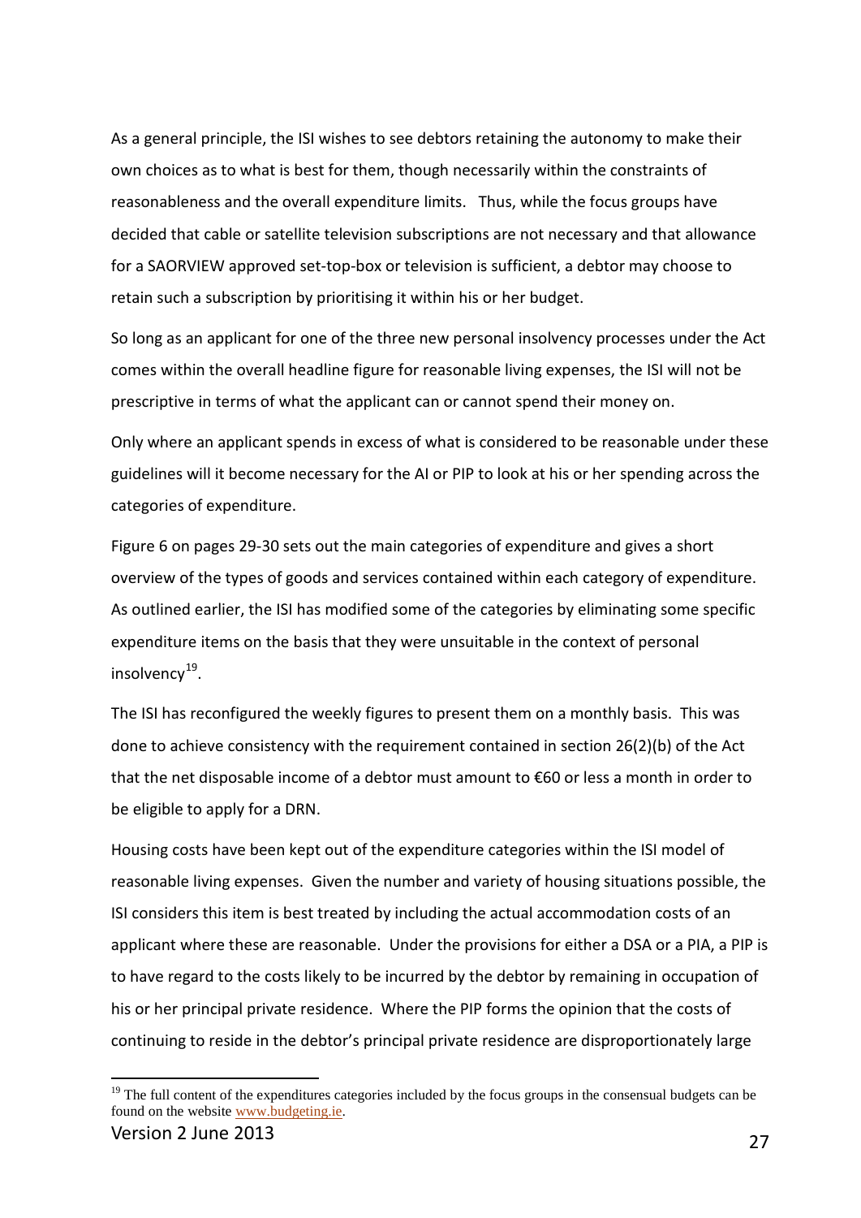As a general principle, the ISI wishes to see debtors retaining the autonomy to make their own choices as to what is best for them, though necessarily within the constraints of reasonableness and the overall expenditure limits. Thus, while the focus groups have decided that cable or satellite television subscriptions are not necessary and that allowance for a SAORVIEW approved set-top-box or television is sufficient, a debtor may choose to retain such a subscription by prioritising it within his or her budget.

So long as an applicant for one of the three new personal insolvency processes under the Act comes within the overall headline figure for reasonable living expenses, the ISI will not be prescriptive in terms of what the applicant can or cannot spend their money on.

Only where an applicant spends in excess of what is considered to be reasonable under these guidelines will it become necessary for the AI or PIP to look at his or her spending across the categories of expenditure.

Figure 6 on pages 29-30 sets out the main categories of expenditure and gives a short overview of the types of goods and services contained within each category of expenditure. As outlined earlier, the ISI has modified some of the categories by eliminating some specific expenditure items on the basis that they were unsuitable in the context of personal insolvency[19].

The ISI has reconfigured the weekly figures to present them on a monthly basis. This was done to achieve consistency with the requirement contained in section 26(2)(b) of the Act that the net disposable income of a debtor must amount to €60 or less a month in order to be eligible to apply for a DRN.

Housing costs have been kept out of the expenditure categories within the ISI model of reasonable living expenses. Given the number and variety of housing situations possible, the ISI considers this item is best treated by including the actual accommodation costs of an applicant where these are reasonable. Under the provisions for either a DSA or a PIA, a PIP is to have regard to the costs likely to be incurred by the debtor by remaining in occupation of his or her principal private residence. Where the PIP forms the opinion that the costs of continuing to reside in the debtor's principal private residence are disproportionately large

---

[19] The full content of the expenditures categories included by the focus groups in the consensual budgets can be found on the website www.budgeting.ie.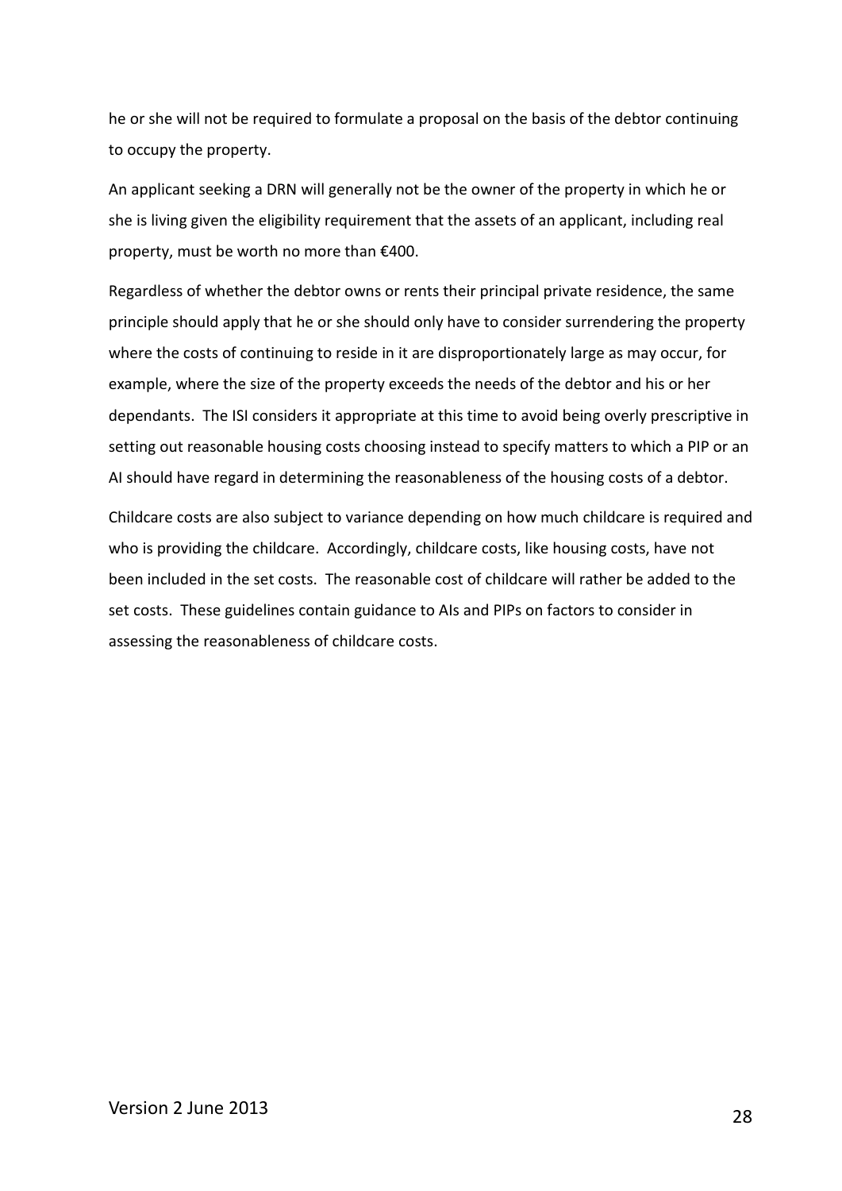he or she will not be required to formulate a proposal on the basis of the debtor continuing to occupy the property.

An applicant seeking a DRN will generally not be the owner of the property in which he or she is living given the eligibility requirement that the assets of an applicant, including real property, must be worth no more than €400.

Regardless of whether the debtor owns or rents their principal private residence, the same principle should apply that he or she should only have to consider surrendering the property where the costs of continuing to reside in it are disproportionately large as may occur, for example, where the size of the property exceeds the needs of the debtor and his or her dependants. The ISI considers it appropriate at this time to avoid being overly prescriptive in setting out reasonable housing costs choosing instead to specify matters to which a PIP or an AI should have regard in determining the reasonableness of the housing costs of a debtor.

Childcare costs are also subject to variance depending on how much childcare is required and who is providing the childcare. Accordingly, childcare costs, like housing costs, have not been included in the set costs. The reasonable cost of childcare will rather be added to the set costs. These guidelines contain guidance to AIs and PIPs on factors to consider in assessing the reasonableness of childcare costs.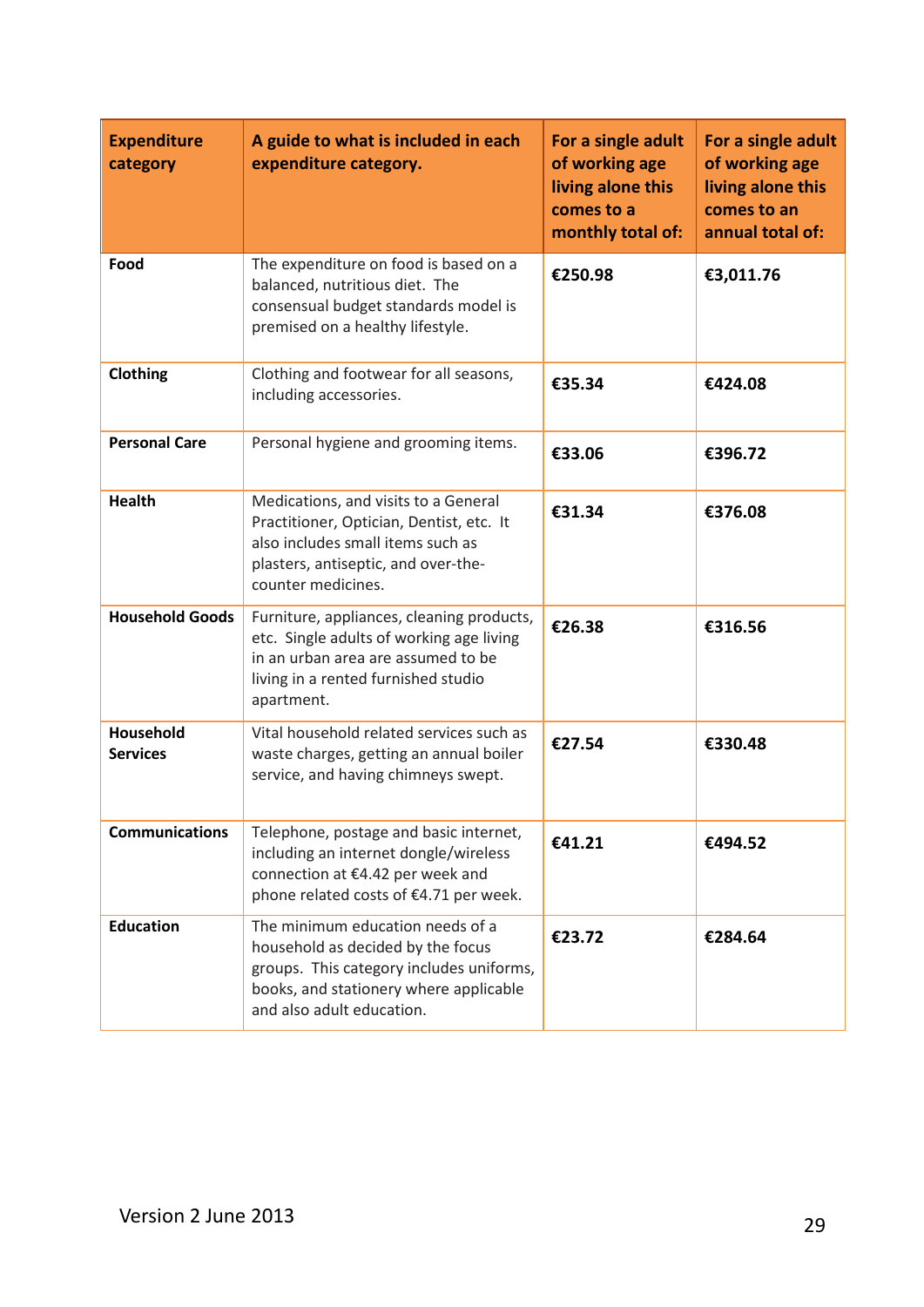| Expenditure category | A guide to what is included in each expenditure category. | For a single adult of working age living alone this comes to a monthly total of: | For a single adult of working age living alone this comes to an annual total of: |
|---|---|---|---|
| **Food** | The expenditure on food is based on a balanced, nutritious diet. The consensual budget standards model is premised on a healthy lifestyle. | **€250.98** | **€3,011.76** |
| **Clothing** | Clothing and footwear for all seasons, including accessories. | **€35.34** | **€424.08** |
| **Personal Care** | Personal hygiene and grooming items. | **€33.06** | **€396.72** |
| **Health** | Medications, and visits to a General Practitioner, Optician, Dentist, etc. It also includes small items such as plasters, antiseptic, and over-the-counter medicines. | **€31.34** | **€376.08** |
| **Household Goods** | Furniture, appliances, cleaning products, etc. Single adults of working age living in an urban area are assumed to be living in a rented furnished studio apartment. | **€26.38** | **€316.56** |
| **Household Services** | Vital household related services such as waste charges, getting an annual boiler service, and having chimneys swept. | **€27.54** | **€330.48** |
| **Communications** | Telephone, postage and basic internet, including an internet dongle/wireless connection at €4.42 per week and phone related costs of €4.71 per week. | **€41.21** | **€494.52** |
| **Education** | The minimum education needs of a household as decided by the focus groups. This category includes uniforms, books, and stationery where applicable and also adult education. | **€23.72** | **€284.64** |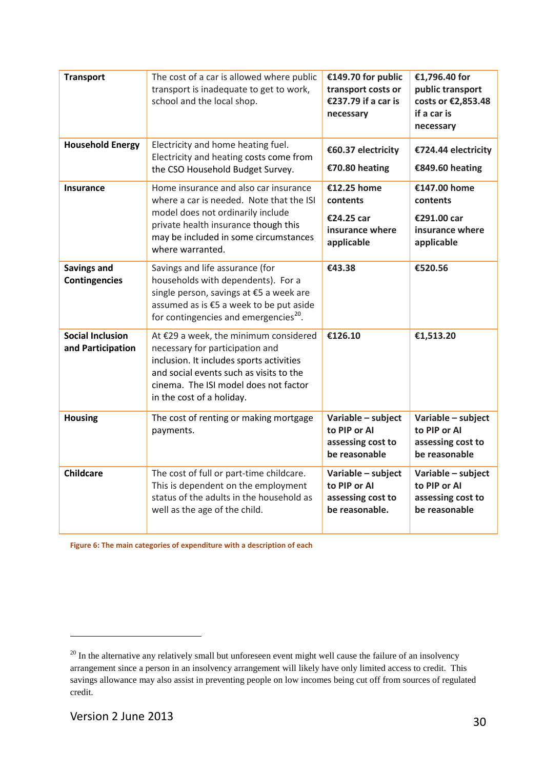| Transport | The cost of a car is allowed where public transport is inadequate to get to work, school and the local shop. | **€149.70 for public transport costs or €237.79 if a car is necessary** | **€1,796.40 for public transport costs or €2,853.48 if a car is necessary** |
|---|---|---|---|
| **Household Energy** | Electricity and home heating fuel. Electricity and heating costs come from the CSO Household Budget Survey. | **€60.37 electricity**<br>**€70.80 heating** | **€724.44 electricity**<br>**€849.60 heating** |
| **Insurance** | Home insurance and also car insurance where a car is needed. Note that the ISI model does not ordinarily include private health insurance though this may be included in some circumstances where warranted. | **€12.25 home contents**<br>**€24.25 car insurance where applicable** | **€147.00 home contents**<br>**€291.00 car insurance where applicable** |
| **Savings and Contingencies** | Savings and life assurance (for households with dependents). For a single person, savings at €5 a week are assumed as is €5 a week to be put aside for contingencies and emergencies[20]. | **€43.38** | **€520.56** |
| **Social Inclusion and Participation** | At €29 a week, the minimum considered necessary for participation and inclusion. It includes sports activities and social events such as visits to the cinema. The ISI model does not factor in the cost of a holiday. | **€126.10** | **€1,513.20** |
| **Housing** | The cost of renting or making mortgage payments. | **Variable – subject to PIP or AI assessing cost to be reasonable** | **Variable – subject to PIP or AI assessing cost to be reasonable** |
| **Childcare** | The cost of full or part-time childcare. This is dependent on the employment status of the adults in the household as well as the age of the child. | **Variable – subject to PIP or AI assessing cost to be reasonable.** | **Variable – subject to PIP or AI assessing cost to be reasonable** |

Figure 6: The main categories of expenditure with a description of each

[20] In the alternative any relatively small but unforeseen event might well cause the failure of an insolvency arrangement since a person in an insolvency arrangement will likely have only limited access to credit. This savings allowance may also assist in preventing people on low incomes being cut off from sources of regulated credit.

Version 2 June 2013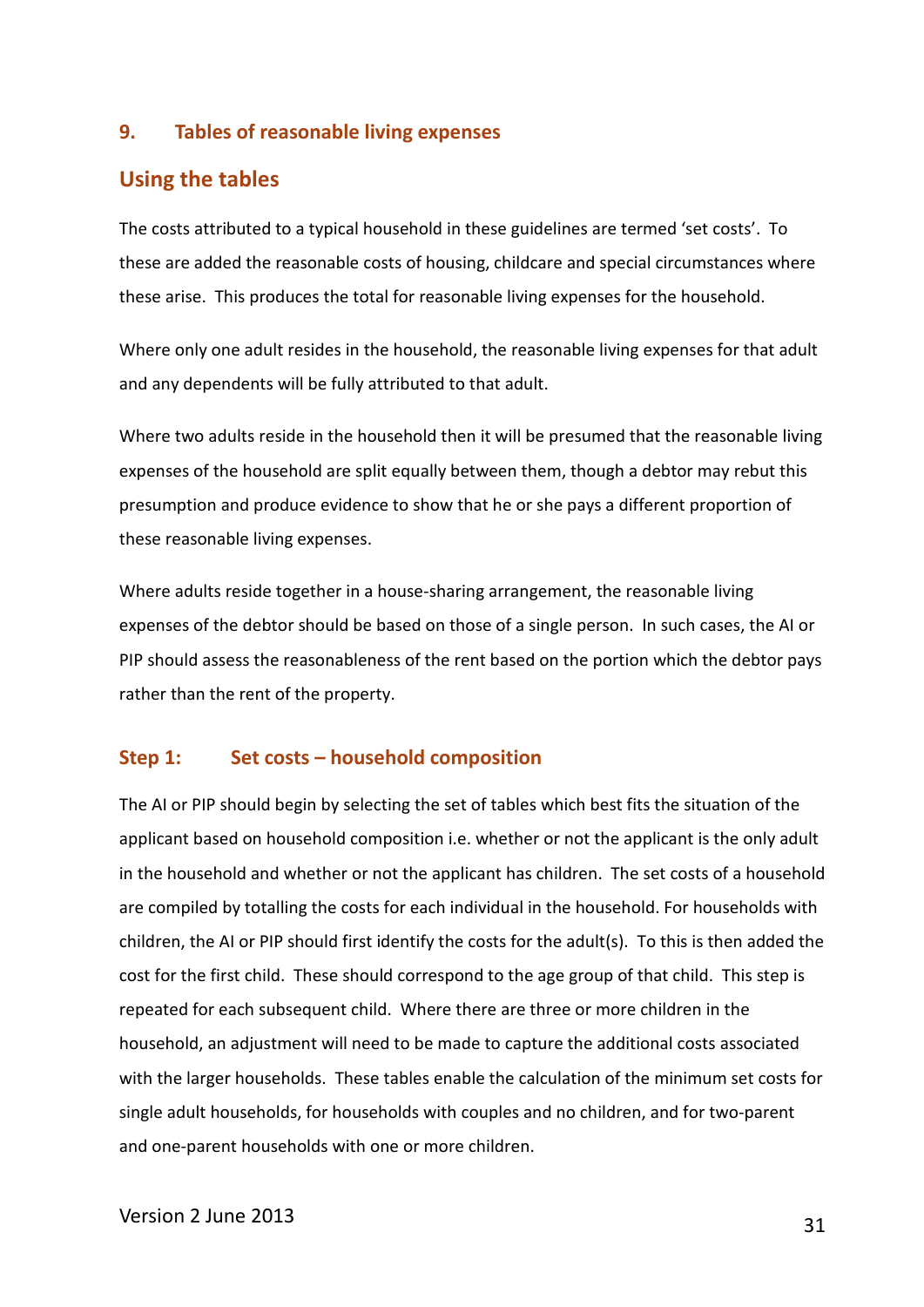## 9. Tables of reasonable living expenses

### Using the tables

The costs attributed to a typical household in these guidelines are termed 'set costs'. To these are added the reasonable costs of housing, childcare and special circumstances where these arise. This produces the total for reasonable living expenses for the household.

Where only one adult resides in the household, the reasonable living expenses for that adult and any dependents will be fully attributed to that adult.

Where two adults reside in the household then it will be presumed that the reasonable living expenses of the household are split equally between them, though a debtor may rebut this presumption and produce evidence to show that he or she pays a different proportion of these reasonable living expenses.

Where adults reside together in a house-sharing arrangement, the reasonable living expenses of the debtor should be based on those of a single person. In such cases, the AI or PIP should assess the reasonableness of the rent based on the portion which the debtor pays rather than the rent of the property.

### Step 1: Set costs – household composition

The AI or PIP should begin by selecting the set of tables which best fits the situation of the applicant based on household composition i.e. whether or not the applicant is the only adult in the household and whether or not the applicant has children. The set costs of a household are compiled by totalling the costs for each individual in the household. For households with children, the AI or PIP should first identify the costs for the adult(s). To this is then added the cost for the first child. These should correspond to the age group of that child. This step is repeated for each subsequent child. Where there are three or more children in the household, an adjustment will need to be made to capture the additional costs associated with the larger households. These tables enable the calculation of the minimum set costs for single adult households, for households with couples and no children, and for two-parent and one-parent households with one or more children.

Version 2 June 2013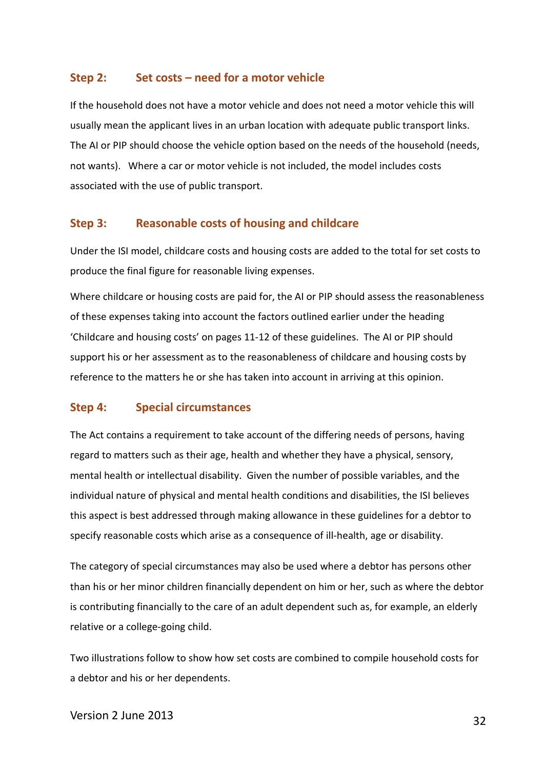## Step 2: Set costs – need for a motor vehicle

If the household does not have a motor vehicle and does not need a motor vehicle this will usually mean the applicant lives in an urban location with adequate public transport links. The AI or PIP should choose the vehicle option based on the needs of the household (needs, not wants). Where a car or motor vehicle is not included, the model includes costs associated with the use of public transport.

## Step 3: Reasonable costs of housing and childcare

Under the ISI model, childcare costs and housing costs are added to the total for set costs to produce the final figure for reasonable living expenses.

Where childcare or housing costs are paid for, the AI or PIP should assess the reasonableness of these expenses taking into account the factors outlined earlier under the heading 'Childcare and housing costs' on pages 11-12 of these guidelines. The AI or PIP should support his or her assessment as to the reasonableness of childcare and housing costs by reference to the matters he or she has taken into account in arriving at this opinion.

## Step 4: Special circumstances

The Act contains a requirement to take account of the differing needs of persons, having regard to matters such as their age, health and whether they have a physical, sensory, mental health or intellectual disability. Given the number of possible variables, and the individual nature of physical and mental health conditions and disabilities, the ISI believes this aspect is best addressed through making allowance in these guidelines for a debtor to specify reasonable costs which arise as a consequence of ill-health, age or disability.

The category of special circumstances may also be used where a debtor has persons other than his or her minor children financially dependent on him or her, such as where the debtor is contributing financially to the care of an adult dependent such as, for example, an elderly relative or a college-going child.

Two illustrations follow to show how set costs are combined to compile household costs for a debtor and his or her dependents.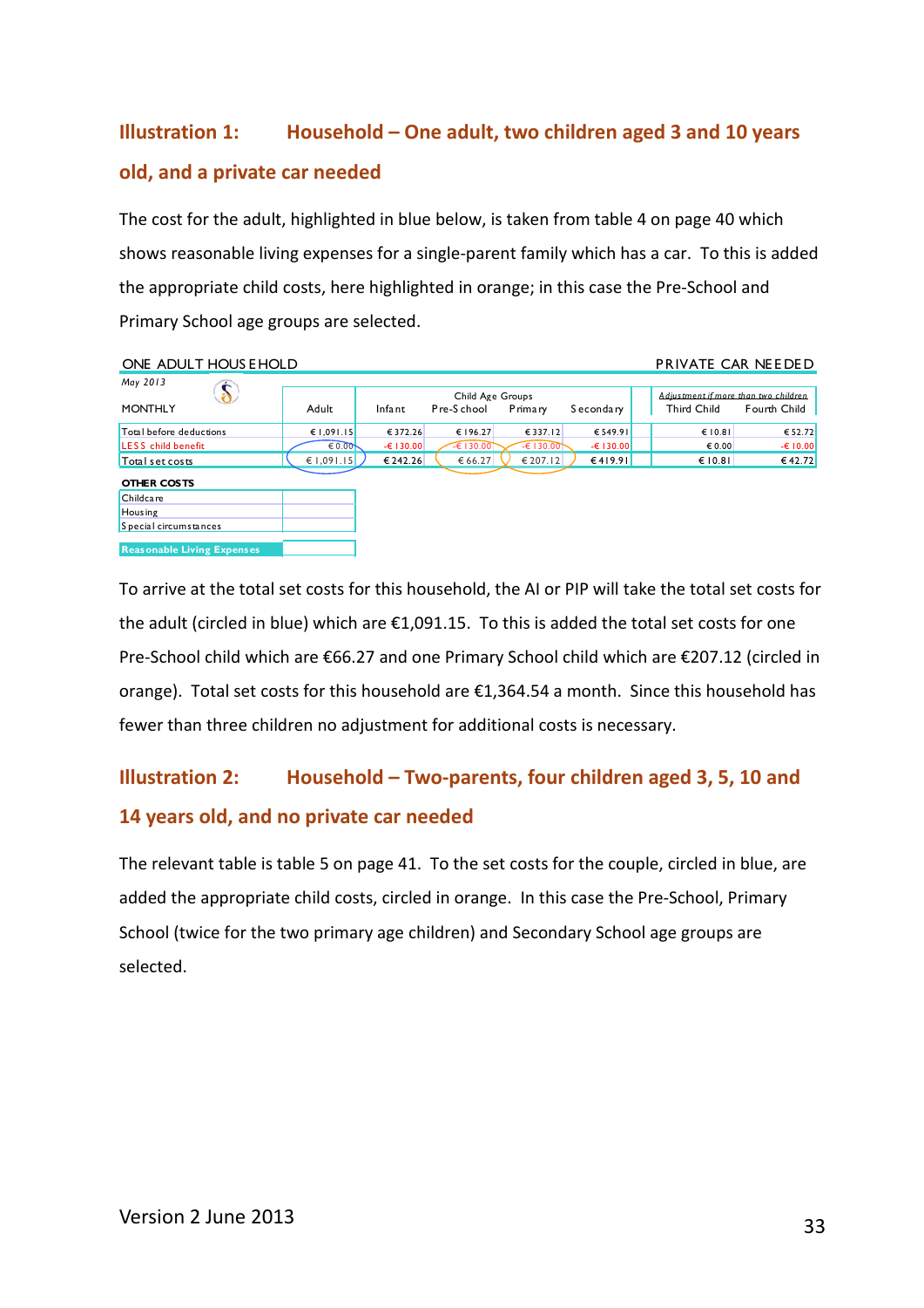## Illustration 1: Household – One adult, two children aged 3 and 10 years old, and a private car needed

The cost for the adult, highlighted in blue below, is taken from table 4 on page 40 which shows reasonable living expenses for a single-parent family which has a car. To this is added the appropriate child costs, here highlighted in orange; in this case the Pre-School and Primary School age groups are selected.

| ONE ADULT HOUSEHOLD | | | | | | | PRIVATE CAR NEEDED | |
|---|---|---|---|---|---|---|---|---|
| May 2013 | | | Child Age Groups | | | | *Adjustment if more than two children* | |
| MONTHLY | Adult | Infant | Pre-School | Primary | Secondary | | Third Child | Fourth Child |
| Total before deductions | € 1,091.15 | € 372.26 | € 196.27 | € 337.12 | € 549.91 | | € 10.81 | € 52.72 |
| LESS child benefit | € 0.00 | -€ 130.00 | -€ 130.00 | -€ 130.00 | -€ 130.00 | | € 0.00 | -€ 10.00 |
| Total set costs | € 1,091.15 | € 242.26 | € 66.27 | € 207.12 | € 419.91 | | € 10.81 | € 42.72 |

| OTHER COSTS | |
|---|---|
| Childcare | |
| Housing | |
| Special circumstances | |
| **Reasonable Living Expenses** | |

To arrive at the total set costs for this household, the AI or PIP will take the total set costs for the adult (circled in blue) which are €1,091.15. To this is added the total set costs for one Pre-School child which are €66.27 and one Primary School child which are €207.12 (circled in orange). Total set costs for this household are €1,364.54 a month. Since this household has fewer than three children no adjustment for additional costs is necessary.

## Illustration 2: Household – Two-parents, four children aged 3, 5, 10 and 14 years old, and no private car needed

The relevant table is table 5 on page 41. To the set costs for the couple, circled in blue, are added the appropriate child costs, circled in orange. In this case the Pre-School, Primary School (twice for the two primary age children) and Secondary School age groups are selected.

Version 2 June 2013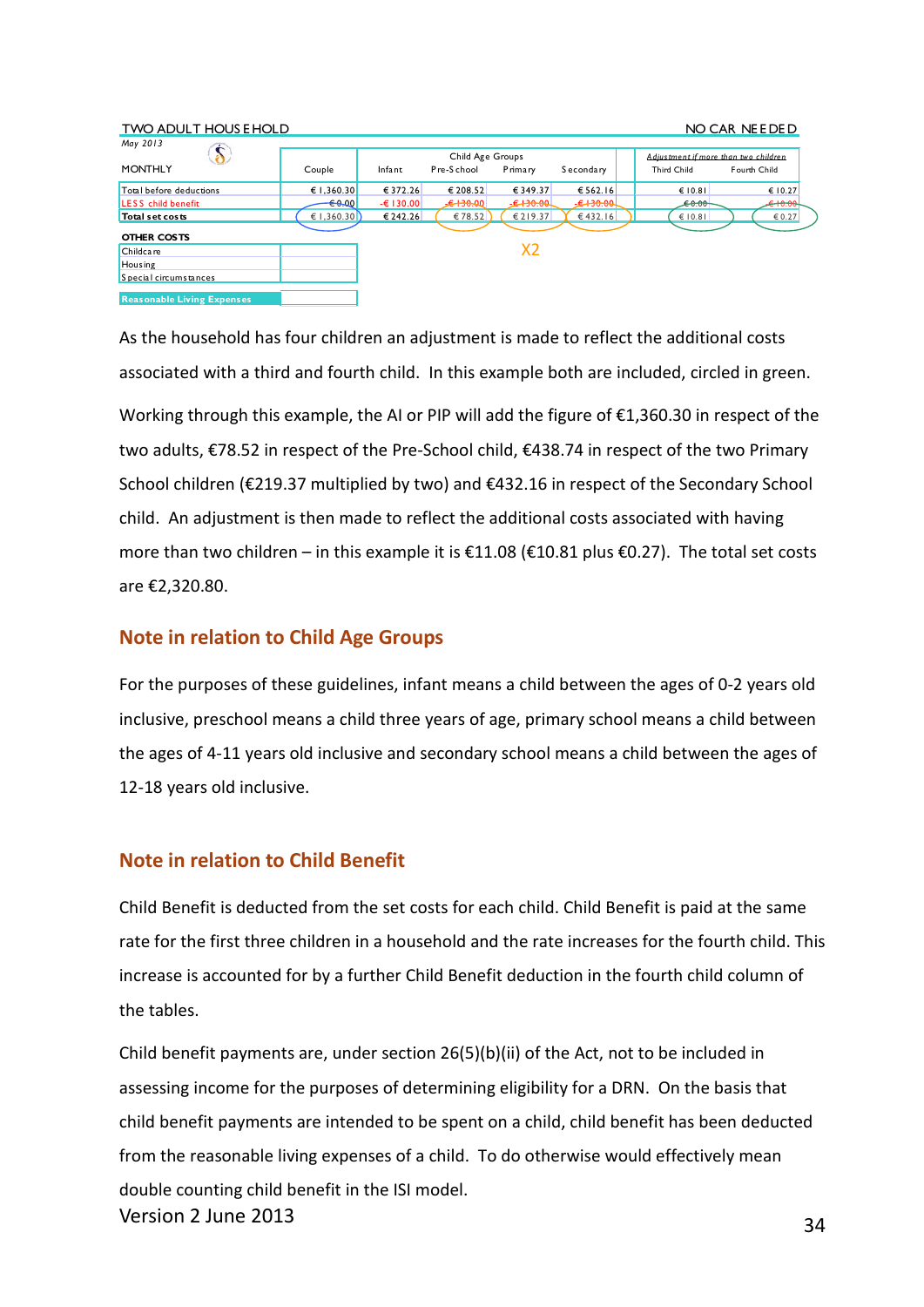TWO ADULT HOUSEHOLD NO CAR NEEDED

May 2013

| MONTHLY | Couple | Child Age Groups | | | | Adjustment if more than two children | |
|---|---|---|---|---|---|---|---|
| | | Infant | Pre-School | Primary | Secondary | Third Child | Fourth Child |
| Total before deductions | € 1,360.30 | € 372.26 | € 208.52 | € 349.37 | € 562.16 | € 10.81 | € 10.27 |
| LESS child benefit | € 0.00 | -€ 130.00 | -€ 130.00 | -€ 130.00 | -€ 130.00 | € 0.00 | -€ 10.00 |
| Total set costs | € 1,360.30 | € 242.26 | € 78.52 | € 219.37 | € 432.16 | € 10.81 | € 0.27 |

X2

| OTHER COSTS | |
|---|---|
| Childcare | |
| Housing | |
| Special circumstances | |
| Reasonable Living Expenses | |

As the household has four children an adjustment is made to reflect the additional costs associated with a third and fourth child. In this example both are included, circled in green.

Working through this example, the AI or PIP will add the figure of €1,360.30 in respect of the two adults, €78.52 in respect of the Pre-School child, €438.74 in respect of the two Primary School children (€219.37 multiplied by two) and €432.16 in respect of the Secondary School child. An adjustment is then made to reflect the additional costs associated with having more than two children – in this example it is €11.08 (€10.81 plus €0.27). The total set costs are €2,320.80.

## Note in relation to Child Age Groups

For the purposes of these guidelines, infant means a child between the ages of 0-2 years old inclusive, preschool means a child three years of age, primary school means a child between the ages of 4-11 years old inclusive and secondary school means a child between the ages of 12-18 years old inclusive.

## Note in relation to Child Benefit

Child Benefit is deducted from the set costs for each child. Child Benefit is paid at the same rate for the first three children in a household and the rate increases for the fourth child. This increase is accounted for by a further Child Benefit deduction in the fourth child column of the tables.

Child benefit payments are, under section 26(5)(b)(ii) of the Act, not to be included in assessing income for the purposes of determining eligibility for a DRN. On the basis that child benefit payments are intended to be spent on a child, child benefit has been deducted from the reasonable living expenses of a child. To do otherwise would effectively mean double counting child benefit in the ISI model.

Version 2 June 2013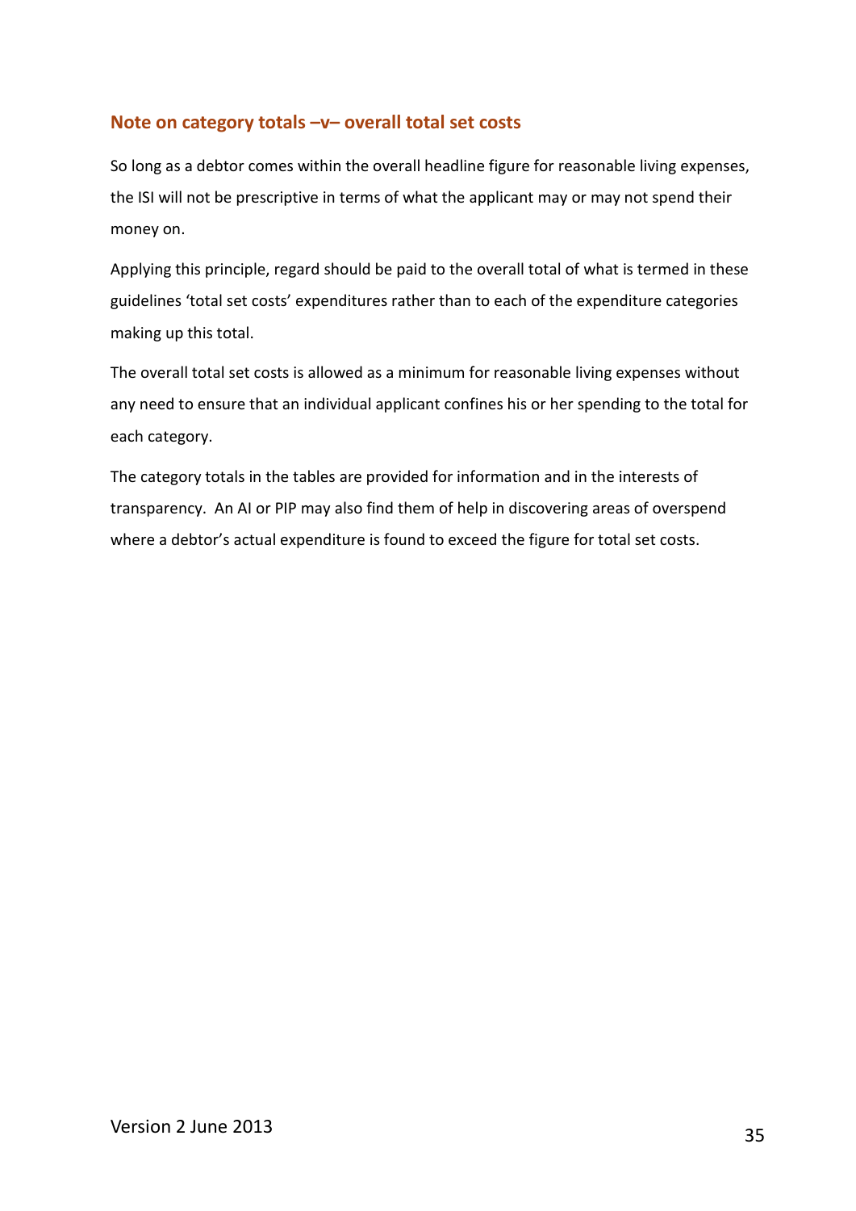## Note on category totals –v– overall total set costs

So long as a debtor comes within the overall headline figure for reasonable living expenses, the ISI will not be prescriptive in terms of what the applicant may or may not spend their money on.

Applying this principle, regard should be paid to the overall total of what is termed in these guidelines 'total set costs' expenditures rather than to each of the expenditure categories making up this total.

The overall total set costs is allowed as a minimum for reasonable living expenses without any need to ensure that an individual applicant confines his or her spending to the total for each category.

The category totals in the tables are provided for information and in the interests of transparency. An AI or PIP may also find them of help in discovering areas of overspend where a debtor's actual expenditure is found to exceed the figure for total set costs.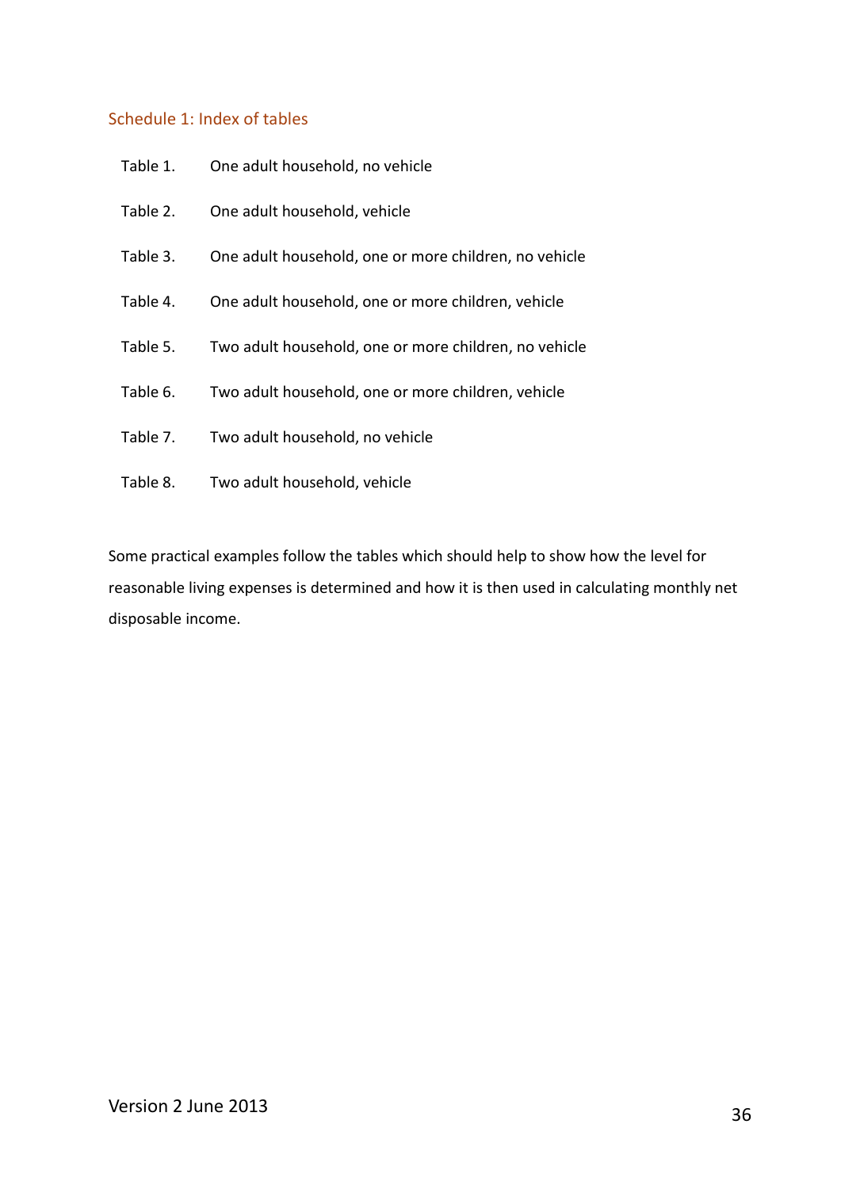## Schedule 1: Index of tables

| | |
|---|---|
| Table 1. | One adult household, no vehicle |
| Table 2. | One adult household, vehicle |
| Table 3. | One adult household, one or more children, no vehicle |
| Table 4. | One adult household, one or more children, vehicle |
| Table 5. | Two adult household, one or more children, no vehicle |
| Table 6. | Two adult household, one or more children, vehicle |
| Table 7. | Two adult household, no vehicle |
| Table 8. | Two adult household, vehicle |

Some practical examples follow the tables which should help to show how the level for reasonable living expenses is determined and how it is then used in calculating monthly net disposable income.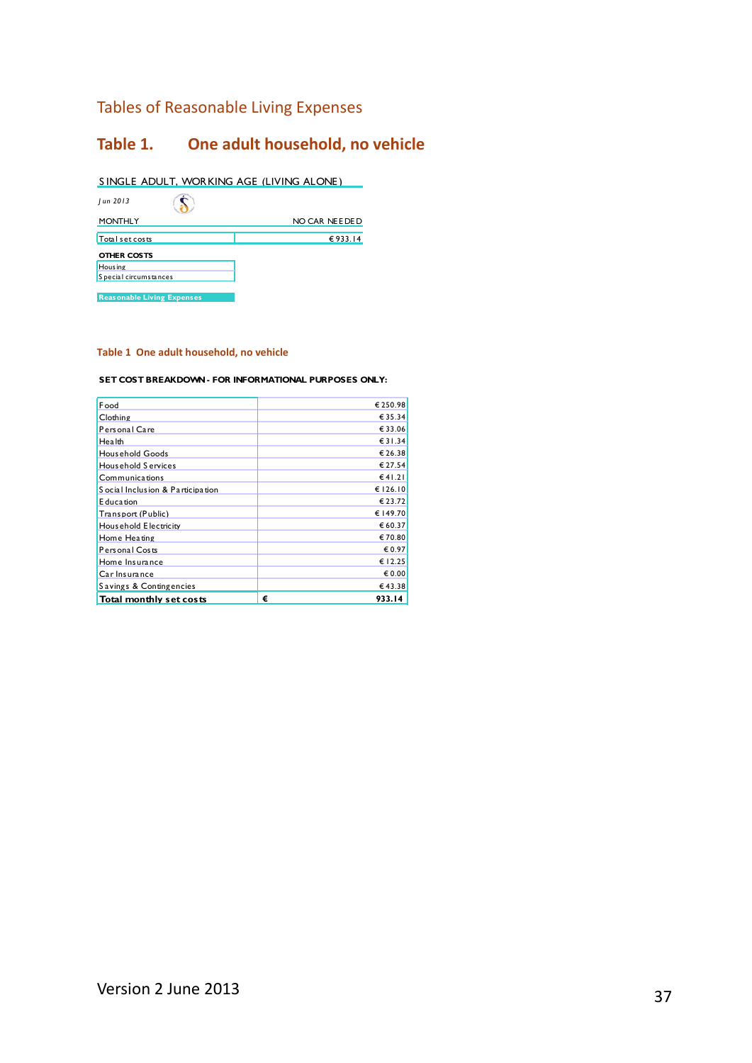## Tables of Reasonable Living Expenses

# Table 1. One adult household, no vehicle

SINGLE ADULT, WORKING AGE (LIVING ALONE)

*Jun 2013*

| MONTHLY | NO CAR NEEDED |
|---|---|
| Total set costs | € 933.14 |

**OTHER COSTS**

| |
|---|
| Housing |
| Special circumstances |

**Reasonable Living Expenses**

### Table 1 One adult household, no vehicle

**SET COST BREAKDOWN - FOR INFORMATIONAL PURPOSES ONLY:**

| | |
|---|---|
| Food | € 250.98 |
| Clothing | € 35.34 |
| Personal Care | € 33.06 |
| Health | € 31.34 |
| Household Goods | € 26.38 |
| Household Services | € 27.54 |
| Communications | € 41.21 |
| Social Inclusion & Participation | € 126.10 |
| Education | € 23.72 |
| Transport (Public) | € 149.70 |
| Household Electricity | € 60.37 |
| Home Heating | € 70.80 |
| Personal Costs | € 0.97 |
| Home Insurance | € 12.25 |
| Car Insurance | € 0.00 |
| Savings & Contingencies | € 43.38 |
| **Total monthly set costs** | **€ 933.14** |

Version 2 June 2013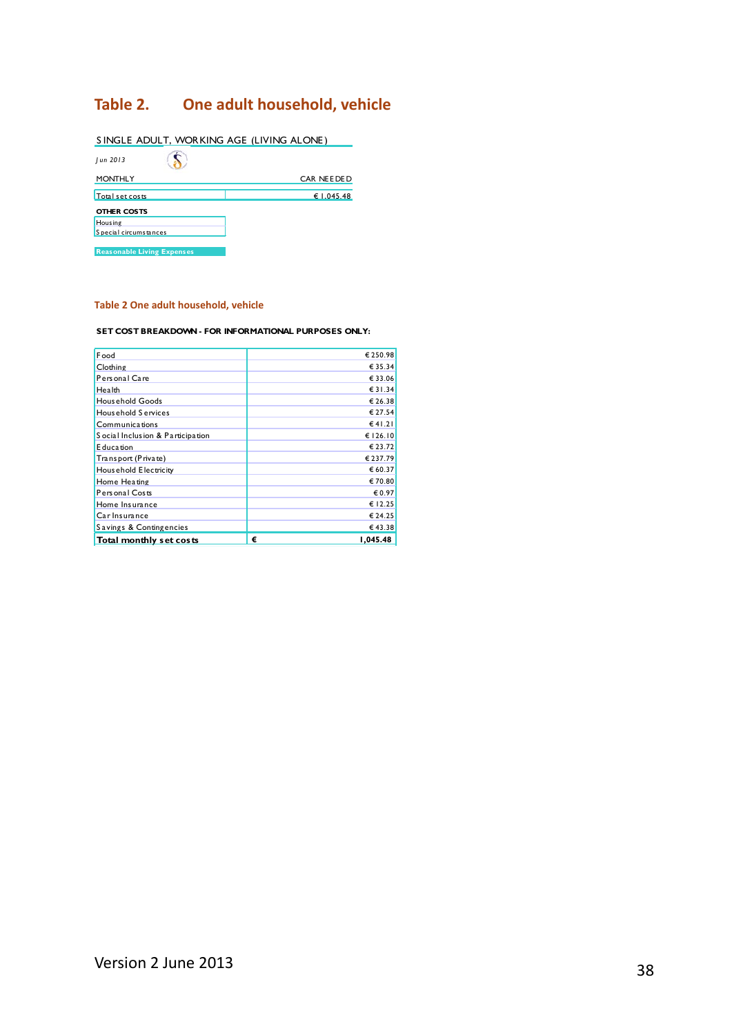## Table 2. One adult household, vehicle

| SINGLE ADULT, WORKING AGE (LIVING ALONE) | |
|---|---|
| *Jun 2013* | |
| MONTHLY | CAR NEEDED |
| Total set costs | € 1,045.48 |
| **OTHER COSTS** | |
| Housing | |
| Special circumstances | |
| **Reasonable Living Expenses** | |

### Table 2 One adult household, vehicle

**SET COST BREAKDOWN - FOR INFORMATIONAL PURPOSES ONLY:**

| | |
|---|---|
| Food | € 250.98 |
| Clothing | € 35.34 |
| Personal Care | € 33.06 |
| Health | € 31.34 |
| Household Goods | € 26.38 |
| Household Services | € 27.54 |
| Communications | € 41.21 |
| Social Inclusion & Participation | € 126.10 |
| Education | € 23.72 |
| Transport (Private) | € 237.79 |
| Household Electricity | € 60.37 |
| Home Heating | € 70.80 |
| Personal Costs | € 0.97 |
| Home Insurance | € 12.25 |
| Car Insurance | € 24.25 |
| Savings & Contingencies | € 43.38 |
| **Total monthly set costs** | **€ 1,045.48** |

Version 2 June 2013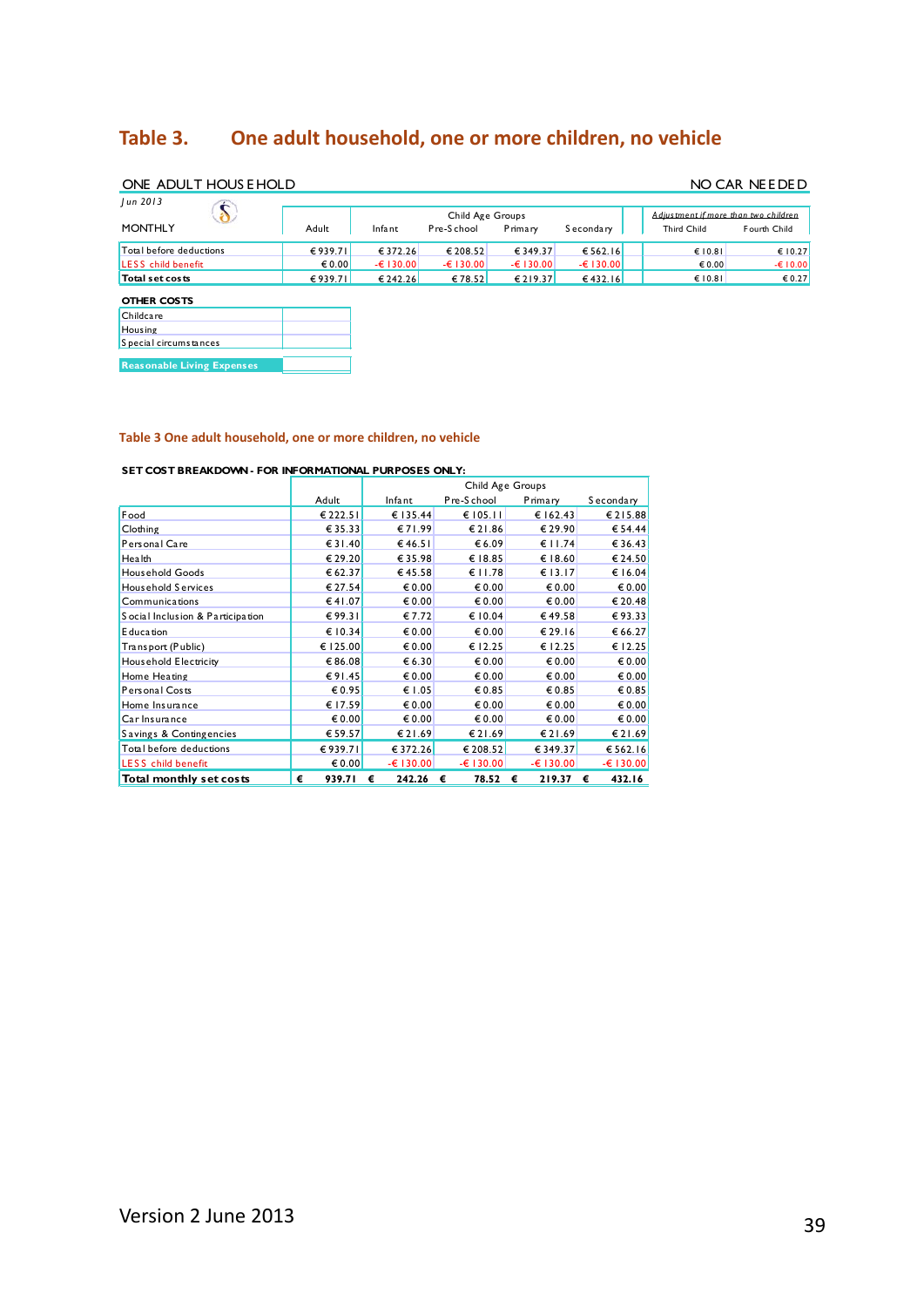## Table 3. One adult household, one or more children, no vehicle

ONE ADULT HOUSEHOLD — NO CAR NEEDED

Jun 2013

| MONTHLY | Adult | Child Age Groups: Infant | Pre-School | Primary | Secondary | Adjustment if more than two children: Third Child | Fourth Child |
|---|---|---|---|---|---|---|---|
| Total before deductions | € 939.71 | € 372.26 | € 208.52 | € 349.37 | € 562.16 | € 10.81 | € 10.27 |
| LESS child benefit | € 0.00 | -€ 130.00 | -€ 130.00 | -€ 130.00 | -€ 130.00 | € 0.00 | -€ 10.00 |
| Total set costs | € 939.71 | € 242.26 | € 78.52 | € 219.37 | € 432.16 | € 10.81 | € 0.27 |

**OTHER COSTS**

| | |
|---|---|
| Childcare | |
| Housing | |
| Special circumstances | |
| **Reasonable Living Expenses** | |

### Table 3 One adult household, one or more children, no vehicle

**SET COST BREAKDOWN - FOR INFORMATIONAL PURPOSES ONLY:**

| | Adult | Child Age Groups: Infant | Pre-School | Primary | Secondary |
|---|---|---|---|---|---|
| Food | € 222.51 | € 135.44 | € 105.11 | € 162.43 | € 215.88 |
| Clothing | € 35.33 | € 71.99 | € 21.86 | € 29.90 | € 54.44 |
| Personal Care | € 31.40 | € 46.51 | € 6.09 | € 11.74 | € 36.43 |
| Health | € 29.20 | € 35.98 | € 18.85 | € 18.60 | € 24.50 |
| Household Goods | € 62.37 | € 45.58 | € 11.78 | € 13.17 | € 16.04 |
| Household Services | € 27.54 | € 0.00 | € 0.00 | € 0.00 | € 0.00 |
| Communications | € 41.07 | € 0.00 | € 0.00 | € 0.00 | € 20.48 |
| Social Inclusion & Participation | € 99.31 | € 7.72 | € 10.04 | € 49.58 | € 93.33 |
| Education | € 10.34 | € 0.00 | € 0.00 | € 29.16 | € 66.27 |
| Transport (Public) | € 125.00 | € 0.00 | € 12.25 | € 12.25 | € 12.25 |
| Household Electricity | € 86.08 | € 6.30 | € 0.00 | € 0.00 | € 0.00 |
| Home Heating | € 91.45 | € 0.00 | € 0.00 | € 0.00 | € 0.00 |
| Personal Costs | € 0.95 | € 1.05 | € 0.85 | € 0.85 | € 0.85 |
| Home Insurance | € 17.59 | € 0.00 | € 0.00 | € 0.00 | € 0.00 |
| Car Insurance | € 0.00 | € 0.00 | € 0.00 | € 0.00 | € 0.00 |
| Savings & Contingencies | € 59.57 | € 21.69 | € 21.69 | € 21.69 | € 21.69 |
| Total before deductions | € 939.71 | € 372.26 | € 208.52 | € 349.37 | € 562.16 |
| LESS child benefit | € 0.00 | -€ 130.00 | -€ 130.00 | -€ 130.00 | -€ 130.00 |
| **Total monthly set costs** | **€ 939.71** | **€ 242.26** | **€ 78.52** | **€ 219.37** | **€ 432.16** |

Version 2 June 2013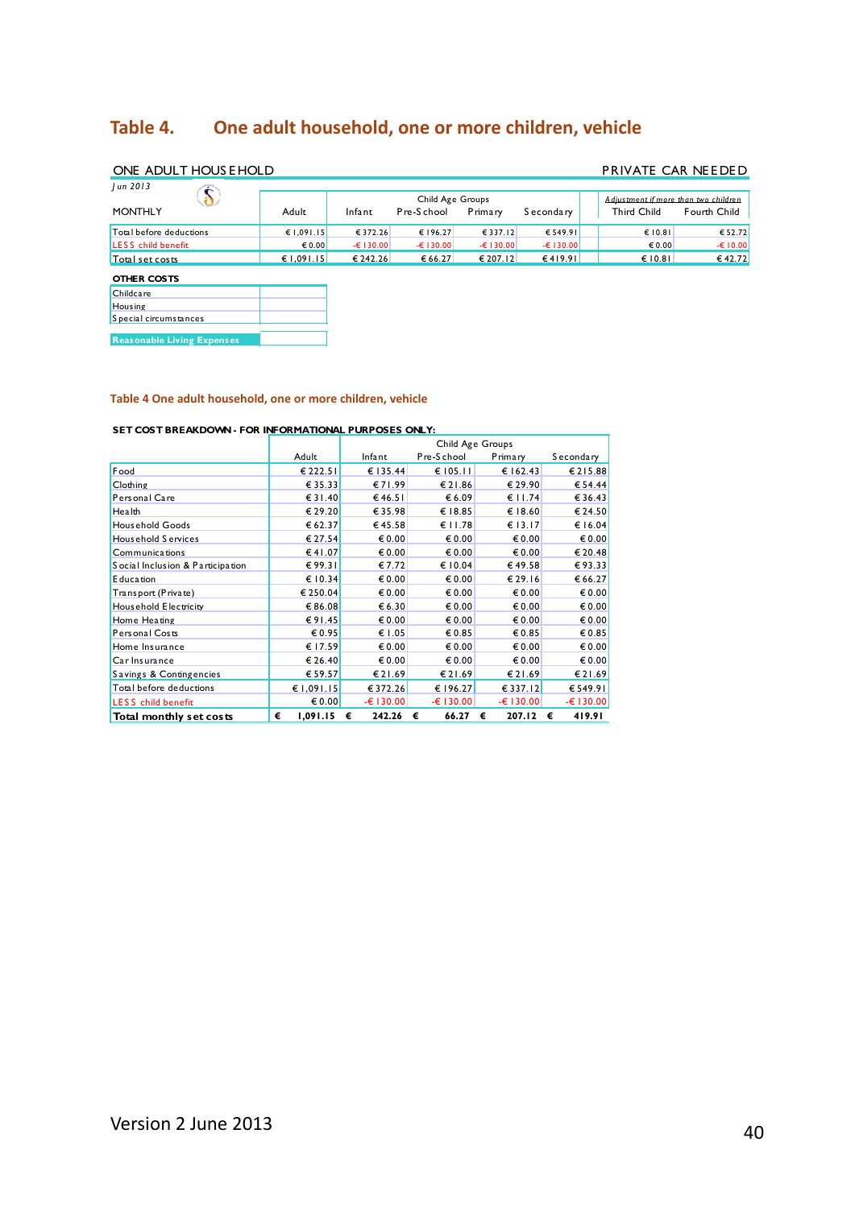# Table 4. One adult household, one or more children, vehicle

ONE ADULT HOUSEHOLD — PRIVATE CAR NEEDED

Jun 2013

| MONTHLY | Adult | Child Age Groups | | | | Adjustment if more than two children | |
|---|---|---|---|---|---|---|---|
| | | Infant | Pre-School | Primary | Secondary | Third Child | Fourth Child |
| Total before deductions | € 1,091.15 | € 372.26 | € 196.27 | € 337.12 | € 549.91 | € 10.81 | € 52.72 |
| LESS child benefit | € 0.00 | -€ 130.00 | -€ 130.00 | -€ 130.00 | -€ 130.00 | € 0.00 | -€ 10.00 |
| Total set costs | € 1,091.15 | € 242.26 | € 66.27 | € 207.12 | € 419.91 | € 10.81 | € 42.72 |

| OTHER COSTS | |
|---|---|
| Childcare | |
| Housing | |
| Special circumstances | |
| Reasonable Living Expenses | |

### Table 4 One adult household, one or more children, vehicle

**SET COST BREAKDOWN - FOR INFORMATIONAL PURPOSES ONLY:**

| | Adult | Child Age Groups | | | |
|---|---|---|---|---|---|
| | | Infant | Pre-School | Primary | Secondary |
| Food | € 222.51 | € 135.44 | € 105.11 | € 162.43 | € 215.88 |
| Clothing | € 35.33 | € 71.99 | € 21.86 | € 29.90 | € 54.44 |
| Personal Care | € 31.40 | € 46.51 | € 6.09 | € 11.74 | € 36.43 |
| Health | € 29.20 | € 35.98 | € 18.85 | € 18.60 | € 24.50 |
| Household Goods | € 62.37 | € 45.58 | € 11.78 | € 13.17 | € 16.04 |
| Household Services | € 27.54 | € 0.00 | € 0.00 | € 0.00 | € 0.00 |
| Communications | € 41.07 | € 0.00 | € 0.00 | € 0.00 | € 20.48 |
| Social Inclusion & Participation | € 99.31 | € 7.72 | € 10.04 | € 49.58 | € 93.33 |
| Education | € 10.34 | € 0.00 | € 0.00 | € 29.16 | € 66.27 |
| Transport (Private) | € 250.04 | € 0.00 | € 0.00 | € 0.00 | € 0.00 |
| Household Electricity | € 86.08 | € 6.30 | € 0.00 | € 0.00 | € 0.00 |
| Home Heating | € 91.45 | € 0.00 | € 0.00 | € 0.00 | € 0.00 |
| Personal Costs | € 0.95 | € 1.05 | € 0.85 | € 0.85 | € 0.85 |
| Home Insurance | € 17.59 | € 0.00 | € 0.00 | € 0.00 | € 0.00 |
| Car Insurance | € 26.40 | € 0.00 | € 0.00 | € 0.00 | € 0.00 |
| Savings & Contingencies | € 59.57 | € 21.69 | € 21.69 | € 21.69 | € 21.69 |
| Total before deductions | € 1,091.15 | € 372.26 | € 196.27 | € 337.12 | € 549.91 |
| LESS child benefit | € 0.00 | -€ 130.00 | -€ 130.00 | -€ 130.00 | -€ 130.00 |
| **Total monthly set costs** | **€ 1,091.15** | **€ 242.26** | **€ 66.27** | **€ 207.12** | **€ 419.91** |

Version 2 June 2013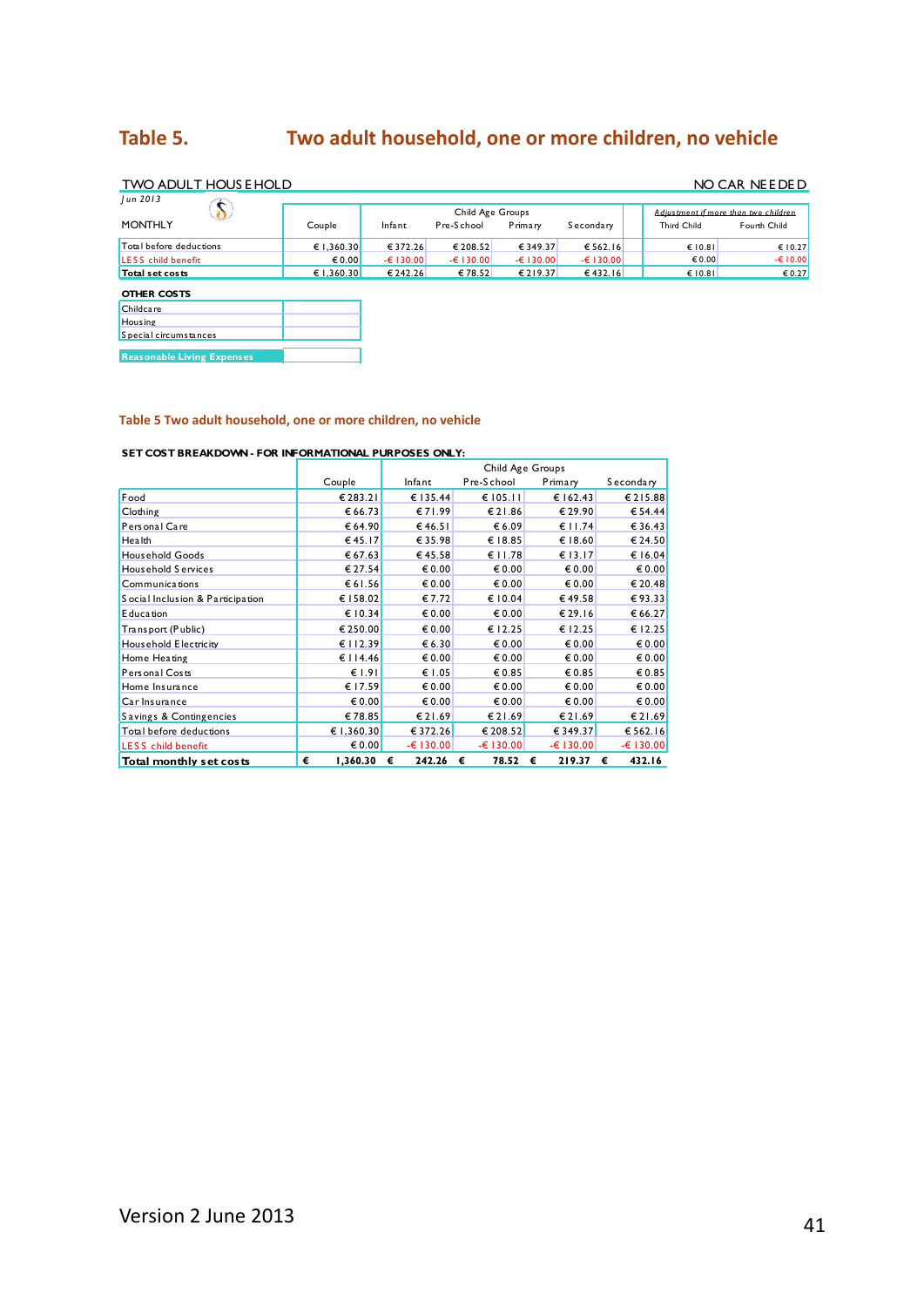## Table 5. Two adult household, one or more children, no vehicle

TWO ADULT HOUSEHOLD — NO CAR NEEDED

*Jun 2013*

| MONTHLY | Couple | Child Age Groups | | | | Adjustment if more than two children | |
|---|---|---|---|---|---|---|---|
| | | Infant | Pre-School | Primary | Secondary | Third Child | Fourth Child |
| Total before deductions | € 1,360.30 | € 372.26 | € 208.52 | € 349.37 | € 562.16 | € 10.81 | € 10.27 |
| LESS child benefit | € 0.00 | -€ 130.00 | -€ 130.00 | -€ 130.00 | -€ 130.00 | € 0.00 | -€ 10.00 |
| **Total set costs** | € 1,360.30 | € 242.26 | € 78.52 | € 219.37 | € 432.16 | € 10.81 | € 0.27 |

**OTHER COSTS**

| | |
|---|---|
| Childcare | |
| Housing | |
| Special circumstances | |
| **Reasonable Living Expenses** | |

**Table 5 Two adult household, one or more children, no vehicle**

**SET COST BREAKDOWN - FOR INFORMATIONAL PURPOSES ONLY:**

| | Couple | Child Age Groups | | | |
|---|---|---|---|---|---|
| | | Infant | Pre-School | Primary | Secondary |
| Food | € 283.21 | € 135.44 | € 105.11 | € 162.43 | € 215.88 |
| Clothing | € 66.73 | € 71.99 | € 21.86 | € 29.90 | € 54.44 |
| Personal Care | € 64.90 | € 46.51 | € 6.09 | € 11.74 | € 36.43 |
| Health | € 45.17 | € 35.98 | € 18.85 | € 18.60 | € 24.50 |
| Household Goods | € 67.63 | € 45.58 | € 11.78 | € 13.17 | € 16.04 |
| Household Services | € 27.54 | € 0.00 | € 0.00 | € 0.00 | € 0.00 |
| Communications | € 61.56 | € 0.00 | € 0.00 | € 0.00 | € 20.48 |
| Social Inclusion & Participation | € 158.02 | € 7.72 | € 10.04 | € 49.58 | € 93.33 |
| Education | € 10.34 | € 0.00 | € 0.00 | € 29.16 | € 66.27 |
| Transport (Public) | € 250.00 | € 0.00 | € 12.25 | € 12.25 | € 12.25 |
| Household Electricity | € 112.39 | € 6.30 | € 0.00 | € 0.00 | € 0.00 |
| Home Heating | € 114.46 | € 0.00 | € 0.00 | € 0.00 | € 0.00 |
| Personal Costs | € 1.91 | € 1.05 | € 0.85 | € 0.85 | € 0.85 |
| Home Insurance | € 17.59 | € 0.00 | € 0.00 | € 0.00 | € 0.00 |
| Car Insurance | € 0.00 | € 0.00 | € 0.00 | € 0.00 | € 0.00 |
| Savings & Contingencies | € 78.85 | € 21.69 | € 21.69 | € 21.69 | € 21.69 |
| Total before deductions | € 1,360.30 | € 372.26 | € 208.52 | € 349.37 | € 562.16 |
| LESS child benefit | € 0.00 | -€ 130.00 | -€ 130.00 | -€ 130.00 | -€ 130.00 |
| **Total monthly set costs** | **€ 1,360.30** | **€ 242.26** | **€ 78.52** | **€ 219.37** | **€ 432.16** |

Version 2 June 2013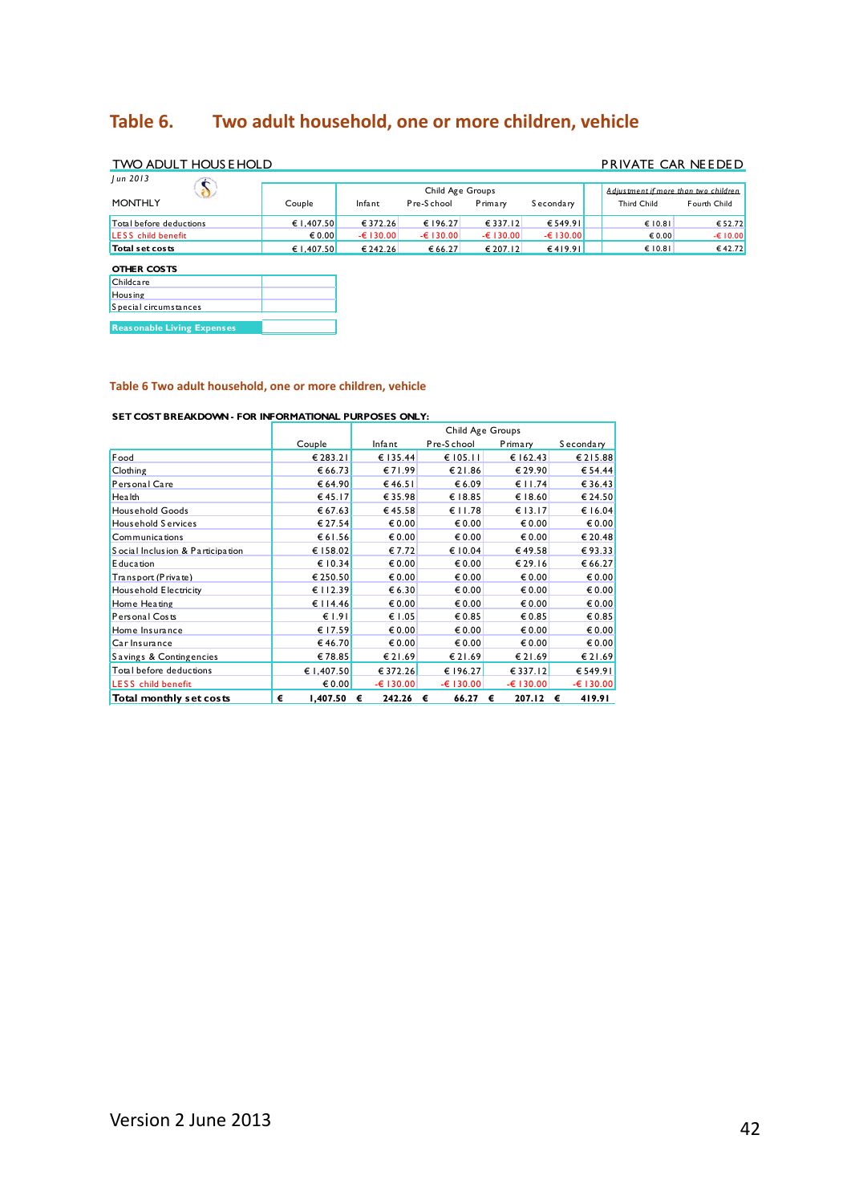# Table 6. Two adult household, one or more children, vehicle

TWO ADULT HOUSEHOLD — PRIVATE CAR NEEDED

*Jun 2013*

| MONTHLY | Couple | Child Age Groups | | | | *Adjustment if more than two children* | |
|---|---|---|---|---|---|---|---|
| | | Infant | Pre-School | Primary | Secondary | Third Child | Fourth Child |
| Total before deductions | € 1,407.50 | € 372.26 | € 196.27 | € 337.12 | € 549.91 | € 10.81 | € 52.72 |
| LESS child benefit | € 0.00 | -€ 130.00 | -€ 130.00 | -€ 130.00 | -€ 130.00 | € 0.00 | -€ 10.00 |
| **Total set costs** | € 1,407.50 | € 242.26 | € 66.27 | € 207.12 | € 419.91 | € 10.81 | € 42.72 |

**OTHER COSTS**

| | |
|---|---|
| Childcare | |
| Housing | |
| Special circumstances | |
| **Reasonable Living Expenses** | |

## Table 6 Two adult household, one or more children, vehicle

**SET COST BREAKDOWN - FOR INFORMATIONAL PURPOSES ONLY:**

| | Couple | Child Age Groups | | | |
|---|---|---|---|---|---|
| | | Infant | Pre-School | Primary | Secondary |
| Food | € 283.21 | € 135.44 | € 105.11 | € 162.43 | € 215.88 |
| Clothing | € 66.73 | € 71.99 | € 21.86 | € 29.90 | € 54.44 |
| Personal Care | € 64.90 | € 46.51 | € 6.09 | € 11.74 | € 36.43 |
| Health | € 45.17 | € 35.98 | € 18.85 | € 18.60 | € 24.50 |
| Household Goods | € 67.63 | € 45.58 | € 11.78 | € 13.17 | € 16.04 |
| Household Services | € 27.54 | € 0.00 | € 0.00 | € 0.00 | € 0.00 |
| Communications | € 61.56 | € 0.00 | € 0.00 | € 0.00 | € 20.48 |
| Social Inclusion & Participation | € 158.02 | € 7.72 | € 10.04 | € 49.58 | € 93.33 |
| Education | € 10.34 | € 0.00 | € 0.00 | € 29.16 | € 66.27 |
| Transport (Private) | € 250.50 | € 0.00 | € 0.00 | € 0.00 | € 0.00 |
| Household Electricity | € 112.39 | € 6.30 | € 0.00 | € 0.00 | € 0.00 |
| Home Heating | € 114.46 | € 0.00 | € 0.00 | € 0.00 | € 0.00 |
| Personal Costs | € 1.91 | € 1.05 | € 0.85 | € 0.85 | € 0.85 |
| Home Insurance | € 17.59 | € 0.00 | € 0.00 | € 0.00 | € 0.00 |
| Car Insurance | € 46.70 | € 0.00 | € 0.00 | € 0.00 | € 0.00 |
| Savings & Contingencies | € 78.85 | € 21.69 | € 21.69 | € 21.69 | € 21.69 |
| Total before deductions | € 1,407.50 | € 372.26 | € 196.27 | € 337.12 | € 549.91 |
| LESS child benefit | € 0.00 | -€ 130.00 | -€ 130.00 | -€ 130.00 | -€ 130.00 |
| **Total monthly set costs** | **€ 1,407.50** | **€ 242.26** | **€ 66.27** | **€ 207.12** | **€ 419.91** |

Version 2 June 2013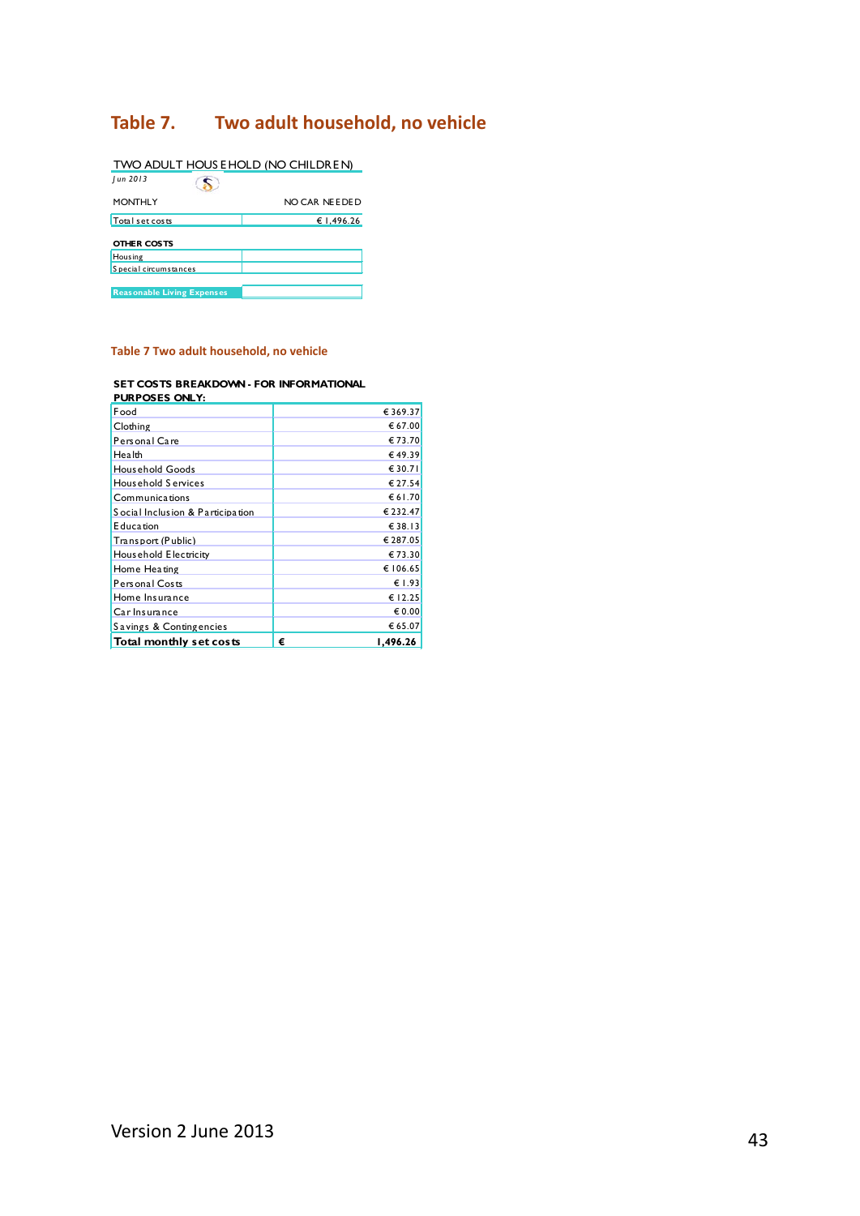## Table 7. Two adult household, no vehicle

TWO ADULT HOUSEHOLD (NO CHILDREN)

*Jun 2013*

| MONTHLY | NO CAR NEEDED |
|---|---|
| Total set costs | € 1,496.26 |

**OTHER COSTS**

| | |
|---|---|
| Housing | |
| Special circumstances | |
| **Reasonable Living Expenses** | |

Table 7 Two adult household, no vehicle

**SET COSTS BREAKDOWN - FOR INFORMATIONAL PURPOSES ONLY:**

| Item | Amount |
|---|---|
| Food | € 369.37 |
| Clothing | € 67.00 |
| Personal Care | € 73.70 |
| Health | € 49.39 |
| Household Goods | € 30.71 |
| Household Services | € 27.54 |
| Communications | € 61.70 |
| Social Inclusion & Participation | € 232.47 |
| Education | € 38.13 |
| Transport (Public) | € 287.05 |
| Household Electricity | € 73.30 |
| Home Heating | € 106.65 |
| Personal Costs | € 1.93 |
| Home Insurance | € 12.25 |
| Car Insurance | € 0.00 |
| Savings & Contingencies | € 65.07 |
| **Total monthly set costs** | **€ 1,496.26** |

Version 2 June 2013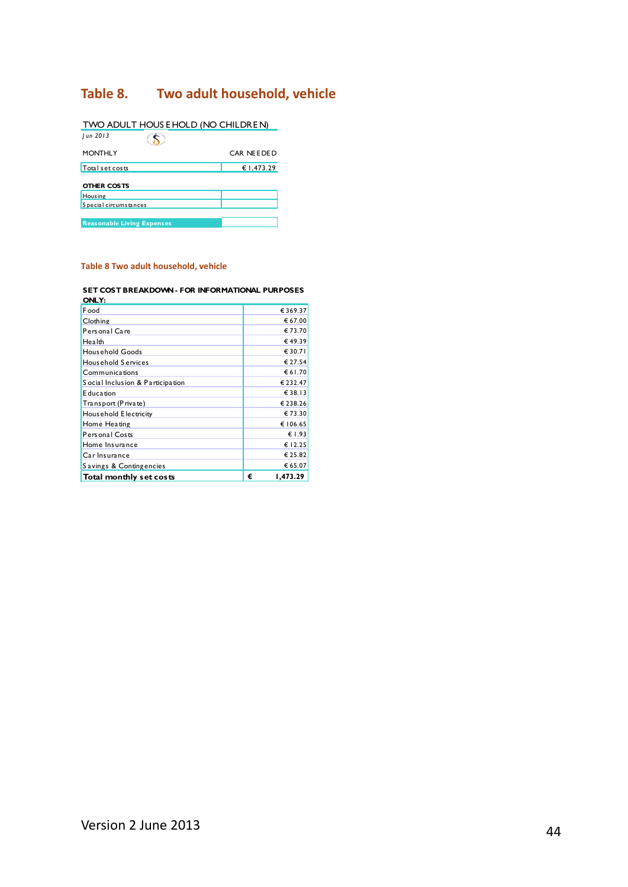## Table 8. Two adult household, vehicle

TWO ADULT HOUSEHOLD (NO CHILDREN)

*Jun 2013*

| MONTHLY | CAR NEEDED |
|---|---|
| Total set costs | € 1,473.29 |

**OTHER COSTS**

| | |
|---|---|
| Housing | |
| Special circumstances | |

| | |
|---|---|
| **Reasonable Living Expenses** | |

**Table 8 Two adult household, vehicle**

**SET COST BREAKDOWN - FOR INFORMATIONAL PURPOSES ONLY:**

| | |
|---|---|
| Food | € 369.37 |
| Clothing | € 67.00 |
| Personal Care | € 73.70 |
| Health | € 49.39 |
| Household Goods | € 30.71 |
| Household Services | € 27.54 |
| Communications | € 61.70 |
| Social Inclusion & Participation | € 232.47 |
| Education | € 38.13 |
| Transport (Private) | € 238.26 |
| Household Electricity | € 73.30 |
| Home Heating | € 106.65 |
| Personal Costs | € 1.93 |
| Home Insurance | € 12.25 |
| Car Insurance | € 25.82 |
| Savings & Contingencies | € 65.07 |
| **Total monthly set costs** | **€ 1,473.29** |

Version 2 June 2013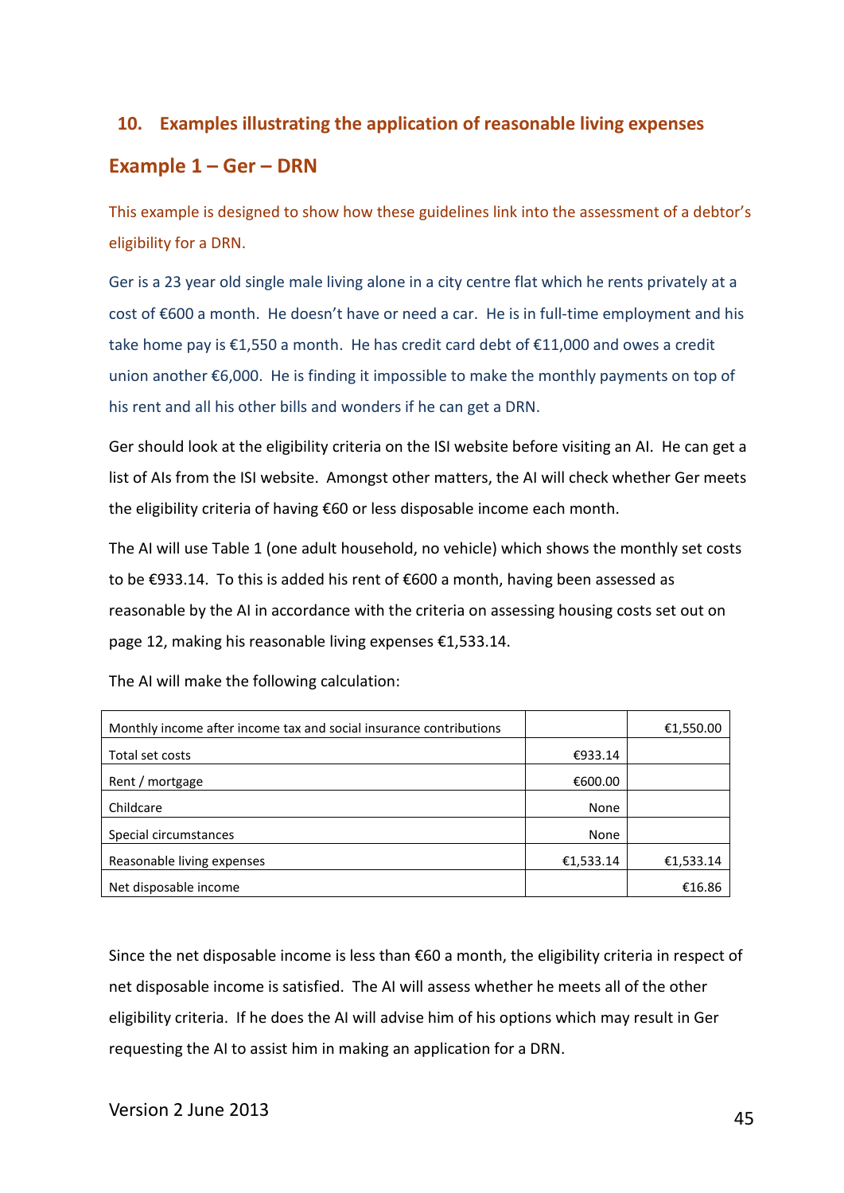## 10. Examples illustrating the application of reasonable living expenses

### Example 1 – Ger – DRN

This example is designed to show how these guidelines link into the assessment of a debtor's eligibility for a DRN.

Ger is a 23 year old single male living alone in a city centre flat which he rents privately at a cost of €600 a month. He doesn't have or need a car. He is in full-time employment and his take home pay is €1,550 a month. He has credit card debt of €11,000 and owes a credit union another €6,000. He is finding it impossible to make the monthly payments on top of his rent and all his other bills and wonders if he can get a DRN.

Ger should look at the eligibility criteria on the ISI website before visiting an AI. He can get a list of AIs from the ISI website. Amongst other matters, the AI will check whether Ger meets the eligibility criteria of having €60 or less disposable income each month.

The AI will use Table 1 (one adult household, no vehicle) which shows the monthly set costs to be €933.14. To this is added his rent of €600 a month, having been assessed as reasonable by the AI in accordance with the criteria on assessing housing costs set out on page 12, making his reasonable living expenses €1,533.14.

The AI will make the following calculation:

| | | |
|---|---|---|
| Monthly income after income tax and social insurance contributions | | €1,550.00 |
| Total set costs | €933.14 | |
| Rent / mortgage | €600.00 | |
| Childcare | None | |
| Special circumstances | None | |
| Reasonable living expenses | €1,533.14 | €1,533.14 |
| Net disposable income | | €16.86 |

Since the net disposable income is less than €60 a month, the eligibility criteria in respect of net disposable income is satisfied. The AI will assess whether he meets all of the other eligibility criteria. If he does the AI will advise him of his options which may result in Ger requesting the AI to assist him in making an application for a DRN.

Version 2 June 2013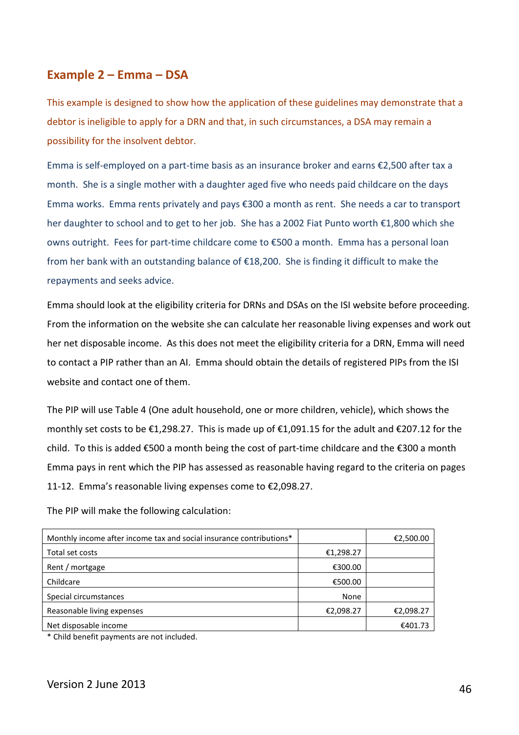## Example 2 – Emma – DSA

This example is designed to show how the application of these guidelines may demonstrate that a debtor is ineligible to apply for a DRN and that, in such circumstances, a DSA may remain a possibility for the insolvent debtor.

Emma is self-employed on a part-time basis as an insurance broker and earns €2,500 after tax a month. She is a single mother with a daughter aged five who needs paid childcare on the days Emma works. Emma rents privately and pays €300 a month as rent. She needs a car to transport her daughter to school and to get to her job. She has a 2002 Fiat Punto worth €1,800 which she owns outright. Fees for part-time childcare come to €500 a month. Emma has a personal loan from her bank with an outstanding balance of €18,200. She is finding it difficult to make the repayments and seeks advice.

Emma should look at the eligibility criteria for DRNs and DSAs on the ISI website before proceeding. From the information on the website she can calculate her reasonable living expenses and work out her net disposable income. As this does not meet the eligibility criteria for a DRN, Emma will need to contact a PIP rather than an AI. Emma should obtain the details of registered PIPs from the ISI website and contact one of them.

The PIP will use Table 4 (One adult household, one or more children, vehicle), which shows the monthly set costs to be €1,298.27. This is made up of €1,091.15 for the adult and €207.12 for the child. To this is added €500 a month being the cost of part-time childcare and the €300 a month Emma pays in rent which the PIP has assessed as reasonable having regard to the criteria on pages 11-12. Emma's reasonable living expenses come to €2,098.27.

The PIP will make the following calculation:

| | | |
|---|---|---|
| Monthly income after income tax and social insurance contributions* | | €2,500.00 |
| Total set costs | €1,298.27 | |
| Rent / mortgage | €300.00 | |
| Childcare | €500.00 | |
| Special circumstances | None | |
| Reasonable living expenses | €2,098.27 | €2,098.27 |
| Net disposable income | | €401.73 |

* Child benefit payments are not included.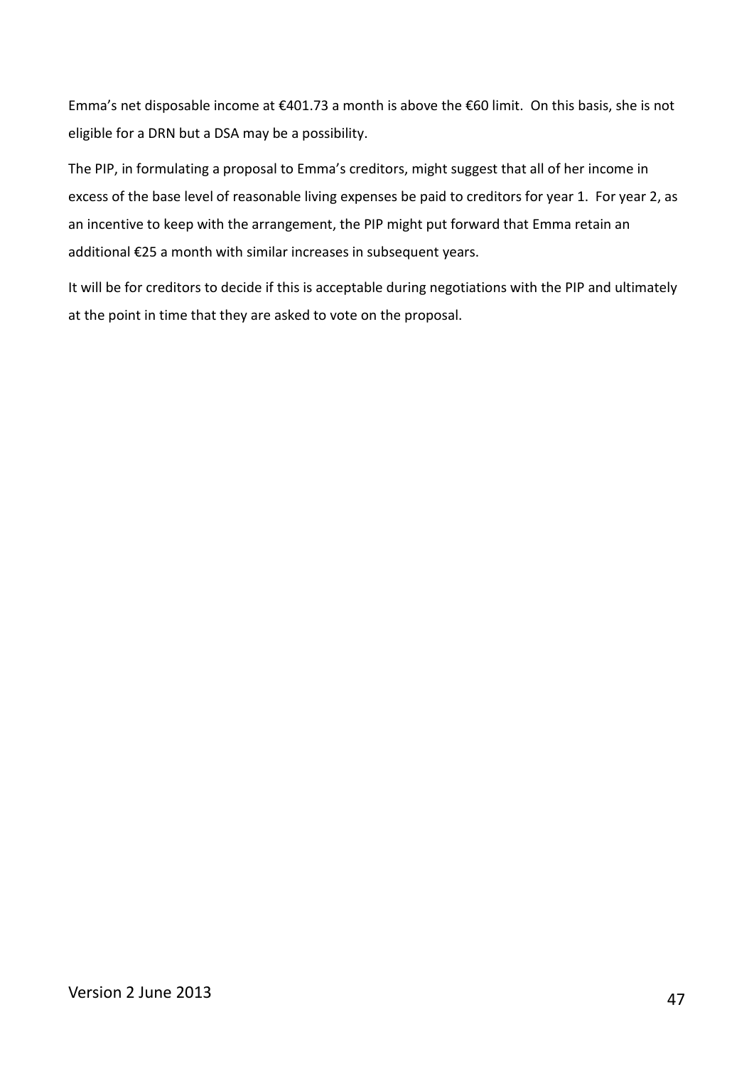Emma's net disposable income at €401.73 a month is above the €60 limit. On this basis, she is not eligible for a DRN but a DSA may be a possibility.

The PIP, in formulating a proposal to Emma's creditors, might suggest that all of her income in excess of the base level of reasonable living expenses be paid to creditors for year 1. For year 2, as an incentive to keep with the arrangement, the PIP might put forward that Emma retain an additional €25 a month with similar increases in subsequent years.

It will be for creditors to decide if this is acceptable during negotiations with the PIP and ultimately at the point in time that they are asked to vote on the proposal.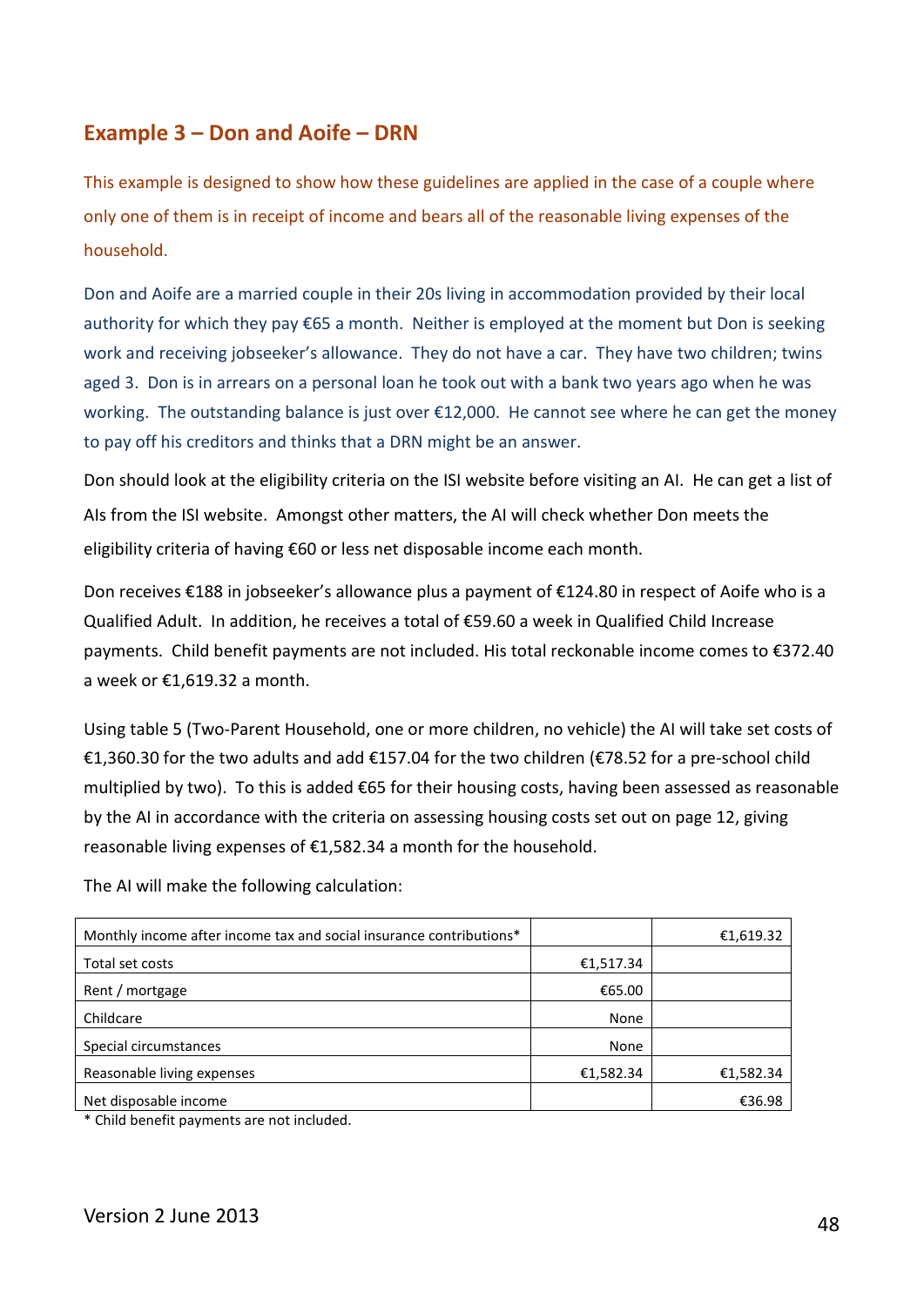## Example 3 – Don and Aoife – DRN

This example is designed to show how these guidelines are applied in the case of a couple where only one of them is in receipt of income and bears all of the reasonable living expenses of the household.

Don and Aoife are a married couple in their 20s living in accommodation provided by their local authority for which they pay €65 a month. Neither is employed at the moment but Don is seeking work and receiving jobseeker's allowance. They do not have a car. They have two children; twins aged 3. Don is in arrears on a personal loan he took out with a bank two years ago when he was working. The outstanding balance is just over €12,000. He cannot see where he can get the money to pay off his creditors and thinks that a DRN might be an answer.

Don should look at the eligibility criteria on the ISI website before visiting an AI. He can get a list of AIs from the ISI website. Amongst other matters, the AI will check whether Don meets the eligibility criteria of having €60 or less net disposable income each month.

Don receives €188 in jobseeker's allowance plus a payment of €124.80 in respect of Aoife who is a Qualified Adult. In addition, he receives a total of €59.60 a week in Qualified Child Increase payments. Child benefit payments are not included. His total reckonable income comes to €372.40 a week or €1,619.32 a month.

Using table 5 (Two-Parent Household, one or more children, no vehicle) the AI will take set costs of €1,360.30 for the two adults and add €157.04 for the two children (€78.52 for a pre-school child multiplied by two). To this is added €65 for their housing costs, having been assessed as reasonable by the AI in accordance with the criteria on assessing housing costs set out on page 12, giving reasonable living expenses of €1,582.34 a month for the household.

The AI will make the following calculation:

| | | |
|---|---|---|
| Monthly income after income tax and social insurance contributions* | | €1,619.32 |
| Total set costs | €1,517.34 | |
| Rent / mortgage | €65.00 | |
| Childcare | None | |
| Special circumstances | None | |
| Reasonable living expenses | €1,582.34 | €1,582.34 |
| Net disposable income | | €36.98 |

* Child benefit payments are not included.

Version 2 June 2013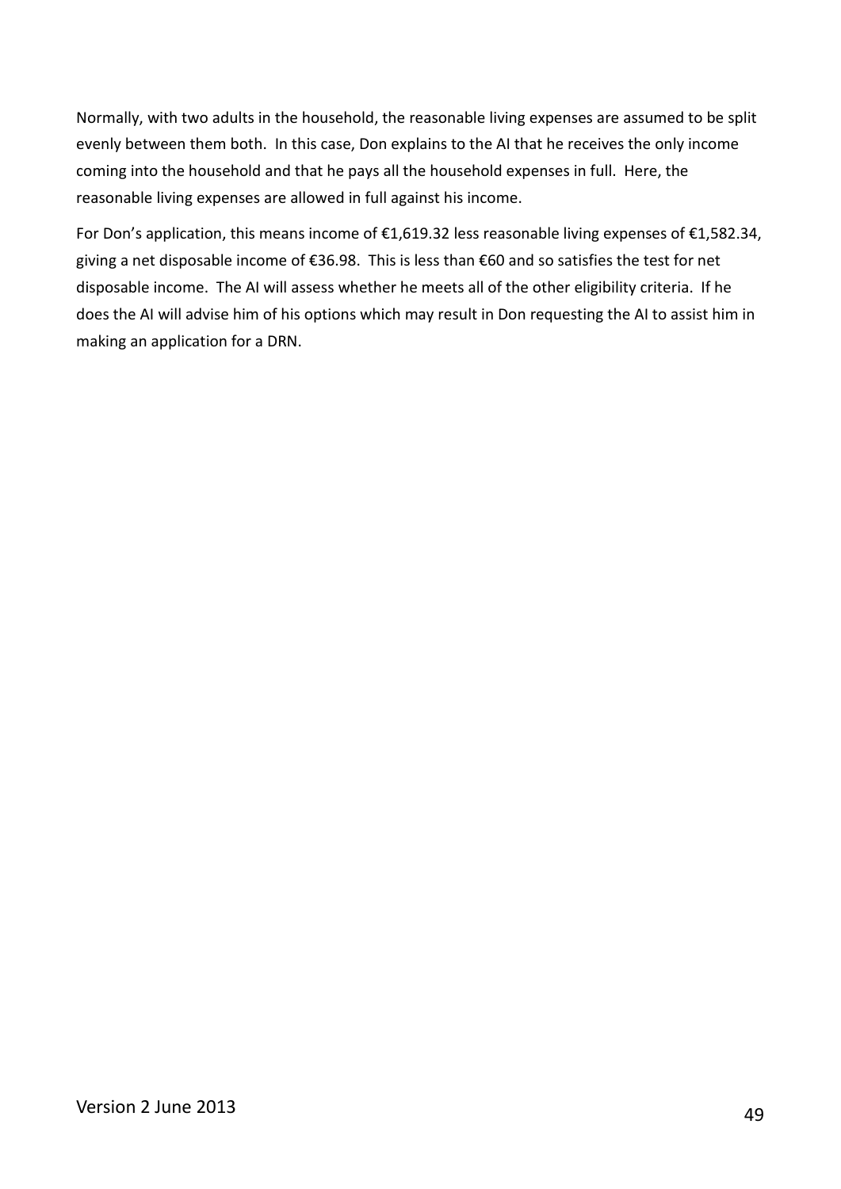Normally, with two adults in the household, the reasonable living expenses are assumed to be split evenly between them both. In this case, Don explains to the AI that he receives the only income coming into the household and that he pays all the household expenses in full. Here, the reasonable living expenses are allowed in full against his income.

For Don's application, this means income of €1,619.32 less reasonable living expenses of €1,582.34, giving a net disposable income of €36.98. This is less than €60 and so satisfies the test for net disposable income. The AI will assess whether he meets all of the other eligibility criteria. If he does the AI will advise him of his options which may result in Don requesting the AI to assist him in making an application for a DRN.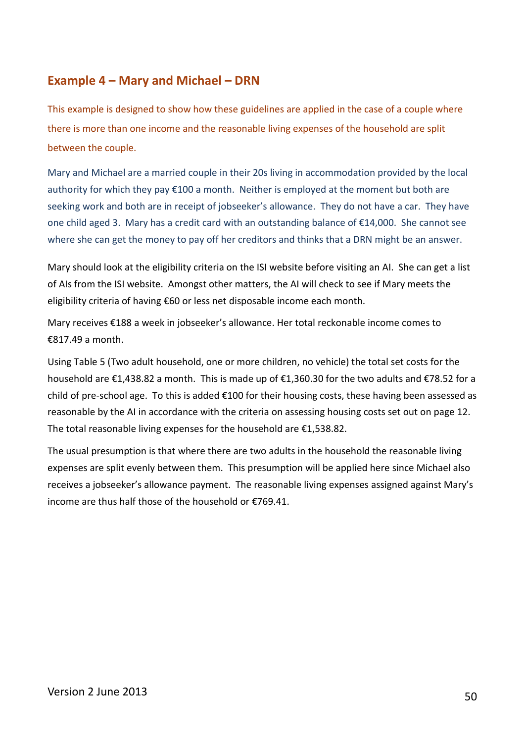## Example 4 – Mary and Michael – DRN

This example is designed to show how these guidelines are applied in the case of a couple where there is more than one income and the reasonable living expenses of the household are split between the couple.

Mary and Michael are a married couple in their 20s living in accommodation provided by the local authority for which they pay €100 a month. Neither is employed at the moment but both are seeking work and both are in receipt of jobseeker's allowance. They do not have a car. They have one child aged 3. Mary has a credit card with an outstanding balance of €14,000. She cannot see where she can get the money to pay off her creditors and thinks that a DRN might be an answer.

Mary should look at the eligibility criteria on the ISI website before visiting an AI. She can get a list of AIs from the ISI website. Amongst other matters, the AI will check to see if Mary meets the eligibility criteria of having €60 or less net disposable income each month.

Mary receives €188 a week in jobseeker's allowance. Her total reckonable income comes to €817.49 a month.

Using Table 5 (Two adult household, one or more children, no vehicle) the total set costs for the household are €1,438.82 a month. This is made up of €1,360.30 for the two adults and €78.52 for a child of pre-school age. To this is added €100 for their housing costs, these having been assessed as reasonable by the AI in accordance with the criteria on assessing housing costs set out on page 12. The total reasonable living expenses for the household are €1,538.82.

The usual presumption is that where there are two adults in the household the reasonable living expenses are split evenly between them. This presumption will be applied here since Michael also receives a jobseeker's allowance payment. The reasonable living expenses assigned against Mary's income are thus half those of the household or €769.41.

Version 2 June 2013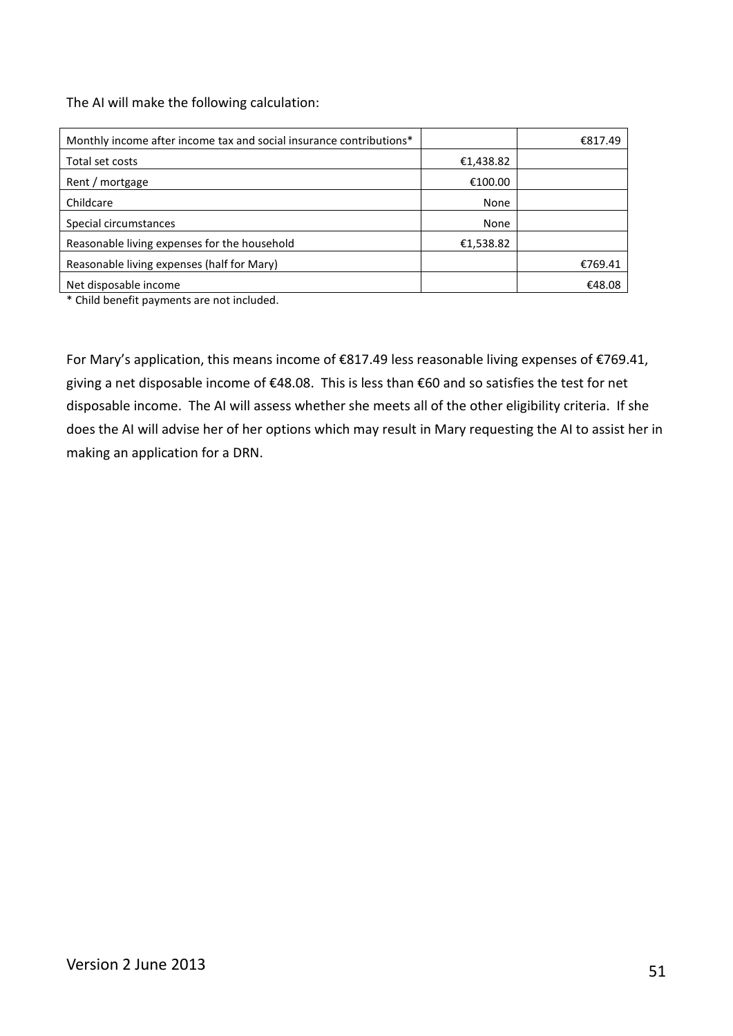The AI will make the following calculation:

| | | |
|---|---|---|
| Monthly income after income tax and social insurance contributions* | | €817.49 |
| Total set costs | €1,438.82 | |
| Rent / mortgage | €100.00 | |
| Childcare | None | |
| Special circumstances | None | |
| Reasonable living expenses for the household | €1,538.82 | |
| Reasonable living expenses (half for Mary) | | €769.41 |
| Net disposable income | | €48.08 |

* Child benefit payments are not included.

For Mary's application, this means income of €817.49 less reasonable living expenses of €769.41, giving a net disposable income of €48.08. This is less than €60 and so satisfies the test for net disposable income. The AI will assess whether she meets all of the other eligibility criteria. If she does the AI will advise her of her options which may result in Mary requesting the AI to assist her in making an application for a DRN.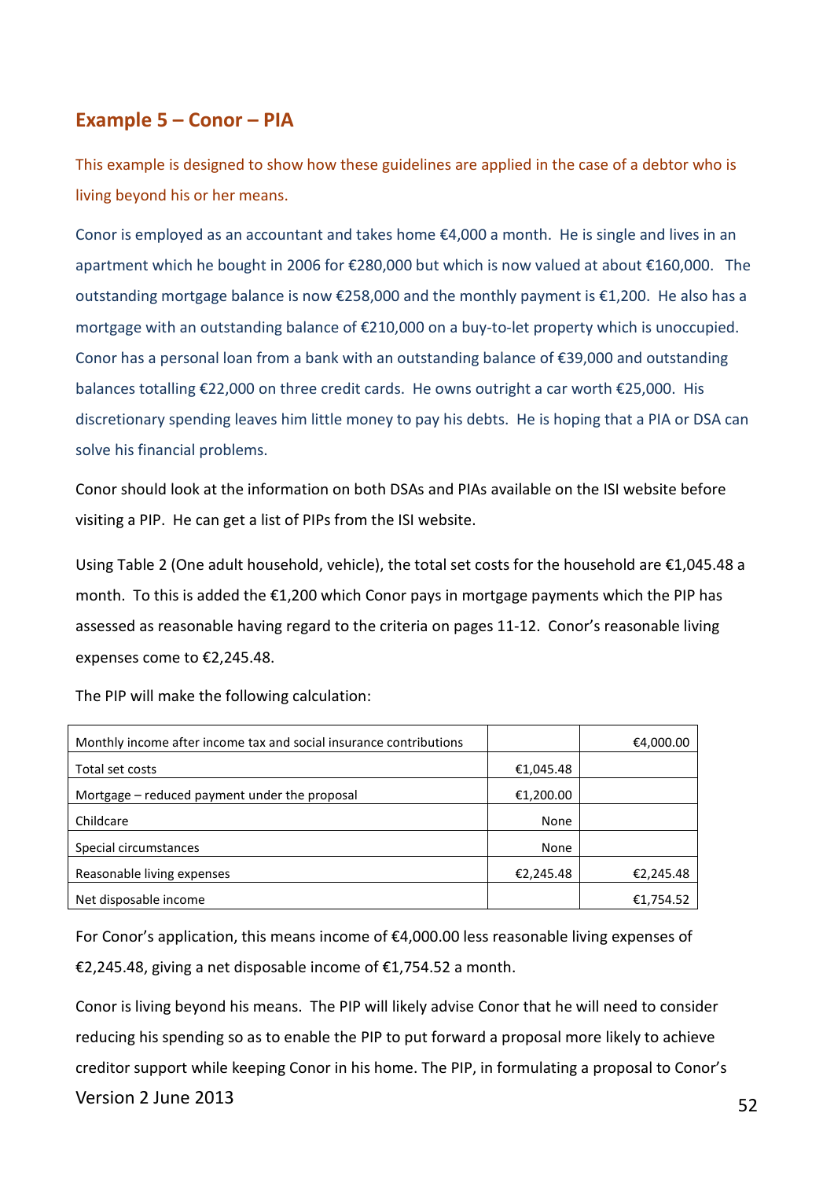## Example 5 – Conor – PIA

This example is designed to show how these guidelines are applied in the case of a debtor who is living beyond his or her means.

Conor is employed as an accountant and takes home €4,000 a month. He is single and lives in an apartment which he bought in 2006 for €280,000 but which is now valued at about €160,000. The outstanding mortgage balance is now €258,000 and the monthly payment is €1,200. He also has a mortgage with an outstanding balance of €210,000 on a buy-to-let property which is unoccupied. Conor has a personal loan from a bank with an outstanding balance of €39,000 and outstanding balances totalling €22,000 on three credit cards. He owns outright a car worth €25,000. His discretionary spending leaves him little money to pay his debts. He is hoping that a PIA or DSA can solve his financial problems.

Conor should look at the information on both DSAs and PIAs available on the ISI website before visiting a PIP. He can get a list of PIPs from the ISI website.

Using Table 2 (One adult household, vehicle), the total set costs for the household are €1,045.48 a month. To this is added the €1,200 which Conor pays in mortgage payments which the PIP has assessed as reasonable having regard to the criteria on pages 11-12. Conor's reasonable living expenses come to €2,245.48.

The PIP will make the following calculation:

| | | |
|---|---|---|
| Monthly income after income tax and social insurance contributions | | €4,000.00 |
| Total set costs | €1,045.48 | |
| Mortgage – reduced payment under the proposal | €1,200.00 | |
| Childcare | None | |
| Special circumstances | None | |
| Reasonable living expenses | €2,245.48 | €2,245.48 |
| Net disposable income | | €1,754.52 |

For Conor's application, this means income of €4,000.00 less reasonable living expenses of €2,245.48, giving a net disposable income of €1,754.52 a month.

Conor is living beyond his means. The PIP will likely advise Conor that he will need to consider reducing his spending so as to enable the PIP to put forward a proposal more likely to achieve creditor support while keeping Conor in his home. The PIP, in formulating a proposal to Conor's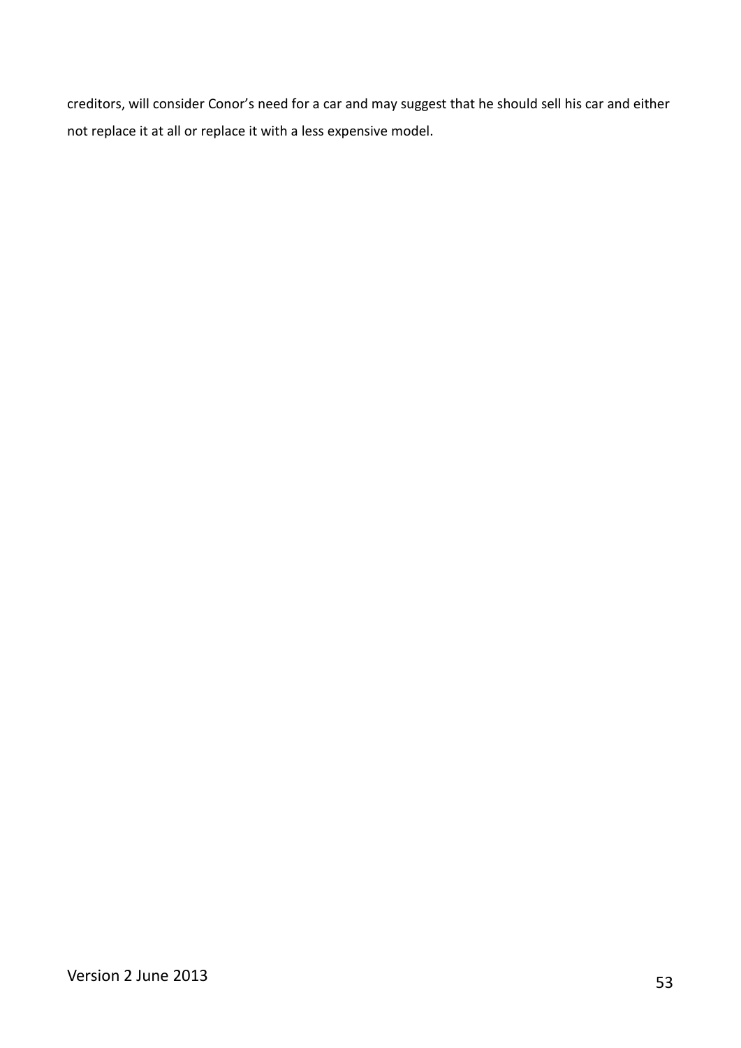creditors, will consider Conor's need for a car and may suggest that he should sell his car and either not replace it at all or replace it with a less expensive model.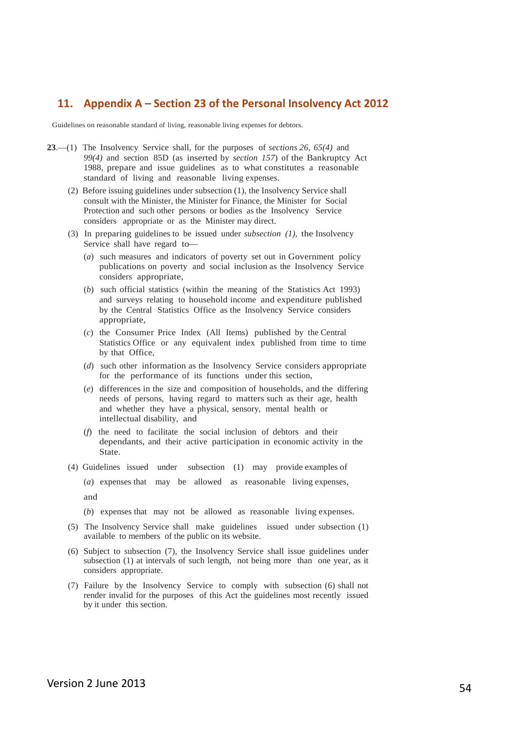## 11. Appendix A – Section 23 of the Personal Insolvency Act 2012

Guidelines on reasonable standard of living, reasonable living expenses for debtors.

**23**.—(1) The Insolvency Service shall, for the purposes of *sections 26*, *65(4)* and *99(4)* and section 85D (as inserted by *section 157*) of the Bankruptcy Act 1988, prepare and issue guidelines as to what constitutes a reasonable standard of living and reasonable living expenses.

(2) Before issuing guidelines under subsection (1), the Insolvency Service shall consult with the Minister, the Minister for Finance, the Minister for Social Protection and such other persons or bodies as the Insolvency Service considers appropriate or as the Minister may direct.

(3) In preparing guidelines to be issued under *subsection (1),* the Insolvency Service shall have regard to—

(*a*) such measures and indicators of poverty set out in Government policy publications on poverty and social inclusion as the Insolvency Service considers appropriate,

(*b*) such official statistics (within the meaning of the Statistics Act 1993) and surveys relating to household income and expenditure published by the Central Statistics Office as the Insolvency Service considers appropriate,

(*c*) the Consumer Price Index (All Items) published by the Central Statistics Office or any equivalent index published from time to time by that Office,

(*d*) such other information as the Insolvency Service considers appropriate for the performance of its functions under this section,

(*e*) differences in the size and composition of households, and the differing needs of persons, having regard to matters such as their age, health and whether they have a physical, sensory, mental health or intellectual disability, and

(*f*) the need to facilitate the social inclusion of debtors and their dependants, and their active participation in economic activity in the State.

(4) Guidelines issued under subsection (1) may provide examples of

(*a*) expenses that may be allowed as reasonable living expenses,

and

(*b*) expenses that may not be allowed as reasonable living expenses.

(5) The Insolvency Service shall make guidelines issued under subsection (1) available to members of the public on its website.

(6) Subject to subsection (7), the Insolvency Service shall issue guidelines under subsection (1) at intervals of such length, not being more than one year, as it considers appropriate.

(7) Failure by the Insolvency Service to comply with subsection (6) shall not render invalid for the purposes of this Act the guidelines most recently issued by it under this section.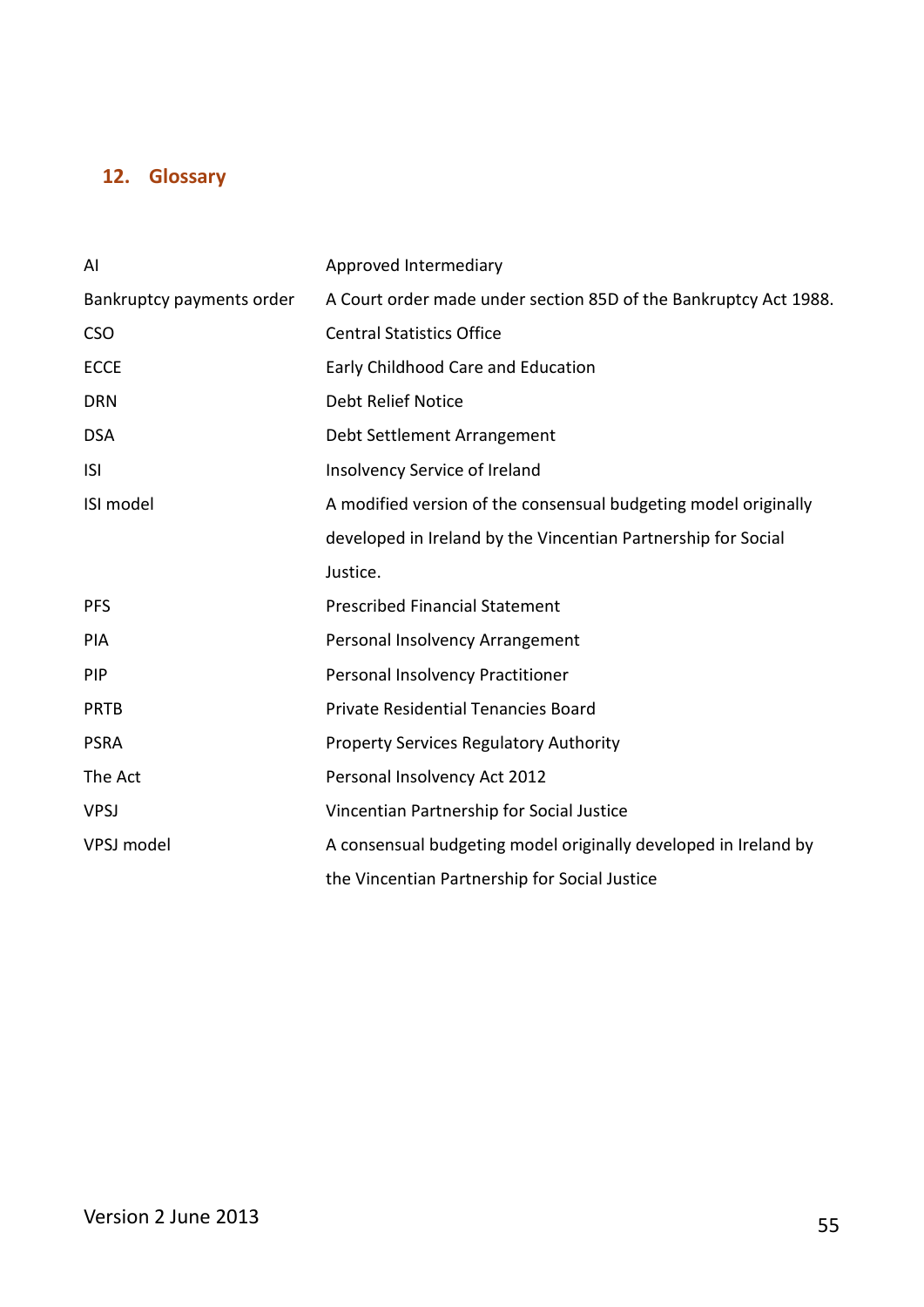## 12. Glossary

| | |
|---|---|
| AI | Approved Intermediary |
| Bankruptcy payments order | A Court order made under section 85D of the Bankruptcy Act 1988. |
| CSO | Central Statistics Office |
| ECCE | Early Childhood Care and Education |
| DRN | Debt Relief Notice |
| DSA | Debt Settlement Arrangement |
| ISI | Insolvency Service of Ireland |
| ISI model | A modified version of the consensual budgeting model originally developed in Ireland by the Vincentian Partnership for Social Justice. |
| PFS | Prescribed Financial Statement |
| PIA | Personal Insolvency Arrangement |
| PIP | Personal Insolvency Practitioner |
| PRTB | Private Residential Tenancies Board |
| PSRA | Property Services Regulatory Authority |
| The Act | Personal Insolvency Act 2012 |
| VPSJ | Vincentian Partnership for Social Justice |
| VPSJ model | A consensual budgeting model originally developed in Ireland by the Vincentian Partnership for Social Justice |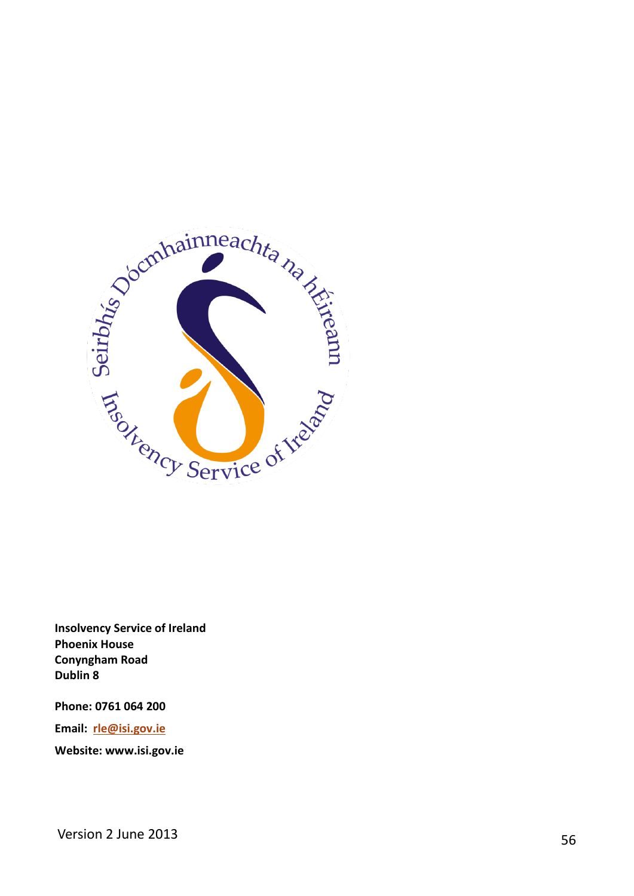**Insolvency Service of Ireland**
**Phoenix House**
**Conyngham Road**
**Dublin 8**

**Phone: 0761 064 200**

**Email: rle@isi.gov.ie**

**Website: www.isi.gov.ie**

Version 2 June 2013